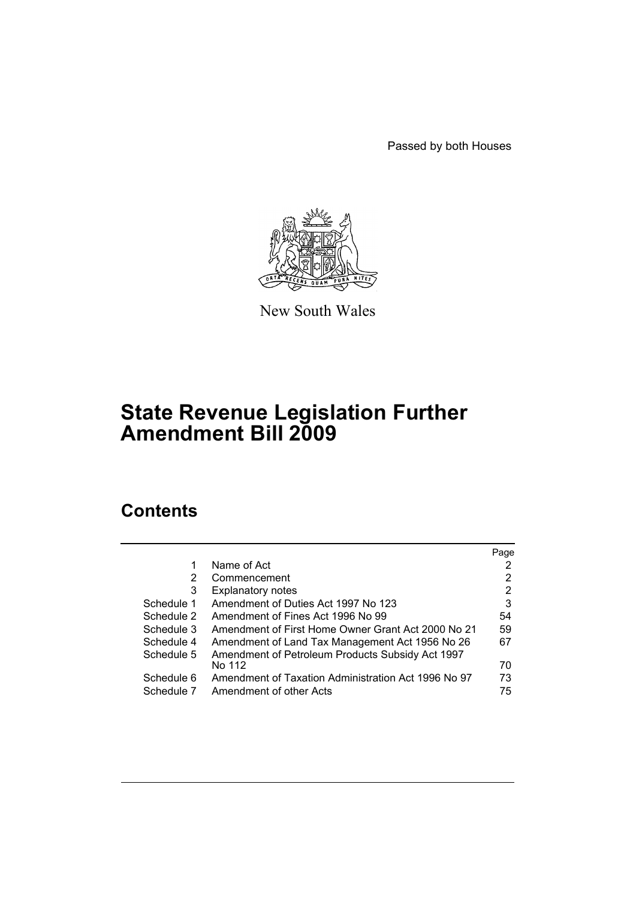Passed by both Houses

New South Wales

# State Revenue Legislation Further Amendment Bill 2009

## Contents

| | | Page |
|---|---|---|
| 1 | Name of Act | 2 |
| 2 | Commencement | 2 |
| 3 | Explanatory notes | 2 |
| Schedule 1 | Amendment of Duties Act 1997 No 123 | 3 |
| Schedule 2 | Amendment of Fines Act 1996 No 99 | 54 |
| Schedule 3 | Amendment of First Home Owner Grant Act 2000 No 21 | 59 |
| Schedule 4 | Amendment of Land Tax Management Act 1956 No 26 | 67 |
| Schedule 5 | Amendment of Petroleum Products Subsidy Act 1997 No 112 | 70 |
| Schedule 6 | Amendment of Taxation Administration Act 1996 No 97 | 73 |
| Schedule 7 | Amendment of other Acts | 75 |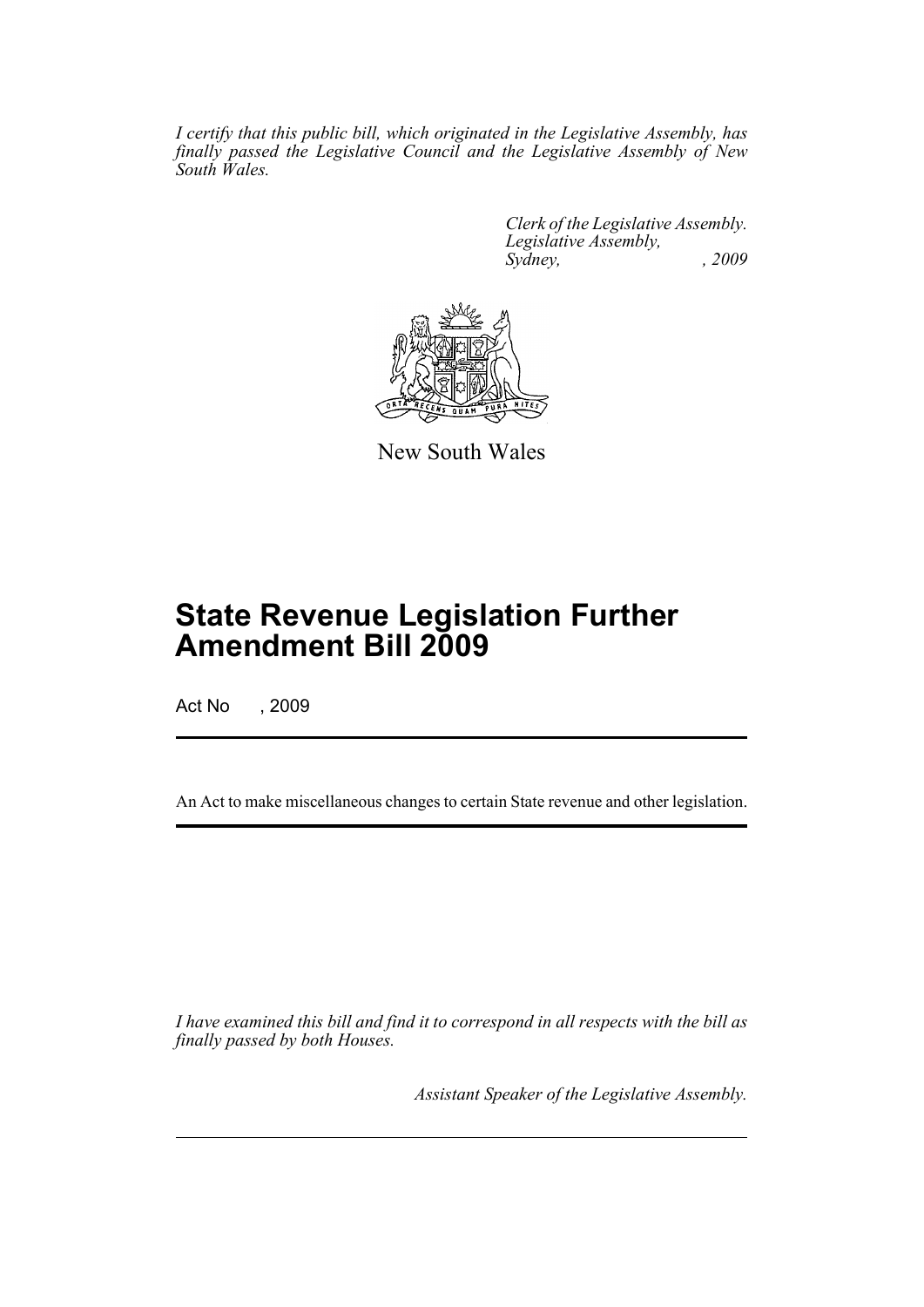*I certify that this public bill, which originated in the Legislative Assembly, has finally passed the Legislative Council and the Legislative Assembly of New South Wales.*

*Clerk of the Legislative Assembly.*
*Legislative Assembly,*
*Sydney, , 2009*

New South Wales

# State Revenue Legislation Further Amendment Bill 2009

Act No , 2009

An Act to make miscellaneous changes to certain State revenue and other legislation.

*I have examined this bill and find it to correspond in all respects with the bill as finally passed by both Houses.*

*Assistant Speaker of the Legislative Assembly.*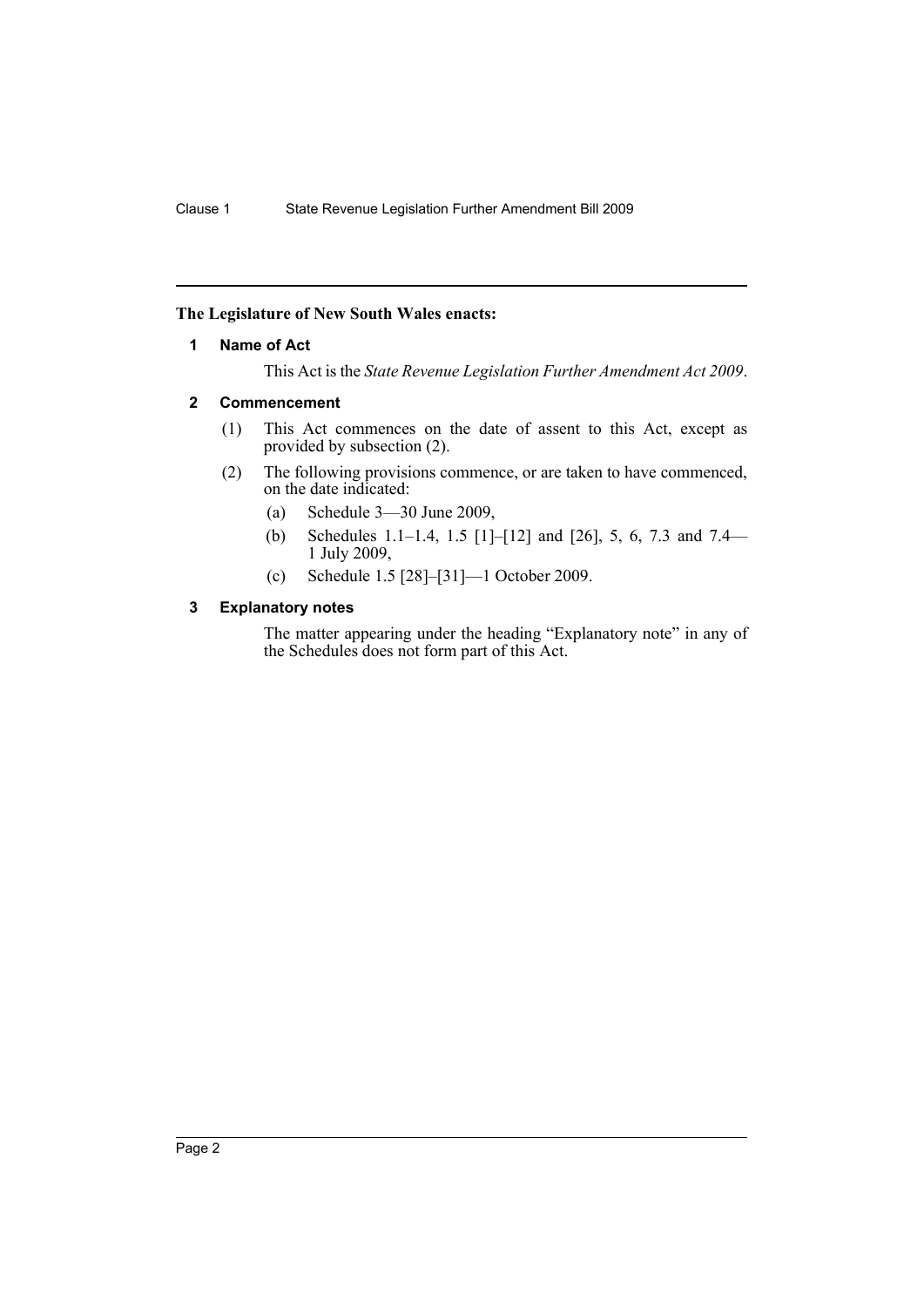**The Legislature of New South Wales enacts:**

## 1 Name of Act

This Act is the *State Revenue Legislation Further Amendment Act 2009*.

## 2 Commencement

(1) This Act commences on the date of assent to this Act, except as provided by subsection (2).

(2) The following provisions commence, or are taken to have commenced, on the date indicated:

- (a) Schedule 3—30 June 2009,
- (b) Schedules 1.1–1.4, 1.5 [1]–[12] and [26], 5, 6, 7.3 and 7.4—1 July 2009,
- (c) Schedule 1.5 [28]–[31]—1 October 2009.

## 3 Explanatory notes

The matter appearing under the heading "Explanatory note" in any of the Schedules does not form part of this Act.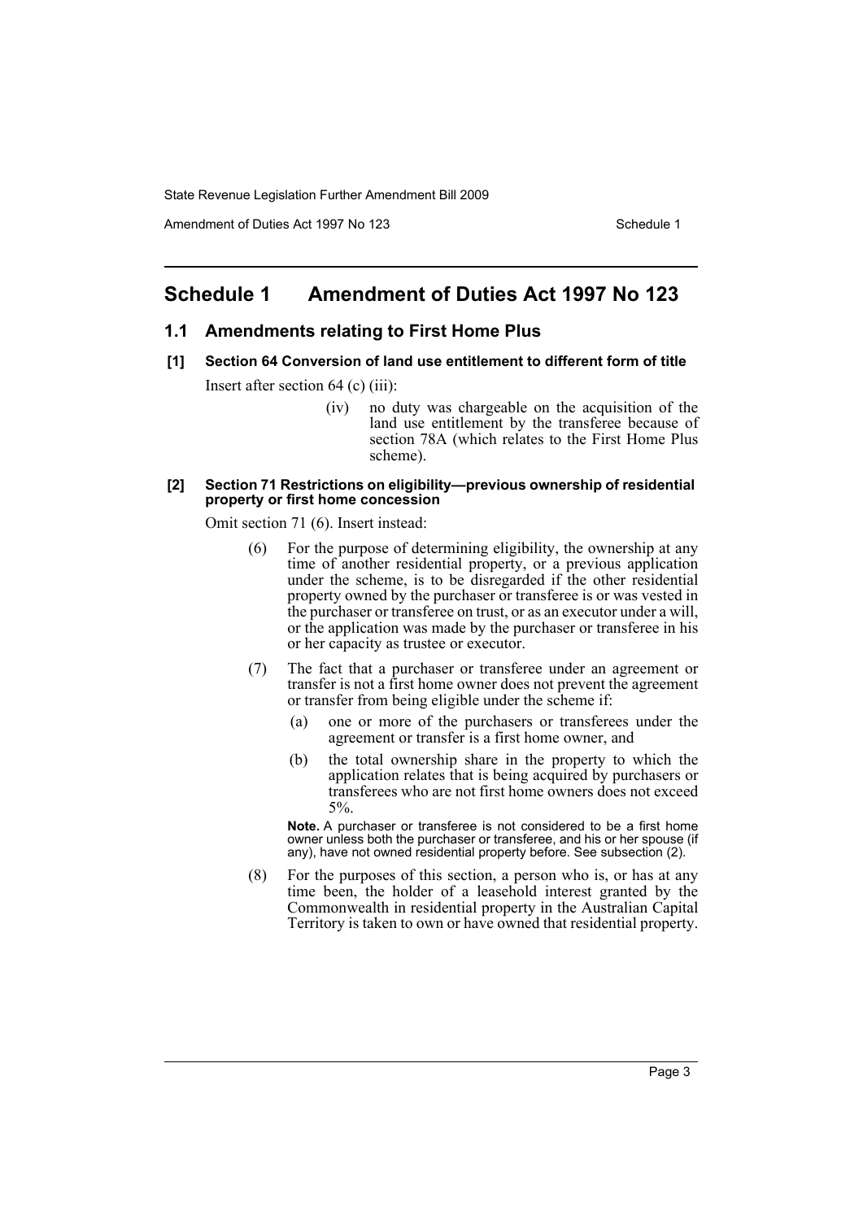# Schedule 1 Amendment of Duties Act 1997 No 123

## 1.1 Amendments relating to First Home Plus

### [1] Section 64 Conversion of land use entitlement to different form of title

Insert after section 64 (c) (iii):

> (iv) no duty was chargeable on the acquisition of the land use entitlement by the transferee because of section 78A (which relates to the First Home Plus scheme).

### [2] Section 71 Restrictions on eligibility—previous ownership of residential property or first home concession

Omit section 71 (6). Insert instead:

> (6) For the purpose of determining eligibility, the ownership at any time of another residential property, or a previous application under the scheme, is to be disregarded if the other residential property owned by the purchaser or transferee is or was vested in the purchaser or transferee on trust, or as an executor under a will, or the application was made by the purchaser or transferee in his or her capacity as trustee or executor.
>
> (7) The fact that a purchaser or transferee under an agreement or transfer is not a first home owner does not prevent the agreement or transfer from being eligible under the scheme if:
>
> (a) one or more of the purchasers or transferees under the agreement or transfer is a first home owner, and
>
> (b) the total ownership share in the property to which the application relates that is being acquired by purchasers or transferees who are not first home owners does not exceed 5%.
>
> **Note.** A purchaser or transferee is not considered to be a first home owner unless both the purchaser or transferee, and his or her spouse (if any), have not owned residential property before. See subsection (2).
>
> (8) For the purposes of this section, a person who is, or has at any time been, the holder of a leasehold interest granted by the Commonwealth in residential property in the Australian Capital Territory is taken to own or have owned that residential property.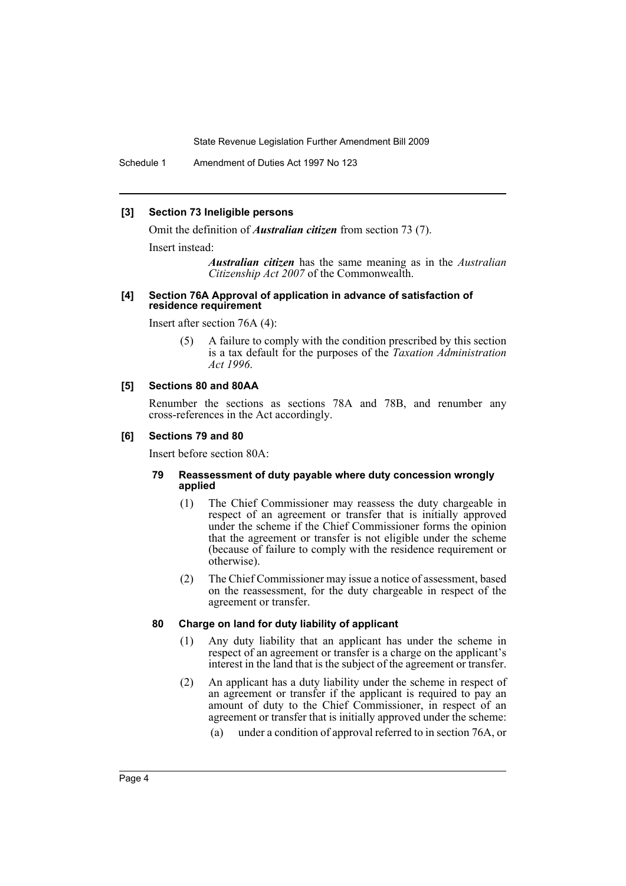**[3] Section 73 Ineligible persons**

Omit the definition of ***Australian citizen*** from section 73 (7).

Insert instead:

> ***Australian citizen*** has the same meaning as in the *Australian Citizenship Act 2007* of the Commonwealth.

**[4] Section 76A Approval of application in advance of satisfaction of residence requirement**

Insert after section 76A (4):

> (5) A failure to comply with the condition prescribed by this section is a tax default for the purposes of the *Taxation Administration Act 1996*.

**[5] Sections 80 and 80AA**

Renumber the sections as sections 78A and 78B, and renumber any cross-references in the Act accordingly.

**[6] Sections 79 and 80**

Insert before section 80A:

> **79 Reassessment of duty payable where duty concession wrongly applied**
>
> (1) The Chief Commissioner may reassess the duty chargeable in respect of an agreement or transfer that is initially approved under the scheme if the Chief Commissioner forms the opinion that the agreement or transfer is not eligible under the scheme (because of failure to comply with the residence requirement or otherwise).
>
> (2) The Chief Commissioner may issue a notice of assessment, based on the reassessment, for the duty chargeable in respect of the agreement or transfer.
>
> **80 Charge on land for duty liability of applicant**
>
> (1) Any duty liability that an applicant has under the scheme in respect of an agreement or transfer is a charge on the applicant's interest in the land that is the subject of the agreement or transfer.
>
> (2) An applicant has a duty liability under the scheme in respect of an agreement or transfer if the applicant is required to pay an amount of duty to the Chief Commissioner, in respect of an agreement or transfer that is initially approved under the scheme:
>
> (a) under a condition of approval referred to in section 76A, or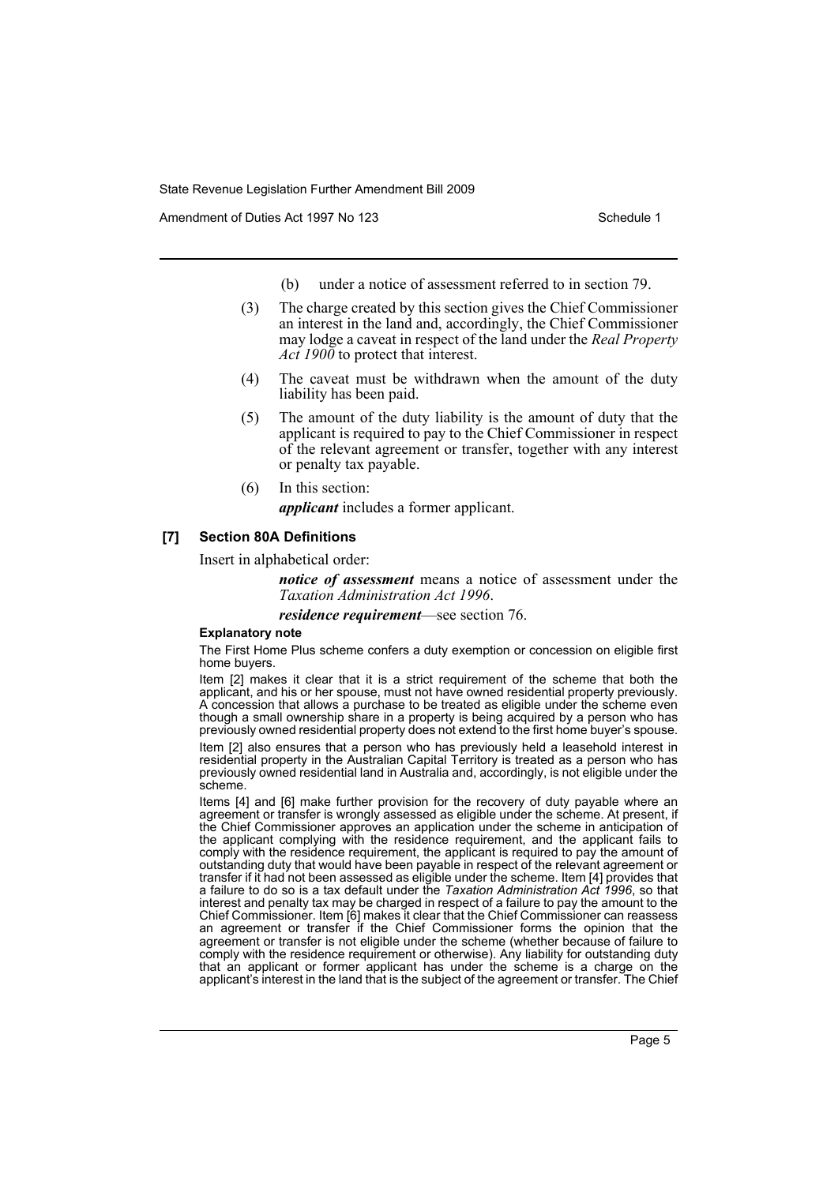(b) under a notice of assessment referred to in section 79.

(3) The charge created by this section gives the Chief Commissioner an interest in the land and, accordingly, the Chief Commissioner may lodge a caveat in respect of the land under the *Real Property Act 1900* to protect that interest.

(4) The caveat must be withdrawn when the amount of the duty liability has been paid.

(5) The amount of the duty liability is the amount of duty that the applicant is required to pay to the Chief Commissioner in respect of the relevant agreement or transfer, together with any interest or penalty tax payable.

(6) In this section:

***applicant*** includes a former applicant.

### [7] Section 80A Definitions

Insert in alphabetical order:

> ***notice of assessment*** means a notice of assessment under the *Taxation Administration Act 1996*.
>
> ***residence requirement***—see section 76.

#### Explanatory note

The First Home Plus scheme confers a duty exemption or concession on eligible first home buyers.

Item [2] makes it clear that it is a strict requirement of the scheme that both the applicant, and his or her spouse, must not have owned residential property previously. A concession that allows a purchase to be treated as eligible under the scheme even though a small ownership share in a property is being acquired by a person who has previously owned residential property does not extend to the first home buyer's spouse.

Item [2] also ensures that a person who has previously held a leasehold interest in residential property in the Australian Capital Territory is treated as a person who has previously owned residential land in Australia and, accordingly, is not eligible under the scheme.

Items [4] and [6] make further provision for the recovery of duty payable where an agreement or transfer is wrongly assessed as eligible under the scheme. At present, if the Chief Commissioner approves an application under the scheme in anticipation of the applicant complying with the residence requirement, and the applicant fails to comply with the residence requirement, the applicant is required to pay the amount of outstanding duty that would have been payable in respect of the relevant agreement or transfer if it had not been assessed as eligible under the scheme. Item [4] provides that a failure to do so is a tax default under the *Taxation Administration Act 1996*, so that interest and penalty tax may be charged in respect of a failure to pay the amount to the Chief Commissioner. Item [6] makes it clear that the Chief Commissioner can reassess an agreement or transfer if the Chief Commissioner forms the opinion that the agreement or transfer is not eligible under the scheme (whether because of failure to comply with the residence requirement or otherwise). Any liability for outstanding duty that an applicant or former applicant has under the scheme is a charge on the applicant's interest in the land that is the subject of the agreement or transfer. The Chief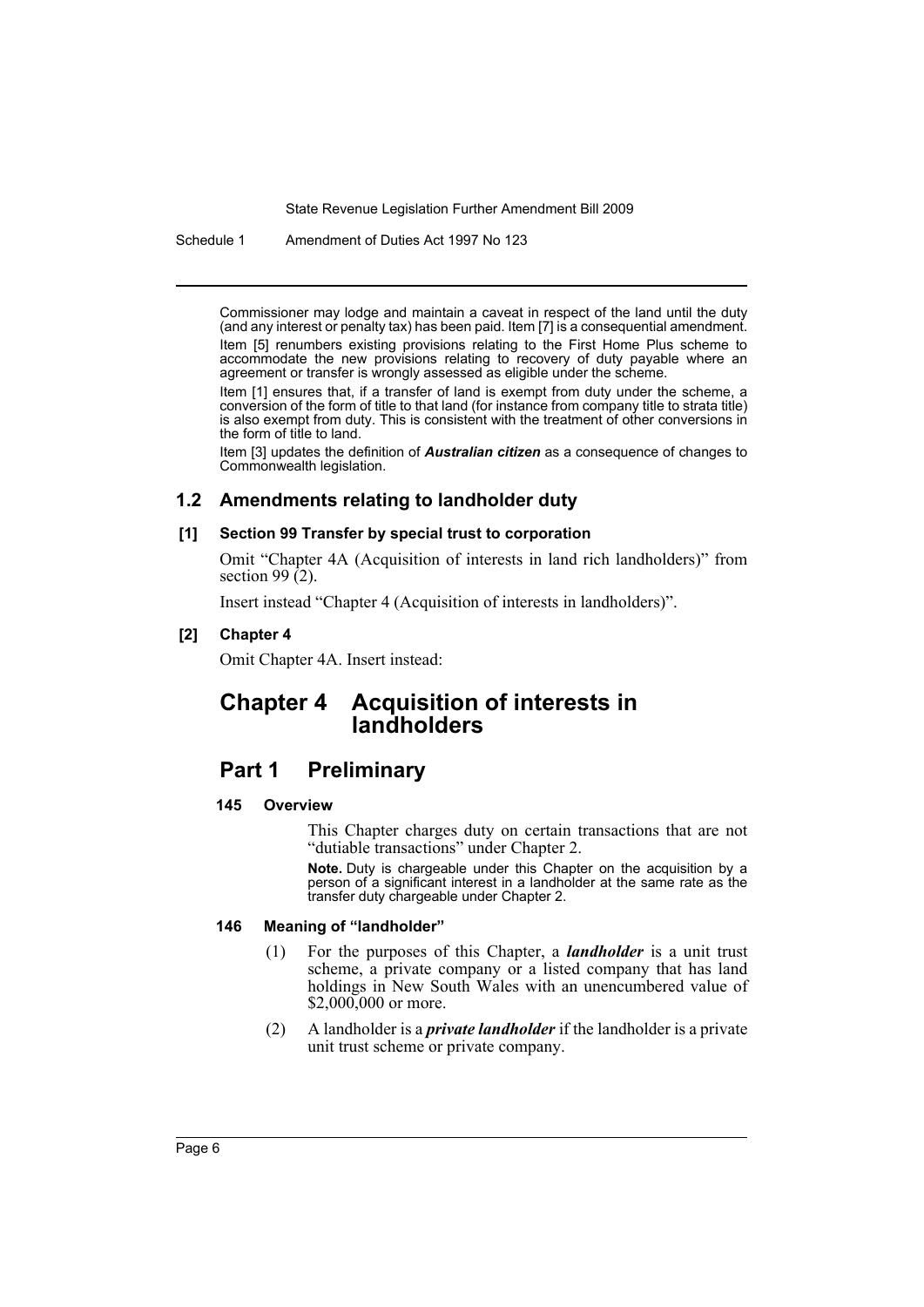Commissioner may lodge and maintain a caveat in respect of the land until the duty (and any interest or penalty tax) has been paid. Item [7] is a consequential amendment.

Item [5] renumbers existing provisions relating to the First Home Plus scheme to accommodate the new provisions relating to recovery of duty payable where an agreement or transfer is wrongly assessed as eligible under the scheme.

Item [1] ensures that, if a transfer of land is exempt from duty under the scheme, a conversion of the form of title to that land (for instance from company title to strata title) is also exempt from duty. This is consistent with the treatment of other conversions in the form of title to land.

Item [3] updates the definition of ***Australian citizen*** as a consequence of changes to Commonwealth legislation.

## 1.2 Amendments relating to landholder duty

### [1] Section 99 Transfer by special trust to corporation

Omit "Chapter 4A (Acquisition of interests in land rich landholders)" from section 99 (2).

Insert instead "Chapter 4 (Acquisition of interests in landholders)".

### [2] Chapter 4

Omit Chapter 4A. Insert instead:

# Chapter 4 Acquisition of interests in landholders

## Part 1 Preliminary

#### 145 Overview

This Chapter charges duty on certain transactions that are not "dutiable transactions" under Chapter 2.

**Note.** Duty is chargeable under this Chapter on the acquisition by a person of a significant interest in a landholder at the same rate as the transfer duty chargeable under Chapter 2.

#### 146 Meaning of "landholder"

(1) For the purposes of this Chapter, a ***landholder*** is a unit trust scheme, a private company or a listed company that has land holdings in New South Wales with an unencumbered value of $2,000,000 or more.

(2) A landholder is a ***private landholder*** if the landholder is a private unit trust scheme or private company.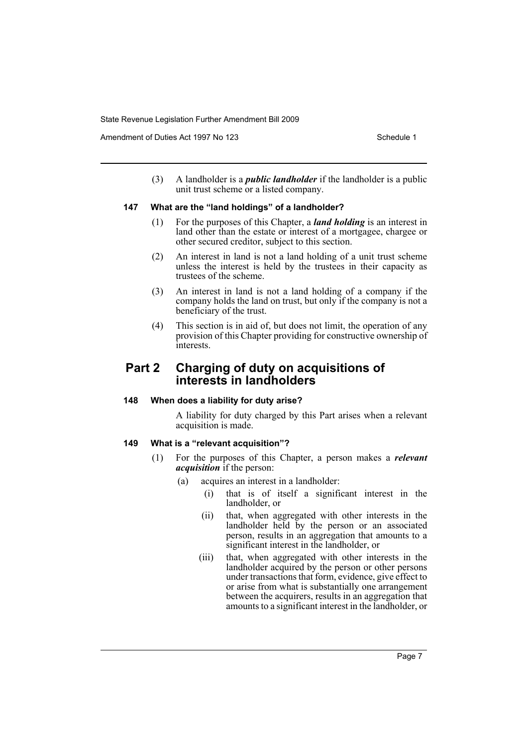(3) A landholder is a ***public landholder*** if the landholder is a public unit trust scheme or a listed company.

### 147 What are the "land holdings" of a landholder?

(1) For the purposes of this Chapter, a ***land holding*** is an interest in land other than the estate or interest of a mortgagee, chargee or other secured creditor, subject to this section.

(2) An interest in land is not a land holding of a unit trust scheme unless the interest is held by the trustees in their capacity as trustees of the scheme.

(3) An interest in land is not a land holding of a company if the company holds the land on trust, but only if the company is not a beneficiary of the trust.

(4) This section is in aid of, but does not limit, the operation of any provision of this Chapter providing for constructive ownership of interests.

## Part 2 Charging of duty on acquisitions of interests in landholders

### 148 When does a liability for duty arise?

A liability for duty charged by this Part arises when a relevant acquisition is made.

### 149 What is a "relevant acquisition"?

(1) For the purposes of this Chapter, a person makes a ***relevant acquisition*** if the person:

- (a) acquires an interest in a landholder:
  - (i) that is of itself a significant interest in the landholder, or
  - (ii) that, when aggregated with other interests in the landholder held by the person or an associated person, results in an aggregation that amounts to a significant interest in the landholder, or
  - (iii) that, when aggregated with other interests in the landholder acquired by the person or other persons under transactions that form, evidence, give effect to or arise from what is substantially one arrangement between the acquirers, results in an aggregation that amounts to a significant interest in the landholder, or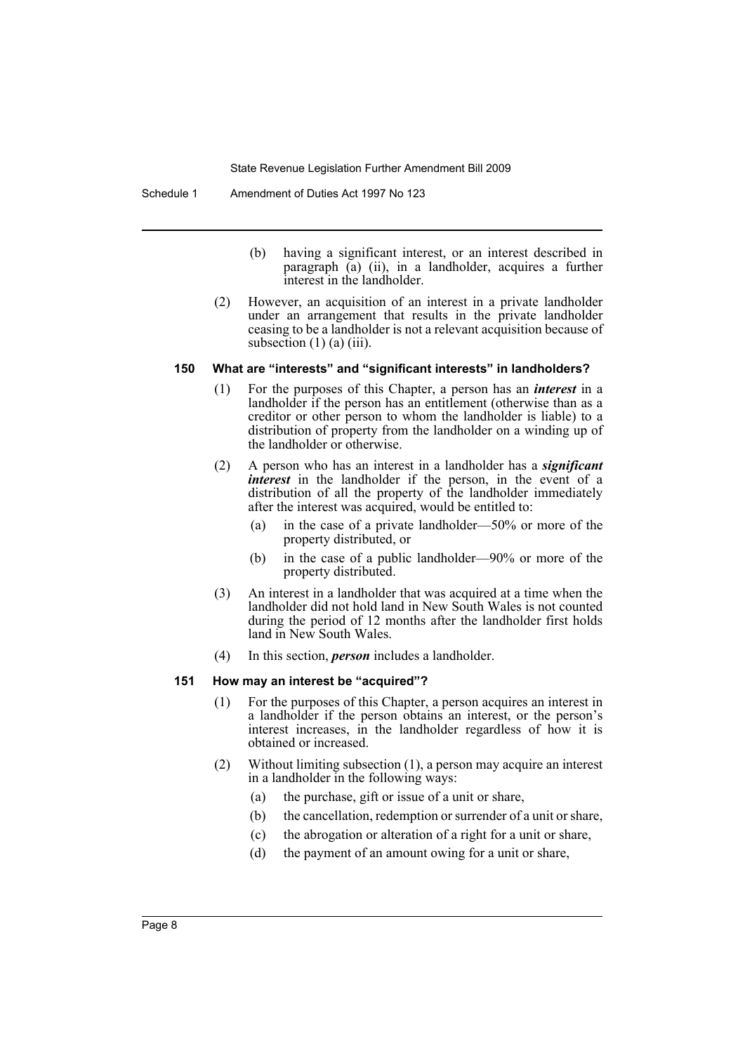(b) having a significant interest, or an interest described in paragraph (a) (ii), in a landholder, acquires a further interest in the landholder.

(2) However, an acquisition of an interest in a private landholder under an arrangement that results in the private landholder ceasing to be a landholder is not a relevant acquisition because of subsection (1) (a) (iii).

#### 150 What are "interests" and "significant interests" in landholders?

(1) For the purposes of this Chapter, a person has an ***interest*** in a landholder if the person has an entitlement (otherwise than as a creditor or other person to whom the landholder is liable) to a distribution of property from the landholder on a winding up of the landholder or otherwise.

(2) A person who has an interest in a landholder has a ***significant interest*** in the landholder if the person, in the event of a distribution of all the property of the landholder immediately after the interest was acquired, would be entitled to:

(a) in the case of a private landholder—50% or more of the property distributed, or

(b) in the case of a public landholder—90% or more of the property distributed.

(3) An interest in a landholder that was acquired at a time when the landholder did not hold land in New South Wales is not counted during the period of 12 months after the landholder first holds land in New South Wales.

(4) In this section, ***person*** includes a landholder.

#### 151 How may an interest be "acquired"?

(1) For the purposes of this Chapter, a person acquires an interest in a landholder if the person obtains an interest, or the person's interest increases, in the landholder regardless of how it is obtained or increased.

(2) Without limiting subsection (1), a person may acquire an interest in a landholder in the following ways:

(a) the purchase, gift or issue of a unit or share,

(b) the cancellation, redemption or surrender of a unit or share,

(c) the abrogation or alteration of a right for a unit or share,

(d) the payment of an amount owing for a unit or share,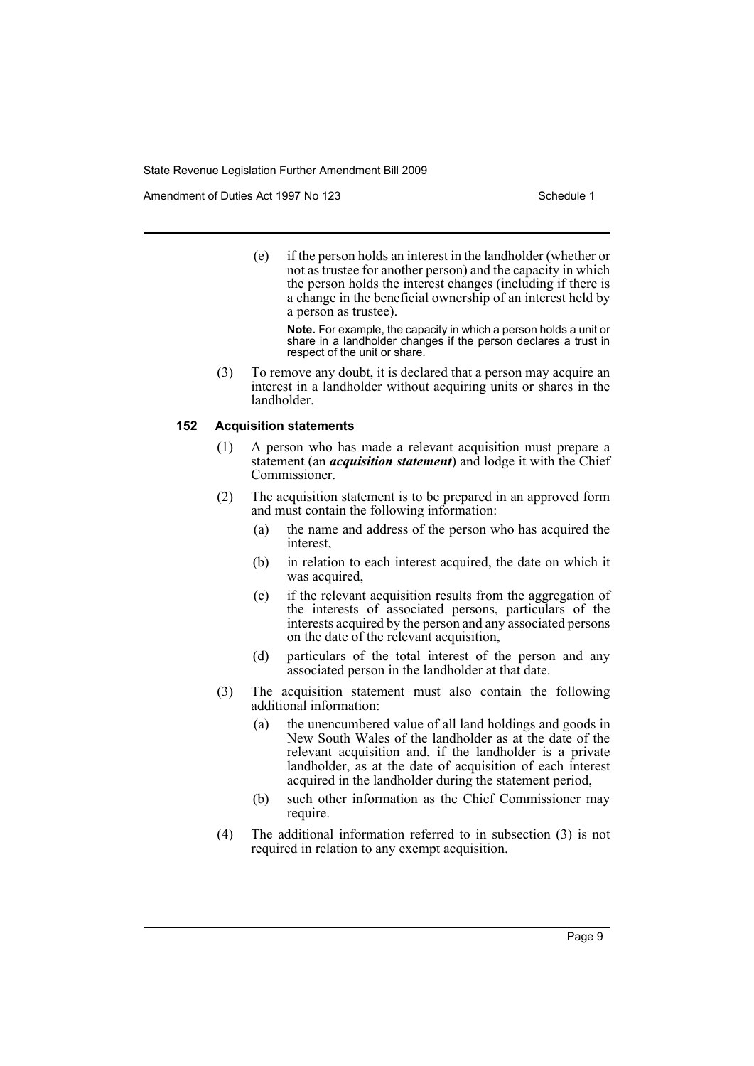(e) if the person holds an interest in the landholder (whether or not as trustee for another person) and the capacity in which the person holds the interest changes (including if there is a change in the beneficial ownership of an interest held by a person as trustee).

**Note.** For example, the capacity in which a person holds a unit or share in a landholder changes if the person declares a trust in respect of the unit or share.

(3) To remove any doubt, it is declared that a person may acquire an interest in a landholder without acquiring units or shares in the landholder.

#### 152 Acquisition statements

(1) A person who has made a relevant acquisition must prepare a statement (an ***acquisition statement***) and lodge it with the Chief Commissioner.

(2) The acquisition statement is to be prepared in an approved form and must contain the following information:

(a) the name and address of the person who has acquired the interest,

(b) in relation to each interest acquired, the date on which it was acquired,

(c) if the relevant acquisition results from the aggregation of the interests of associated persons, particulars of the interests acquired by the person and any associated persons on the date of the relevant acquisition,

(d) particulars of the total interest of the person and any associated person in the landholder at that date.

(3) The acquisition statement must also contain the following additional information:

(a) the unencumbered value of all land holdings and goods in New South Wales of the landholder as at the date of the relevant acquisition and, if the landholder is a private landholder, as at the date of acquisition of each interest acquired in the landholder during the statement period,

(b) such other information as the Chief Commissioner may require.

(4) The additional information referred to in subsection (3) is not required in relation to any exempt acquisition.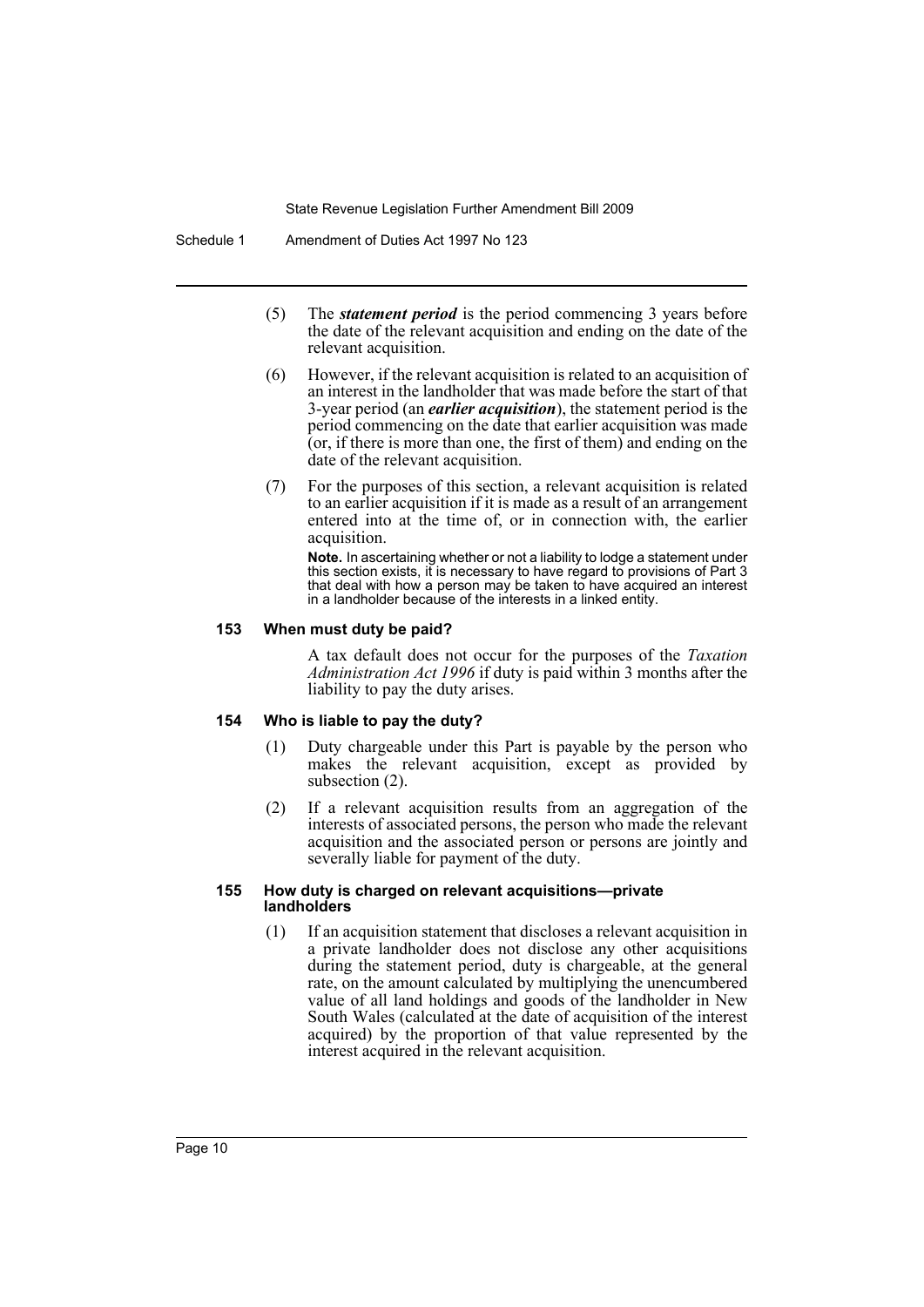(5) The ***statement period*** is the period commencing 3 years before the date of the relevant acquisition and ending on the date of the relevant acquisition.

(6) However, if the relevant acquisition is related to an acquisition of an interest in the landholder that was made before the start of that 3-year period (an ***earlier acquisition***), the statement period is the period commencing on the date that earlier acquisition was made (or, if there is more than one, the first of them) and ending on the date of the relevant acquisition.

(7) For the purposes of this section, a relevant acquisition is related to an earlier acquisition if it is made as a result of an arrangement entered into at the time of, or in connection with, the earlier acquisition.

**Note.** In ascertaining whether or not a liability to lodge a statement under this section exists, it is necessary to have regard to provisions of Part 3 that deal with how a person may be taken to have acquired an interest in a landholder because of the interests in a linked entity.

#### 153 When must duty be paid?

A tax default does not occur for the purposes of the *Taxation Administration Act 1996* if duty is paid within 3 months after the liability to pay the duty arises.

#### 154 Who is liable to pay the duty?

(1) Duty chargeable under this Part is payable by the person who makes the relevant acquisition, except as provided by subsection (2).

(2) If a relevant acquisition results from an aggregation of the interests of associated persons, the person who made the relevant acquisition and the associated person or persons are jointly and severally liable for payment of the duty.

#### 155 How duty is charged on relevant acquisitions—private landholders

(1) If an acquisition statement that discloses a relevant acquisition in a private landholder does not disclose any other acquisitions during the statement period, duty is chargeable, at the general rate, on the amount calculated by multiplying the unencumbered value of all land holdings and goods of the landholder in New South Wales (calculated at the date of acquisition of the interest acquired) by the proportion of that value represented by the interest acquired in the relevant acquisition.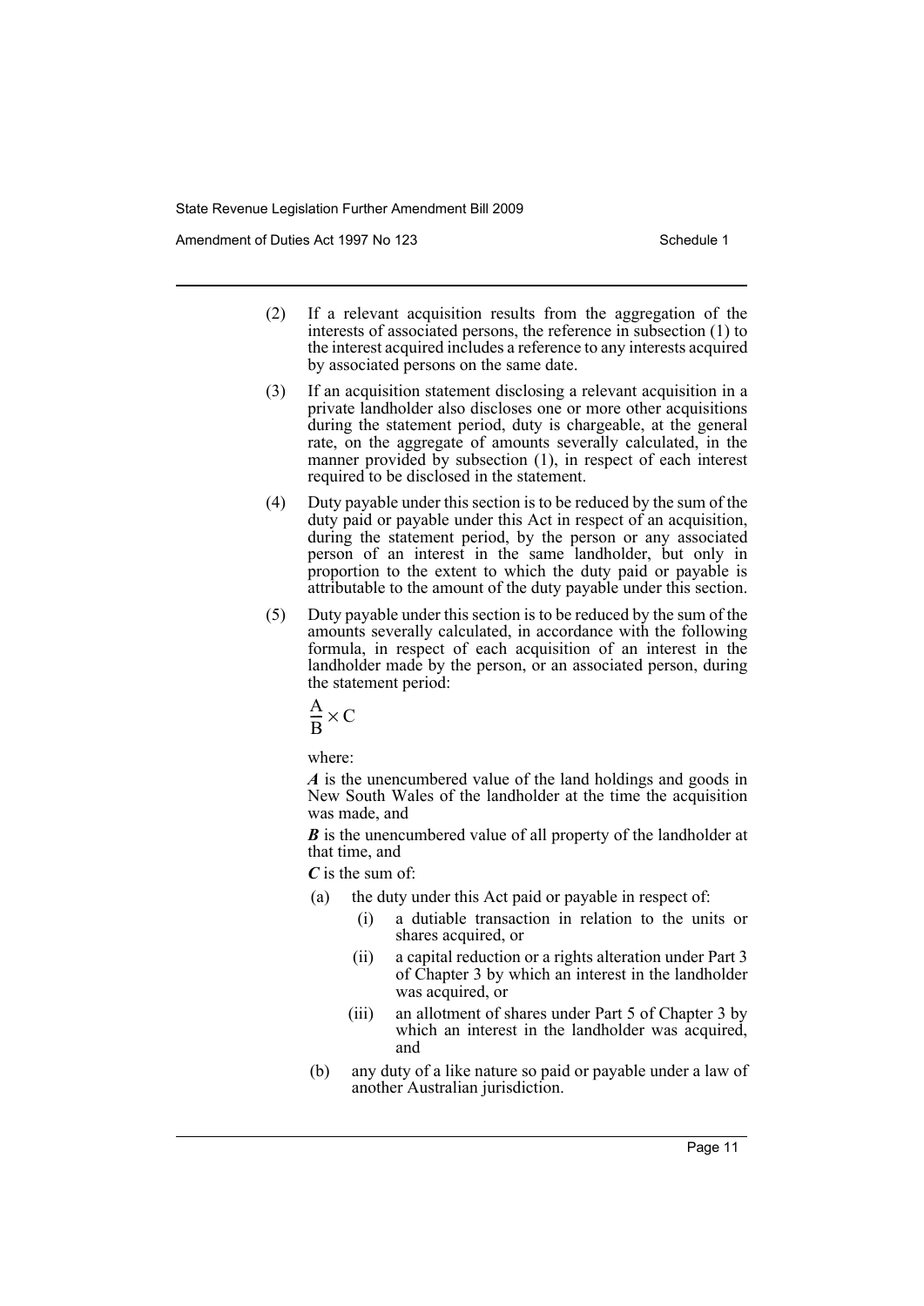(2) If a relevant acquisition results from the aggregation of the interests of associated persons, the reference in subsection (1) to the interest acquired includes a reference to any interests acquired by associated persons on the same date.

(3) If an acquisition statement disclosing a relevant acquisition in a private landholder also discloses one or more other acquisitions during the statement period, duty is chargeable, at the general rate, on the aggregate of amounts severally calculated, in the manner provided by subsection (1), in respect of each interest required to be disclosed in the statement.

(4) Duty payable under this section is to be reduced by the sum of the duty paid or payable under this Act in respect of an acquisition, during the statement period, by the person or any associated person of an interest in the same landholder, but only in proportion to the extent to which the duty paid or payable is attributable to the amount of the duty payable under this section.

(5) Duty payable under this section is to be reduced by the sum of the amounts severally calculated, in accordance with the following formula, in respect of each acquisition of an interest in the landholder made by the person, or an associated person, during the statement period:

$$\frac{A}{B} \times C$$

where:

***A*** is the unencumbered value of the land holdings and goods in New South Wales of the landholder at the time the acquisition was made, and

***B*** is the unencumbered value of all property of the landholder at that time, and

***C*** is the sum of:

(a) the duty under this Act paid or payable in respect of:

   (i) a dutiable transaction in relation to the units or shares acquired, or

   (ii) a capital reduction or a rights alteration under Part 3 of Chapter 3 by which an interest in the landholder was acquired, or

   (iii) an allotment of shares under Part 5 of Chapter 3 by which an interest in the landholder was acquired, and

(b) any duty of a like nature so paid or payable under a law of another Australian jurisdiction.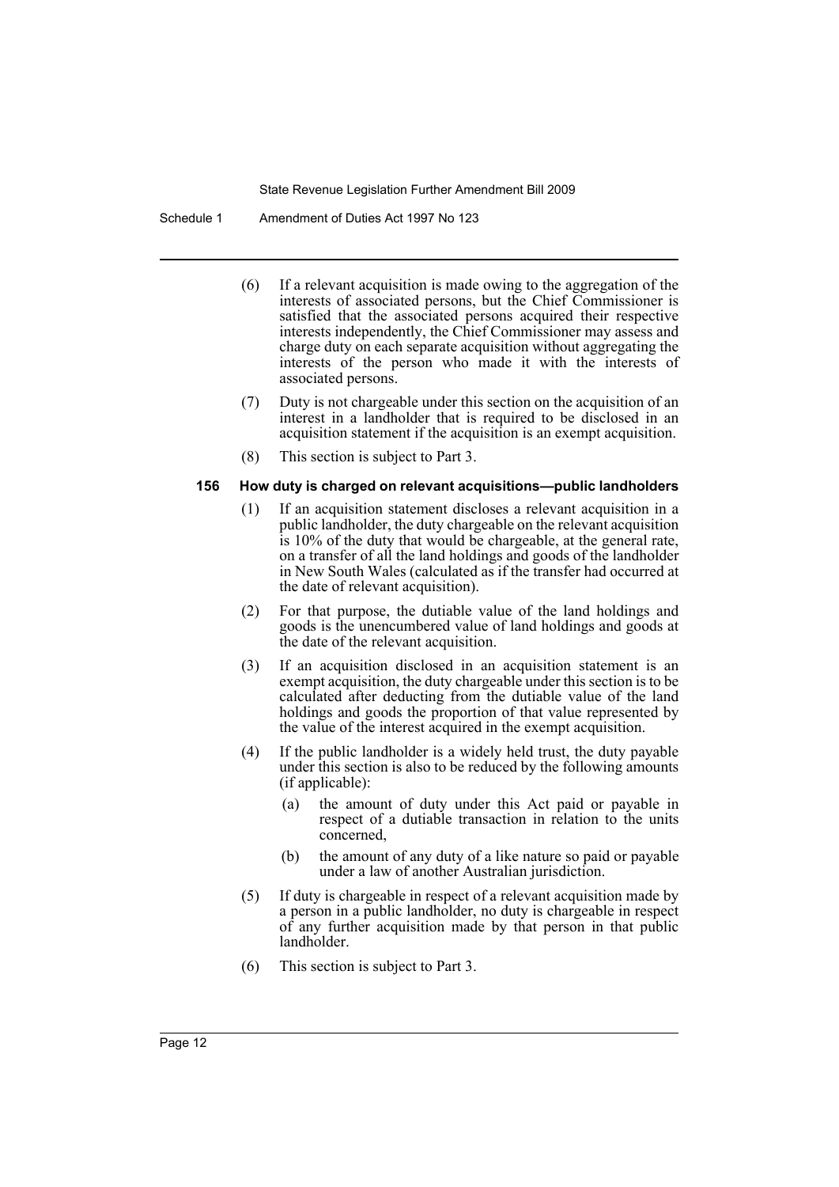(6) If a relevant acquisition is made owing to the aggregation of the interests of associated persons, but the Chief Commissioner is satisfied that the associated persons acquired their respective interests independently, the Chief Commissioner may assess and charge duty on each separate acquisition without aggregating the interests of the person who made it with the interests of associated persons.

(7) Duty is not chargeable under this section on the acquisition of an interest in a landholder that is required to be disclosed in an acquisition statement if the acquisition is an exempt acquisition.

(8) This section is subject to Part 3.

### 156 How duty is charged on relevant acquisitions—public landholders

(1) If an acquisition statement discloses a relevant acquisition in a public landholder, the duty chargeable on the relevant acquisition is 10% of the duty that would be chargeable, at the general rate, on a transfer of all the land holdings and goods of the landholder in New South Wales (calculated as if the transfer had occurred at the date of relevant acquisition).

(2) For that purpose, the dutiable value of the land holdings and goods is the unencumbered value of land holdings and goods at the date of the relevant acquisition.

(3) If an acquisition disclosed in an acquisition statement is an exempt acquisition, the duty chargeable under this section is to be calculated after deducting from the dutiable value of the land holdings and goods the proportion of that value represented by the value of the interest acquired in the exempt acquisition.

(4) If the public landholder is a widely held trust, the duty payable under this section is also to be reduced by the following amounts (if applicable):

- (a) the amount of duty under this Act paid or payable in respect of a dutiable transaction in relation to the units concerned,
- (b) the amount of any duty of a like nature so paid or payable under a law of another Australian jurisdiction.

(5) If duty is chargeable in respect of a relevant acquisition made by a person in a public landholder, no duty is chargeable in respect of any further acquisition made by that person in that public landholder.

(6) This section is subject to Part 3.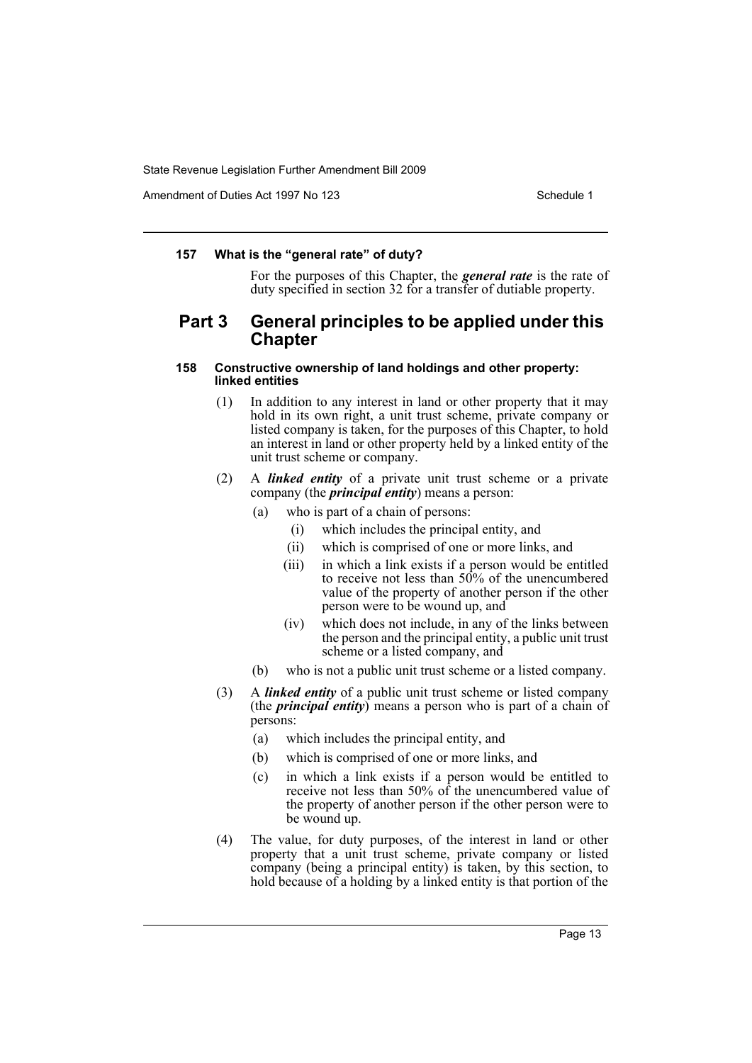#### 157 What is the "general rate" of duty?

For the purposes of this Chapter, the ***general rate*** is the rate of duty specified in section 32 for a transfer of dutiable property.

## Part 3 General principles to be applied under this Chapter

#### 158 Constructive ownership of land holdings and other property: linked entities

(1) In addition to any interest in land or other property that it may hold in its own right, a unit trust scheme, private company or listed company is taken, for the purposes of this Chapter, to hold an interest in land or other property held by a linked entity of the unit trust scheme or company.

(2) A ***linked entity*** of a private unit trust scheme or a private company (the ***principal entity***) means a person:

- (a) who is part of a chain of persons:
  - (i) which includes the principal entity, and
  - (ii) which is comprised of one or more links, and
  - (iii) in which a link exists if a person would be entitled to receive not less than 50% of the unencumbered value of the property of another person if the other person were to be wound up, and
  - (iv) which does not include, in any of the links between the person and the principal entity, a public unit trust scheme or a listed company, and
- (b) who is not a public unit trust scheme or a listed company.

(3) A ***linked entity*** of a public unit trust scheme or listed company (the ***principal entity***) means a person who is part of a chain of persons:

- (a) which includes the principal entity, and
- (b) which is comprised of one or more links, and
- (c) in which a link exists if a person would be entitled to receive not less than 50% of the unencumbered value of the property of another person if the other person were to be wound up.

(4) The value, for duty purposes, of the interest in land or other property that a unit trust scheme, private company or listed company (being a principal entity) is taken, by this section, to hold because of a holding by a linked entity is that portion of the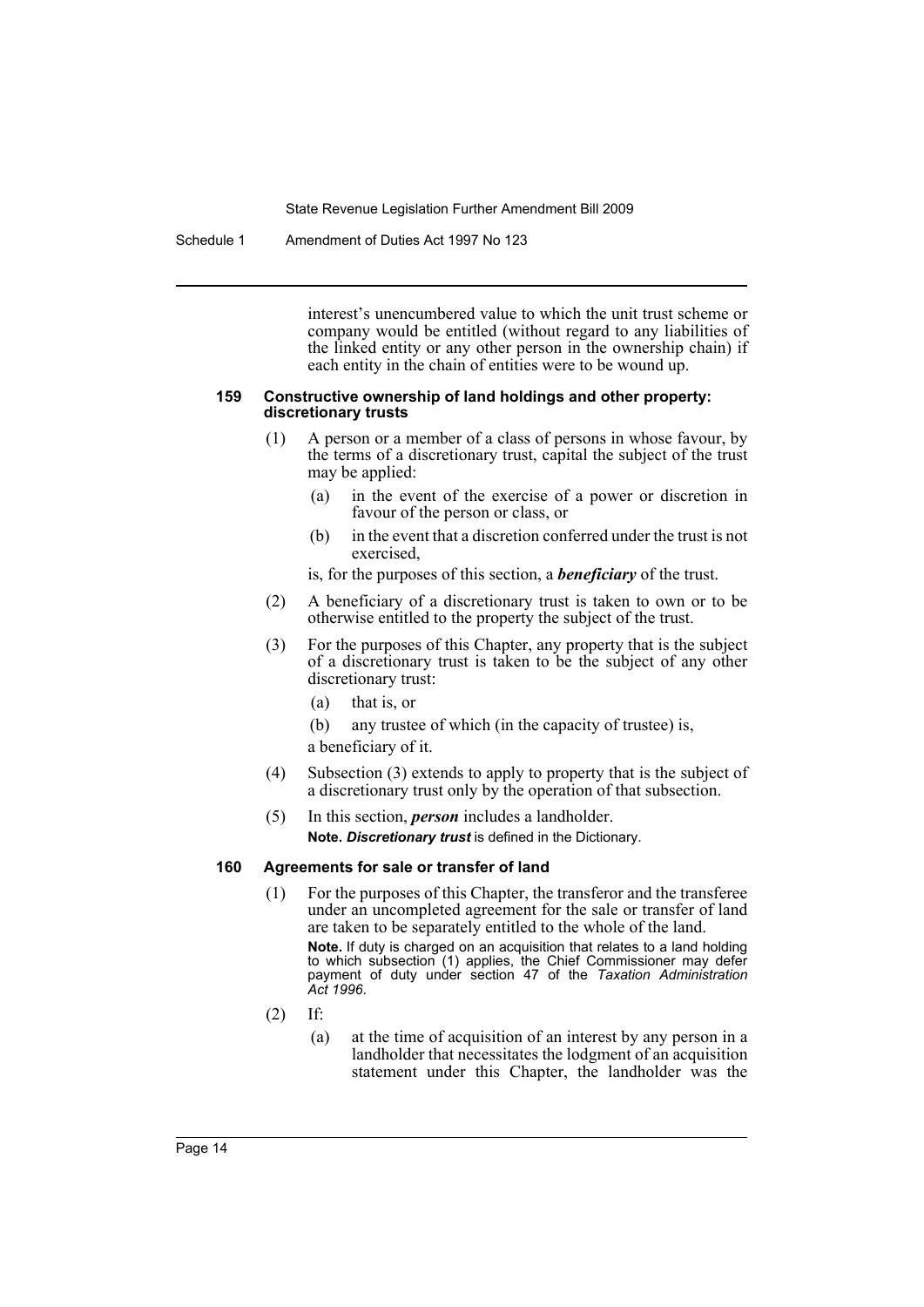interest's unencumbered value to which the unit trust scheme or company would be entitled (without regard to any liabilities of the linked entity or any other person in the ownership chain) if each entity in the chain of entities were to be wound up.

#### 159 Constructive ownership of land holdings and other property: discretionary trusts

(1) A person or a member of a class of persons in whose favour, by the terms of a discretionary trust, capital the subject of the trust may be applied:

- (a) in the event of the exercise of a power or discretion in favour of the person or class, or
- (b) in the event that a discretion conferred under the trust is not exercised,

is, for the purposes of this section, a ***beneficiary*** of the trust.

(2) A beneficiary of a discretionary trust is taken to own or to be otherwise entitled to the property the subject of the trust.

(3) For the purposes of this Chapter, any property that is the subject of a discretionary trust is taken to be the subject of any other discretionary trust:

- (a) that is, or
- (b) any trustee of which (in the capacity of trustee) is,

a beneficiary of it.

(4) Subsection (3) extends to apply to property that is the subject of a discretionary trust only by the operation of that subsection.

(5) In this section, ***person*** includes a landholder.

**Note. *Discretionary trust*** is defined in the Dictionary.

#### 160 Agreements for sale or transfer of land

(1) For the purposes of this Chapter, the transferor and the transferee under an uncompleted agreement for the sale or transfer of land are taken to be separately entitled to the whole of the land.

**Note.** If duty is charged on an acquisition that relates to a land holding to which subsection (1) applies, the Chief Commissioner may defer payment of duty under section 47 of the *Taxation Administration Act 1996*.

(2) If:

- (a) at the time of acquisition of an interest by any person in a landholder that necessitates the lodgment of an acquisition statement under this Chapter, the landholder was the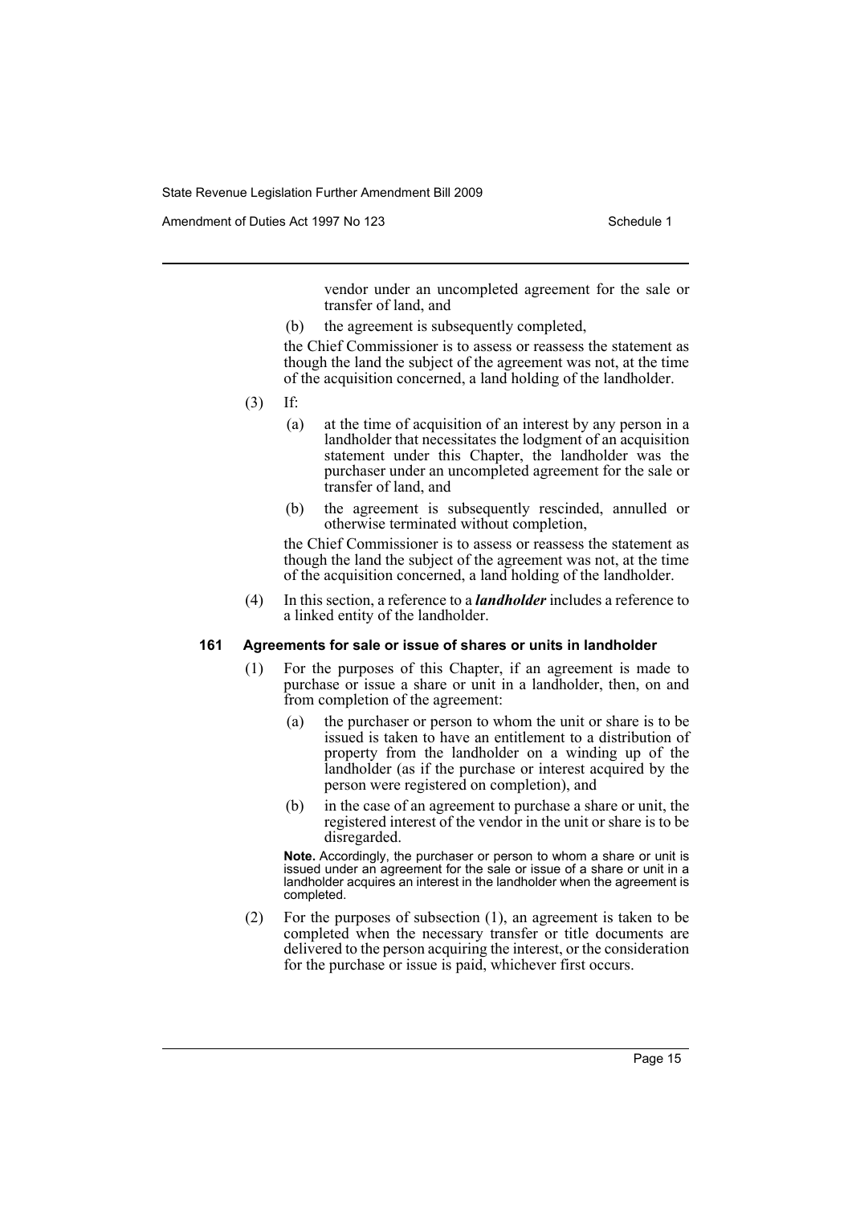vendor under an uncompleted agreement for the sale or transfer of land, and

(b) the agreement is subsequently completed,

the Chief Commissioner is to assess or reassess the statement as though the land the subject of the agreement was not, at the time of the acquisition concerned, a land holding of the landholder.

(3) If:

(a) at the time of acquisition of an interest by any person in a landholder that necessitates the lodgment of an acquisition statement under this Chapter, the landholder was the purchaser under an uncompleted agreement for the sale or transfer of land, and

(b) the agreement is subsequently rescinded, annulled or otherwise terminated without completion,

the Chief Commissioner is to assess or reassess the statement as though the land the subject of the agreement was not, at the time of the acquisition concerned, a land holding of the landholder.

(4) In this section, a reference to a ***landholder*** includes a reference to a linked entity of the landholder.

#### 161 Agreements for sale or issue of shares or units in landholder

(1) For the purposes of this Chapter, if an agreement is made to purchase or issue a share or unit in a landholder, then, on and from completion of the agreement:

(a) the purchaser or person to whom the unit or share is to be issued is taken to have an entitlement to a distribution of property from the landholder on a winding up of the landholder (as if the purchase or interest acquired by the person were registered on completion), and

(b) in the case of an agreement to purchase a share or unit, the registered interest of the vendor in the unit or share is to be disregarded.

**Note.** Accordingly, the purchaser or person to whom a share or unit is issued under an agreement for the sale or issue of a share or unit in a landholder acquires an interest in the landholder when the agreement is completed.

(2) For the purposes of subsection (1), an agreement is taken to be completed when the necessary transfer or title documents are delivered to the person acquiring the interest, or the consideration for the purchase or issue is paid, whichever first occurs.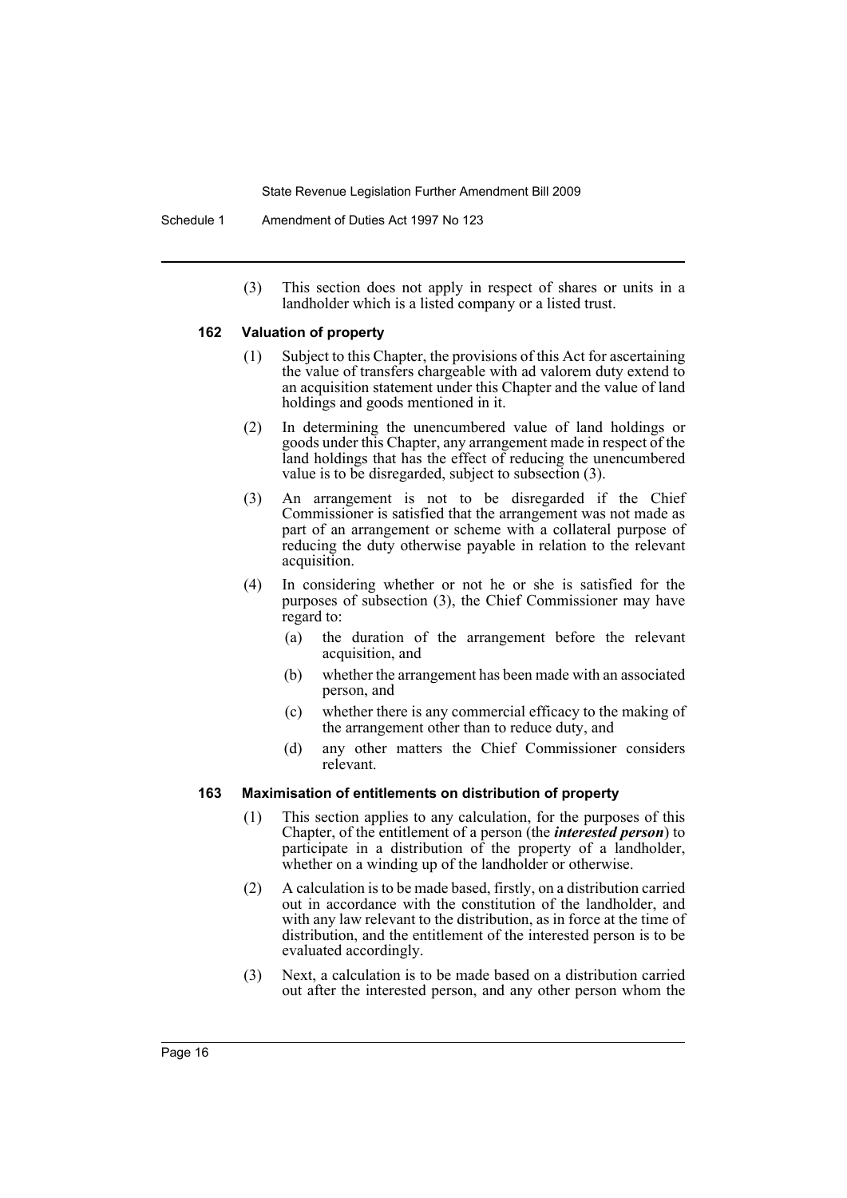(3) This section does not apply in respect of shares or units in a landholder which is a listed company or a listed trust.

#### 162 Valuation of property

(1) Subject to this Chapter, the provisions of this Act for ascertaining the value of transfers chargeable with ad valorem duty extend to an acquisition statement under this Chapter and the value of land holdings and goods mentioned in it.

(2) In determining the unencumbered value of land holdings or goods under this Chapter, any arrangement made in respect of the land holdings that has the effect of reducing the unencumbered value is to be disregarded, subject to subsection (3).

(3) An arrangement is not to be disregarded if the Chief Commissioner is satisfied that the arrangement was not made as part of an arrangement or scheme with a collateral purpose of reducing the duty otherwise payable in relation to the relevant acquisition.

(4) In considering whether or not he or she is satisfied for the purposes of subsection (3), the Chief Commissioner may have regard to:

- (a) the duration of the arrangement before the relevant acquisition, and
- (b) whether the arrangement has been made with an associated person, and
- (c) whether there is any commercial efficacy to the making of the arrangement other than to reduce duty, and
- (d) any other matters the Chief Commissioner considers relevant.

#### 163 Maximisation of entitlements on distribution of property

(1) This section applies to any calculation, for the purposes of this Chapter, of the entitlement of a person (the ***interested person***) to participate in a distribution of the property of a landholder, whether on a winding up of the landholder or otherwise.

(2) A calculation is to be made based, firstly, on a distribution carried out in accordance with the constitution of the landholder, and with any law relevant to the distribution, as in force at the time of distribution, and the entitlement of the interested person is to be evaluated accordingly.

(3) Next, a calculation is to be made based on a distribution carried out after the interested person, and any other person whom the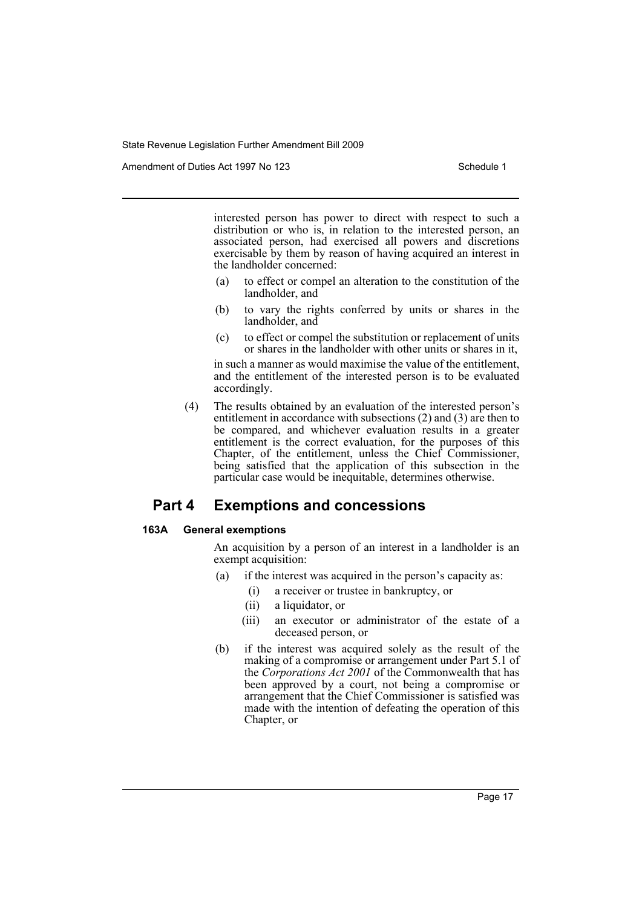interested person has power to direct with respect to such a distribution or who is, in relation to the interested person, an associated person, had exercised all powers and discretions exercisable by them by reason of having acquired an interest in the landholder concerned:

- (a) to effect or compel an alteration to the constitution of the landholder, and
- (b) to vary the rights conferred by units or shares in the landholder, and
- (c) to effect or compel the substitution or replacement of units or shares in the landholder with other units or shares in it,

in such a manner as would maximise the value of the entitlement, and the entitlement of the interested person is to be evaluated accordingly.

(4) The results obtained by an evaluation of the interested person's entitlement in accordance with subsections (2) and (3) are then to be compared, and whichever evaluation results in a greater entitlement is the correct evaluation, for the purposes of this Chapter, of the entitlement, unless the Chief Commissioner, being satisfied that the application of this subsection in the particular case would be inequitable, determines otherwise.

## Part 4 Exemptions and concessions

### 163A General exemptions

An acquisition by a person of an interest in a landholder is an exempt acquisition:

- (a) if the interest was acquired in the person's capacity as:
  - (i) a receiver or trustee in bankruptcy, or
  - (ii) a liquidator, or
  - (iii) an executor or administrator of the estate of a deceased person, or
- (b) if the interest was acquired solely as the result of the making of a compromise or arrangement under Part 5.1 of the *Corporations Act 2001* of the Commonwealth that has been approved by a court, not being a compromise or arrangement that the Chief Commissioner is satisfied was made with the intention of defeating the operation of this Chapter, or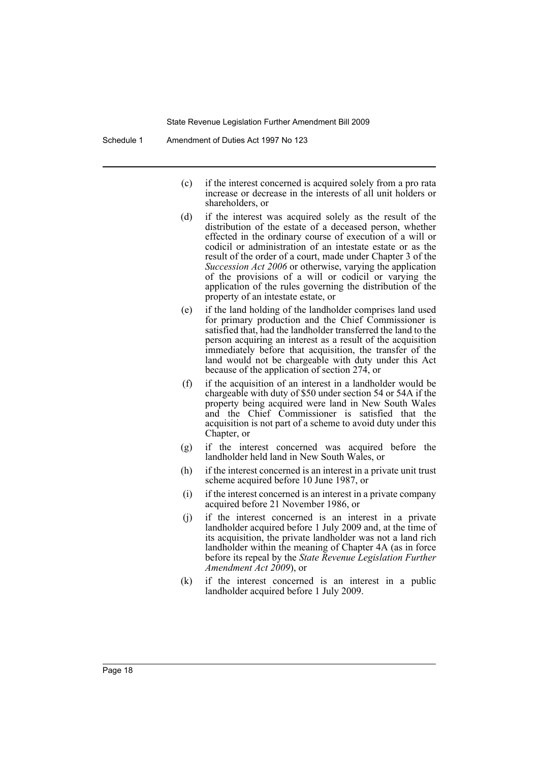(c) if the interest concerned is acquired solely from a pro rata increase or decrease in the interests of all unit holders or shareholders, or

(d) if the interest was acquired solely as the result of the distribution of the estate of a deceased person, whether effected in the ordinary course of execution of a will or codicil or administration of an intestate estate or as the result of the order of a court, made under Chapter 3 of the *Succession Act 2006* or otherwise, varying the application of the provisions of a will or codicil or varying the application of the rules governing the distribution of the property of an intestate estate, or

(e) if the land holding of the landholder comprises land used for primary production and the Chief Commissioner is satisfied that, had the landholder transferred the land to the person acquiring an interest as a result of the acquisition immediately before that acquisition, the transfer of the land would not be chargeable with duty under this Act because of the application of section 274, or

(f) if the acquisition of an interest in a landholder would be chargeable with duty of $50 under section 54 or 54A if the property being acquired were land in New South Wales and the Chief Commissioner is satisfied that the acquisition is not part of a scheme to avoid duty under this Chapter, or

(g) if the interest concerned was acquired before the landholder held land in New South Wales, or

(h) if the interest concerned is an interest in a private unit trust scheme acquired before 10 June 1987, or

(i) if the interest concerned is an interest in a private company acquired before 21 November 1986, or

(j) if the interest concerned is an interest in a private landholder acquired before 1 July 2009 and, at the time of its acquisition, the private landholder was not a land rich landholder within the meaning of Chapter 4A (as in force before its repeal by the *State Revenue Legislation Further Amendment Act 2009*), or

(k) if the interest concerned is an interest in a public landholder acquired before 1 July 2009.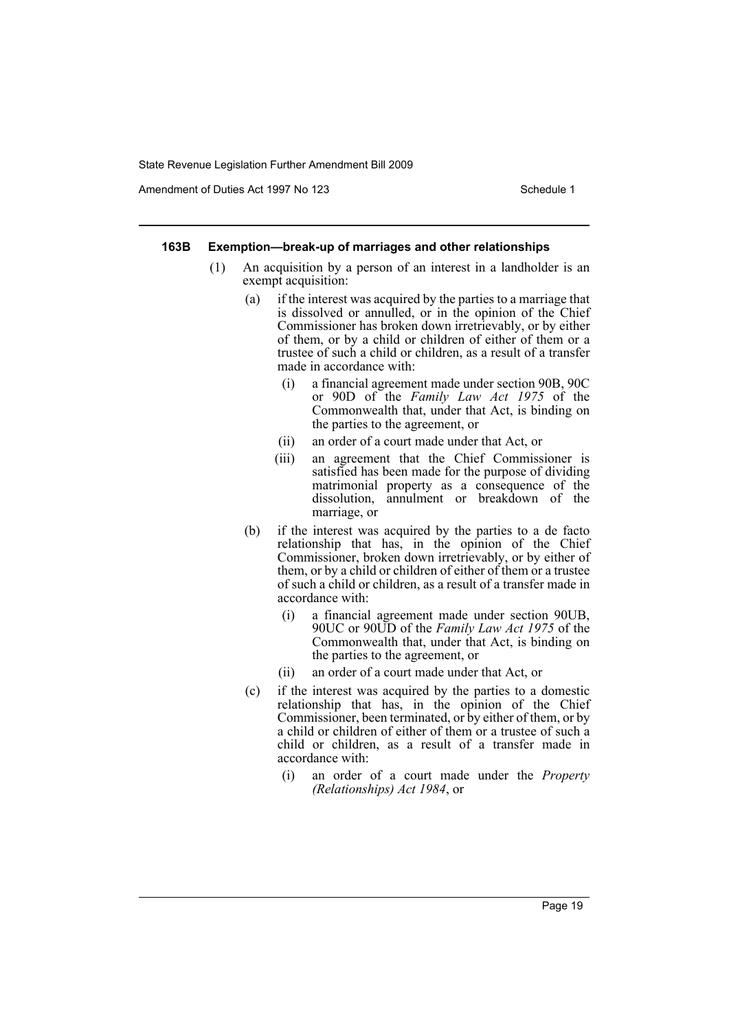#### 163B Exemption—break-up of marriages and other relationships

(1) An acquisition by a person of an interest in a landholder is an exempt acquisition:

(a) if the interest was acquired by the parties to a marriage that is dissolved or annulled, or in the opinion of the Chief Commissioner has broken down irretrievably, or by either of them, or by a child or children of either of them or a trustee of such a child or children, as a result of a transfer made in accordance with:

(i) a financial agreement made under section 90B, 90C or 90D of the *Family Law Act 1975* of the Commonwealth that, under that Act, is binding on the parties to the agreement, or

(ii) an order of a court made under that Act, or

(iii) an agreement that the Chief Commissioner is satisfied has been made for the purpose of dividing matrimonial property as a consequence of the dissolution, annulment or breakdown of the marriage, or

(b) if the interest was acquired by the parties to a de facto relationship that has, in the opinion of the Chief Commissioner, broken down irretrievably, or by either of them, or by a child or children of either of them or a trustee of such a child or children, as a result of a transfer made in accordance with:

(i) a financial agreement made under section 90UB, 90UC or 90UD of the *Family Law Act 1975* of the Commonwealth that, under that Act, is binding on the parties to the agreement, or

(ii) an order of a court made under that Act, or

(c) if the interest was acquired by the parties to a domestic relationship that has, in the opinion of the Chief Commissioner, been terminated, or by either of them, or by a child or children of either of them or a trustee of such a child or children, as a result of a transfer made in accordance with:

(i) an order of a court made under the *Property (Relationships) Act 1984*, or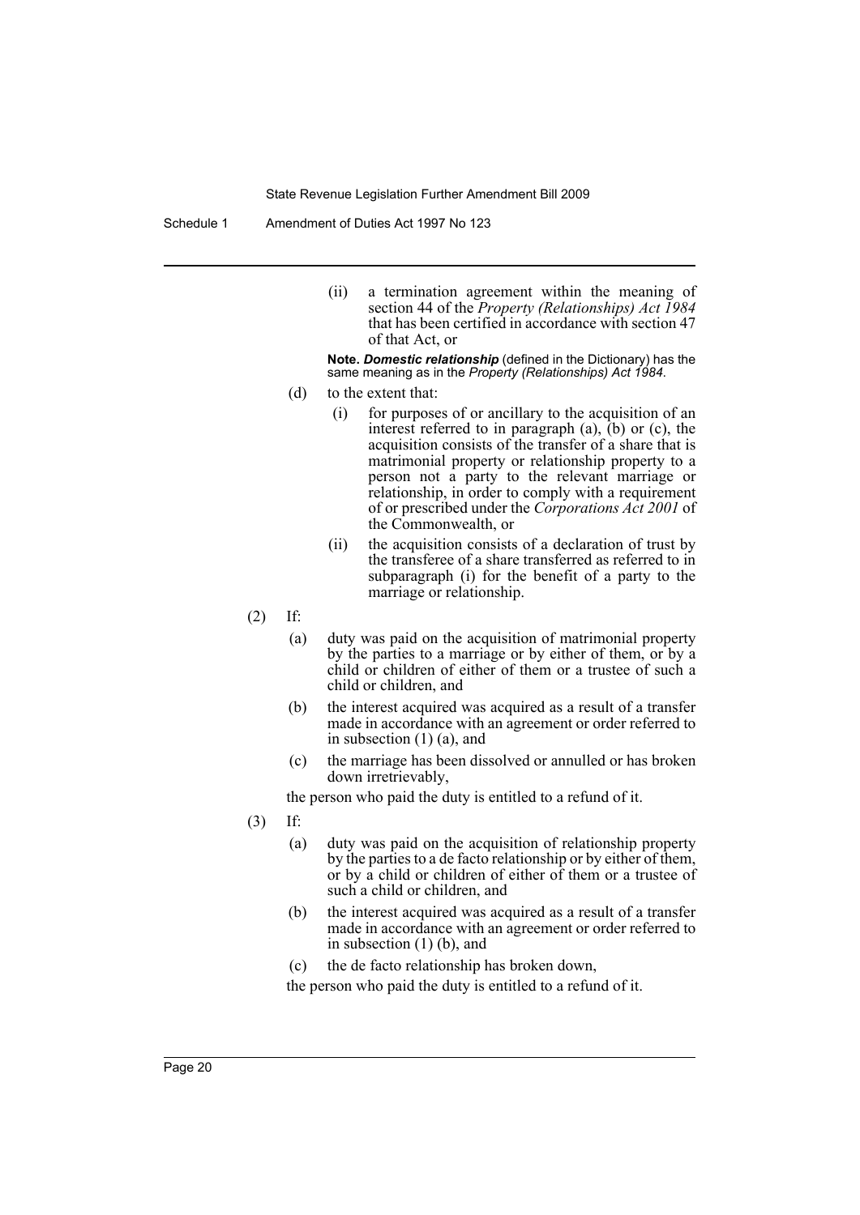(ii) a termination agreement within the meaning of section 44 of the *Property (Relationships) Act 1984* that has been certified in accordance with section 47 of that Act, or

**Note.** ***Domestic relationship*** (defined in the Dictionary) has the same meaning as in the *Property (Relationships) Act 1984*.

(d) to the extent that:

(i) for purposes of or ancillary to the acquisition of an interest referred to in paragraph (a), (b) or (c), the acquisition consists of the transfer of a share that is matrimonial property or relationship property to a person not a party to the relevant marriage or relationship, in order to comply with a requirement of or prescribed under the *Corporations Act 2001* of the Commonwealth, or

(ii) the acquisition consists of a declaration of trust by the transferee of a share transferred as referred to in subparagraph (i) for the benefit of a party to the marriage or relationship.

(2) If:

(a) duty was paid on the acquisition of matrimonial property by the parties to a marriage or by either of them, or by a child or children of either of them or a trustee of such a child or children, and

(b) the interest acquired was acquired as a result of a transfer made in accordance with an agreement or order referred to in subsection (1) (a), and

(c) the marriage has been dissolved or annulled or has broken down irretrievably,

the person who paid the duty is entitled to a refund of it.

(3) If:

(a) duty was paid on the acquisition of relationship property by the parties to a de facto relationship or by either of them, or by a child or children of either of them or a trustee of such a child or children, and

(b) the interest acquired was acquired as a result of a transfer made in accordance with an agreement or order referred to in subsection (1) (b), and

(c) the de facto relationship has broken down,

the person who paid the duty is entitled to a refund of it.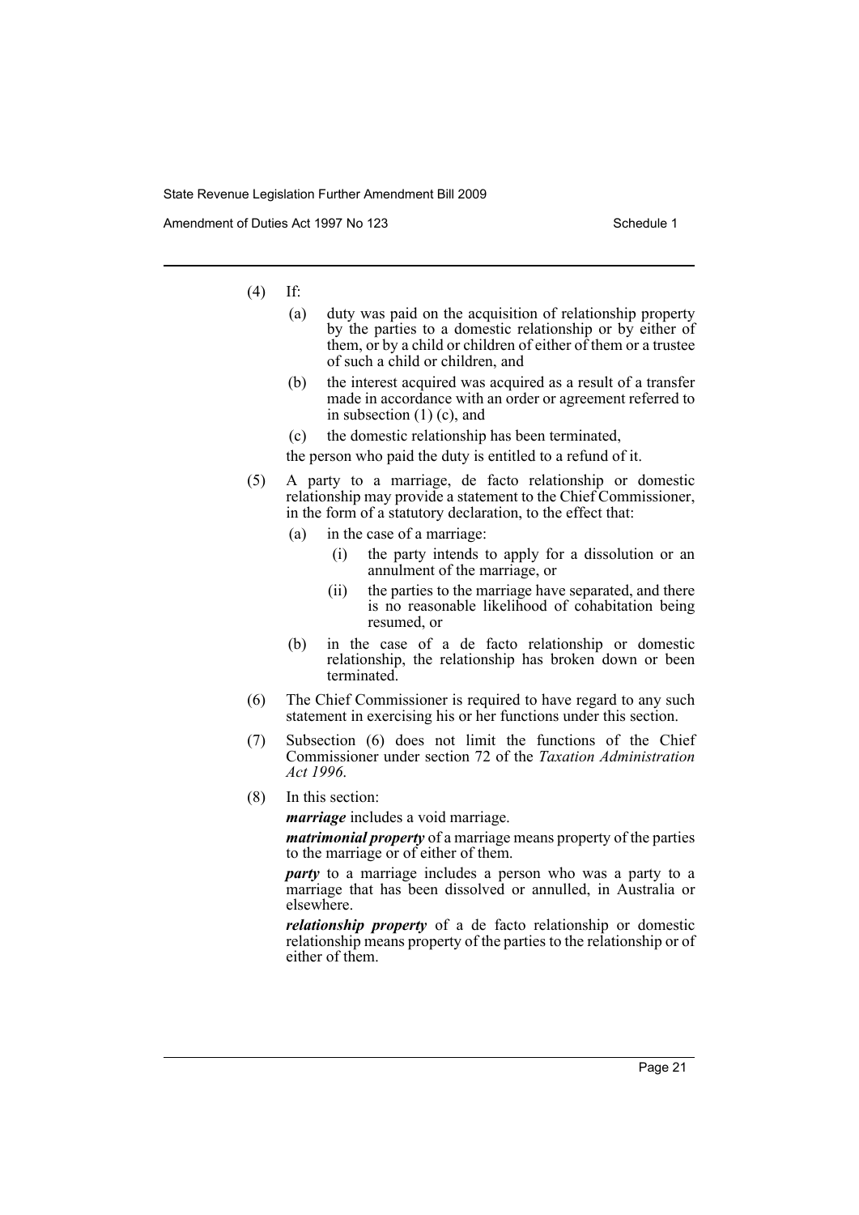(4) If:

(a) duty was paid on the acquisition of relationship property by the parties to a domestic relationship or by either of them, or by a child or children of either of them or a trustee of such a child or children, and

(b) the interest acquired was acquired as a result of a transfer made in accordance with an order or agreement referred to in subsection (1) (c), and

(c) the domestic relationship has been terminated,

the person who paid the duty is entitled to a refund of it.

(5) A party to a marriage, de facto relationship or domestic relationship may provide a statement to the Chief Commissioner, in the form of a statutory declaration, to the effect that:

(a) in the case of a marriage:

(i) the party intends to apply for a dissolution or an annulment of the marriage, or

(ii) the parties to the marriage have separated, and there is no reasonable likelihood of cohabitation being resumed, or

(b) in the case of a de facto relationship or domestic relationship, the relationship has broken down or been terminated.

(6) The Chief Commissioner is required to have regard to any such statement in exercising his or her functions under this section.

(7) Subsection (6) does not limit the functions of the Chief Commissioner under section 72 of the *Taxation Administration Act 1996*.

(8) In this section:

***marriage*** includes a void marriage.

***matrimonial property*** of a marriage means property of the parties to the marriage or of either of them.

***party*** to a marriage includes a person who was a party to a marriage that has been dissolved or annulled, in Australia or elsewhere.

***relationship property*** of a de facto relationship or domestic relationship means property of the parties to the relationship or of either of them.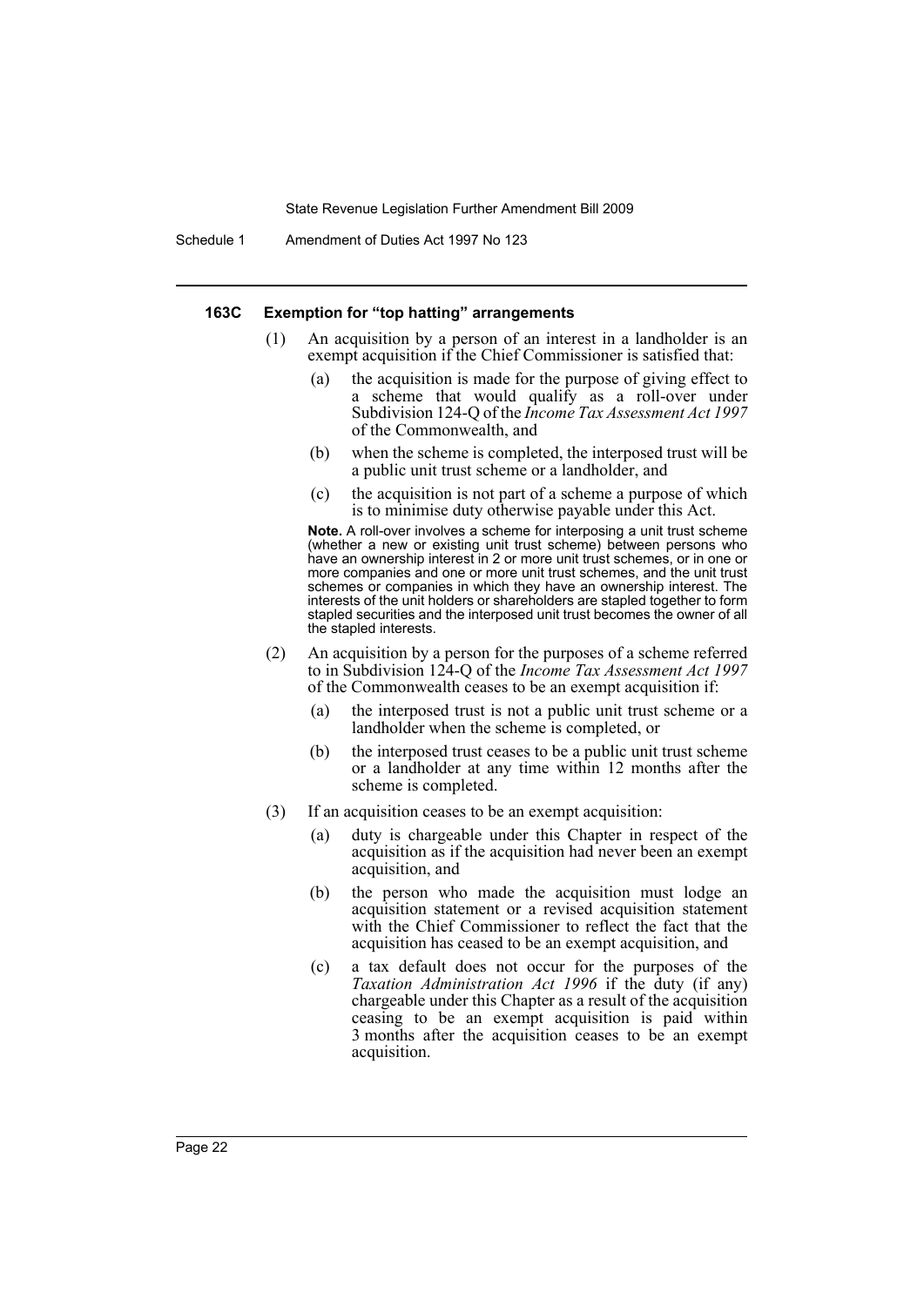#### 163C Exemption for "top hatting" arrangements

(1) An acquisition by a person of an interest in a landholder is an exempt acquisition if the Chief Commissioner is satisfied that:

(a) the acquisition is made for the purpose of giving effect to a scheme that would qualify as a roll-over under Subdivision 124-Q of the *Income Tax Assessment Act 1997* of the Commonwealth, and

(b) when the scheme is completed, the interposed trust will be a public unit trust scheme or a landholder, and

(c) the acquisition is not part of a scheme a purpose of which is to minimise duty otherwise payable under this Act.

**Note.** A roll-over involves a scheme for interposing a unit trust scheme (whether a new or existing unit trust scheme) between persons who have an ownership interest in 2 or more unit trust schemes, or in one or more companies and one or more unit trust schemes, and the unit trust schemes or companies in which they have an ownership interest. The interests of the unit holders or shareholders are stapled together to form stapled securities and the interposed unit trust becomes the owner of all the stapled interests.

(2) An acquisition by a person for the purposes of a scheme referred to in Subdivision 124-Q of the *Income Tax Assessment Act 1997* of the Commonwealth ceases to be an exempt acquisition if:

(a) the interposed trust is not a public unit trust scheme or a landholder when the scheme is completed, or

(b) the interposed trust ceases to be a public unit trust scheme or a landholder at any time within 12 months after the scheme is completed.

(3) If an acquisition ceases to be an exempt acquisition:

(a) duty is chargeable under this Chapter in respect of the acquisition as if the acquisition had never been an exempt acquisition, and

(b) the person who made the acquisition must lodge an acquisition statement or a revised acquisition statement with the Chief Commissioner to reflect the fact that the acquisition has ceased to be an exempt acquisition, and

(c) a tax default does not occur for the purposes of the *Taxation Administration Act 1996* if the duty (if any) chargeable under this Chapter as a result of the acquisition ceasing to be an exempt acquisition is paid within 3 months after the acquisition ceases to be an exempt acquisition.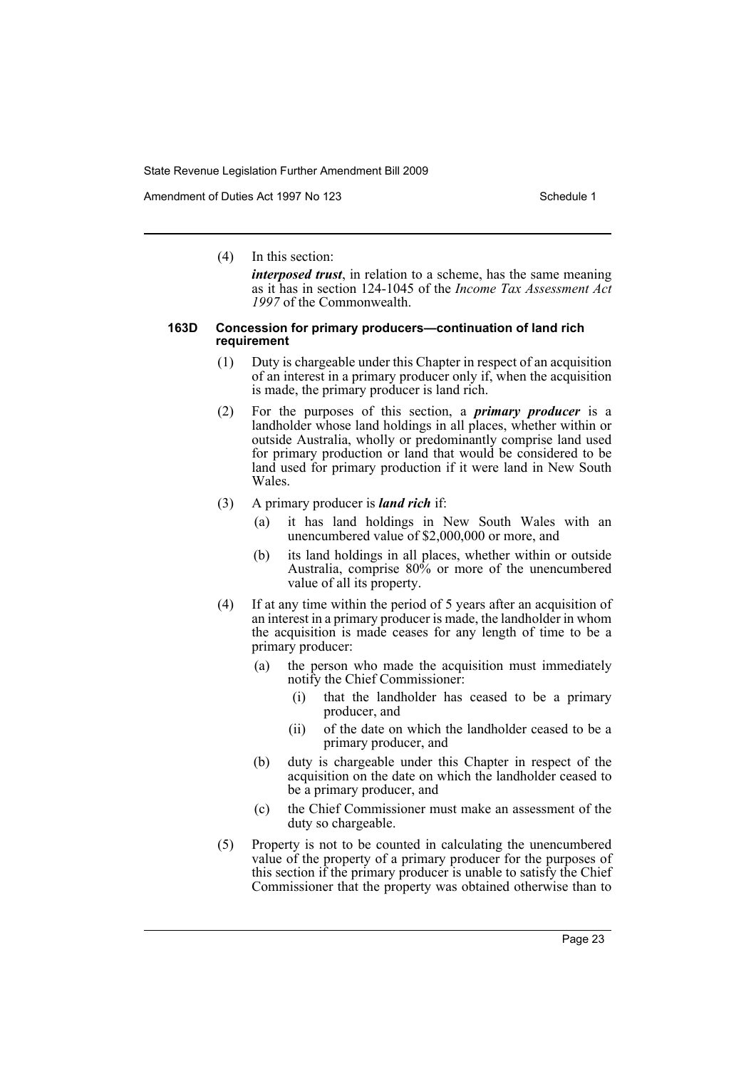(4) In this section:

*interposed trust*, in relation to a scheme, has the same meaning as it has in section 124-1045 of the *Income Tax Assessment Act 1997* of the Commonwealth.

#### 163D Concession for primary producers—continuation of land rich requirement

(1) Duty is chargeable under this Chapter in respect of an acquisition of an interest in a primary producer only if, when the acquisition is made, the primary producer is land rich.

(2) For the purposes of this section, a ***primary producer*** is a landholder whose land holdings in all places, whether within or outside Australia, wholly or predominantly comprise land used for primary production or land that would be considered to be land used for primary production if it were land in New South Wales.

(3) A primary producer is ***land rich*** if:

- (a) it has land holdings in New South Wales with an unencumbered value of $2,000,000 or more, and
- (b) its land holdings in all places, whether within or outside Australia, comprise 80% or more of the unencumbered value of all its property.

(4) If at any time within the period of 5 years after an acquisition of an interest in a primary producer is made, the landholder in whom the acquisition is made ceases for any length of time to be a primary producer:

- (a) the person who made the acquisition must immediately notify the Chief Commissioner:
  - (i) that the landholder has ceased to be a primary producer, and
  - (ii) of the date on which the landholder ceased to be a primary producer, and
- (b) duty is chargeable under this Chapter in respect of the acquisition on the date on which the landholder ceased to be a primary producer, and
- (c) the Chief Commissioner must make an assessment of the duty so chargeable.

(5) Property is not to be counted in calculating the unencumbered value of the property of a primary producer for the purposes of this section if the primary producer is unable to satisfy the Chief Commissioner that the property was obtained otherwise than to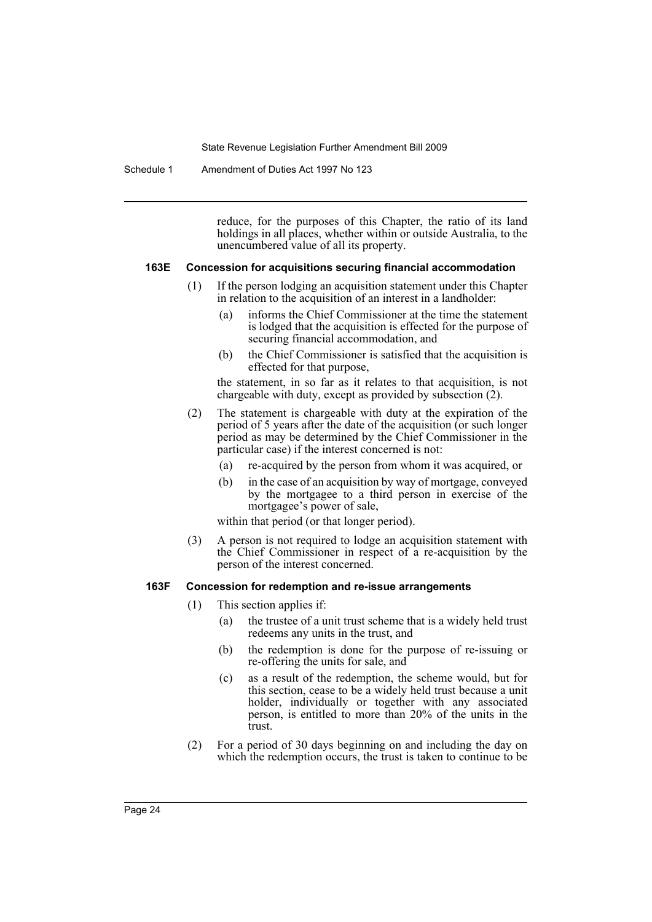reduce, for the purposes of this Chapter, the ratio of its land holdings in all places, whether within or outside Australia, to the unencumbered value of all its property.

### 163E Concession for acquisitions securing financial accommodation

(1) If the person lodging an acquisition statement under this Chapter in relation to the acquisition of an interest in a landholder:

- (a) informs the Chief Commissioner at the time the statement is lodged that the acquisition is effected for the purpose of securing financial accommodation, and
- (b) the Chief Commissioner is satisfied that the acquisition is effected for that purpose,

the statement, in so far as it relates to that acquisition, is not chargeable with duty, except as provided by subsection (2).

(2) The statement is chargeable with duty at the expiration of the period of 5 years after the date of the acquisition (or such longer period as may be determined by the Chief Commissioner in the particular case) if the interest concerned is not:

- (a) re-acquired by the person from whom it was acquired, or
- (b) in the case of an acquisition by way of mortgage, conveyed by the mortgagee to a third person in exercise of the mortgagee's power of sale,

within that period (or that longer period).

(3) A person is not required to lodge an acquisition statement with the Chief Commissioner in respect of a re-acquisition by the person of the interest concerned.

### 163F Concession for redemption and re-issue arrangements

(1) This section applies if:

- (a) the trustee of a unit trust scheme that is a widely held trust redeems any units in the trust, and
- (b) the redemption is done for the purpose of re-issuing or re-offering the units for sale, and
- (c) as a result of the redemption, the scheme would, but for this section, cease to be a widely held trust because a unit holder, individually or together with any associated person, is entitled to more than 20% of the units in the trust.

(2) For a period of 30 days beginning on and including the day on which the redemption occurs, the trust is taken to continue to be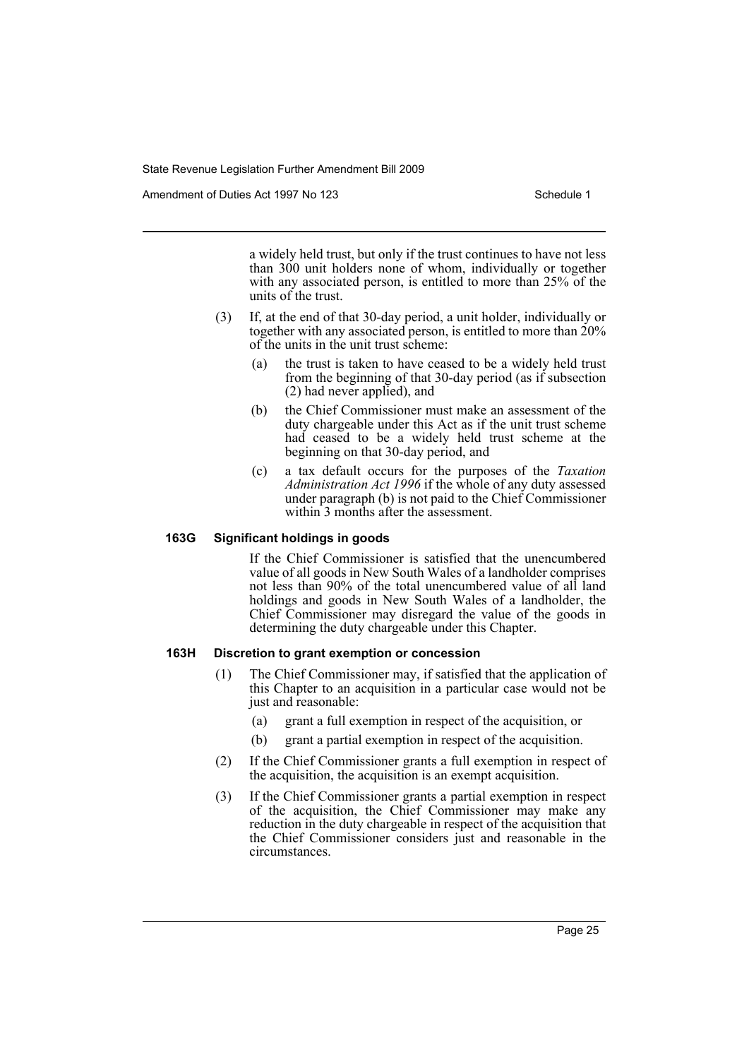a widely held trust, but only if the trust continues to have not less than 300 unit holders none of whom, individually or together with any associated person, is entitled to more than 25% of the units of the trust.

(3) If, at the end of that 30-day period, a unit holder, individually or together with any associated person, is entitled to more than 20% of the units in the unit trust scheme:

- (a) the trust is taken to have ceased to be a widely held trust from the beginning of that 30-day period (as if subsection (2) had never applied), and
- (b) the Chief Commissioner must make an assessment of the duty chargeable under this Act as if the unit trust scheme had ceased to be a widely held trust scheme at the beginning on that 30-day period, and
- (c) a tax default occurs for the purposes of the *Taxation Administration Act 1996* if the whole of any duty assessed under paragraph (b) is not paid to the Chief Commissioner within 3 months after the assessment.

**163G Significant holdings in goods**

If the Chief Commissioner is satisfied that the unencumbered value of all goods in New South Wales of a landholder comprises not less than 90% of the total unencumbered value of all land holdings and goods in New South Wales of a landholder, the Chief Commissioner may disregard the value of the goods in determining the duty chargeable under this Chapter.

**163H Discretion to grant exemption or concession**

(1) The Chief Commissioner may, if satisfied that the application of this Chapter to an acquisition in a particular case would not be just and reasonable:

- (a) grant a full exemption in respect of the acquisition, or
- (b) grant a partial exemption in respect of the acquisition.

(2) If the Chief Commissioner grants a full exemption in respect of the acquisition, the acquisition is an exempt acquisition.

(3) If the Chief Commissioner grants a partial exemption in respect of the acquisition, the Chief Commissioner may make any reduction in the duty chargeable in respect of the acquisition that the Chief Commissioner considers just and reasonable in the circumstances.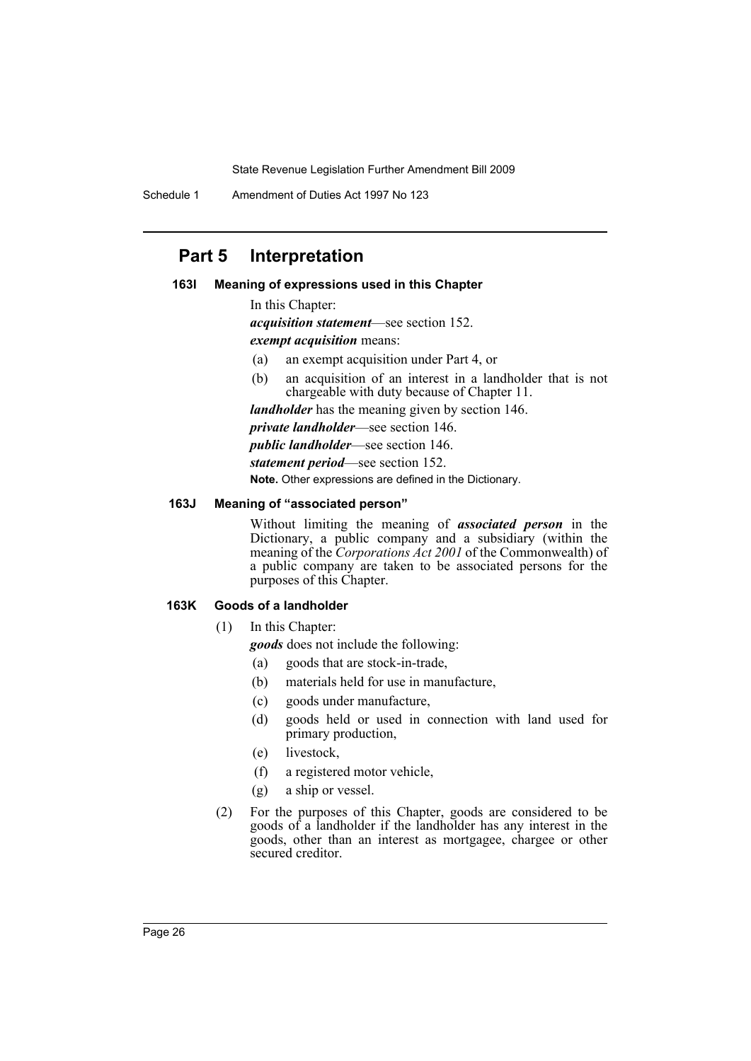## Part 5 Interpretation

### 163I Meaning of expressions used in this Chapter

In this Chapter:

***acquisition statement***—see section 152.

***exempt acquisition*** means:

(a) an exempt acquisition under Part 4, or

(b) an acquisition of an interest in a landholder that is not chargeable with duty because of Chapter 11.

***landholder*** has the meaning given by section 146.

***private landholder***—see section 146.

***public landholder***—see section 146.

***statement period***—see section 152.

**Note.** Other expressions are defined in the Dictionary.

### 163J Meaning of "associated person"

Without limiting the meaning of ***associated person*** in the Dictionary, a public company and a subsidiary (within the meaning of the *Corporations Act 2001* of the Commonwealth) of a public company are taken to be associated persons for the purposes of this Chapter.

### 163K Goods of a landholder

(1) In this Chapter:

***goods*** does not include the following:

(a) goods that are stock-in-trade,

(b) materials held for use in manufacture,

(c) goods under manufacture,

(d) goods held or used in connection with land used for primary production,

(e) livestock,

(f) a registered motor vehicle,

(g) a ship or vessel.

(2) For the purposes of this Chapter, goods are considered to be goods of a landholder if the landholder has any interest in the goods, other than an interest as mortgagee, chargee or other secured creditor.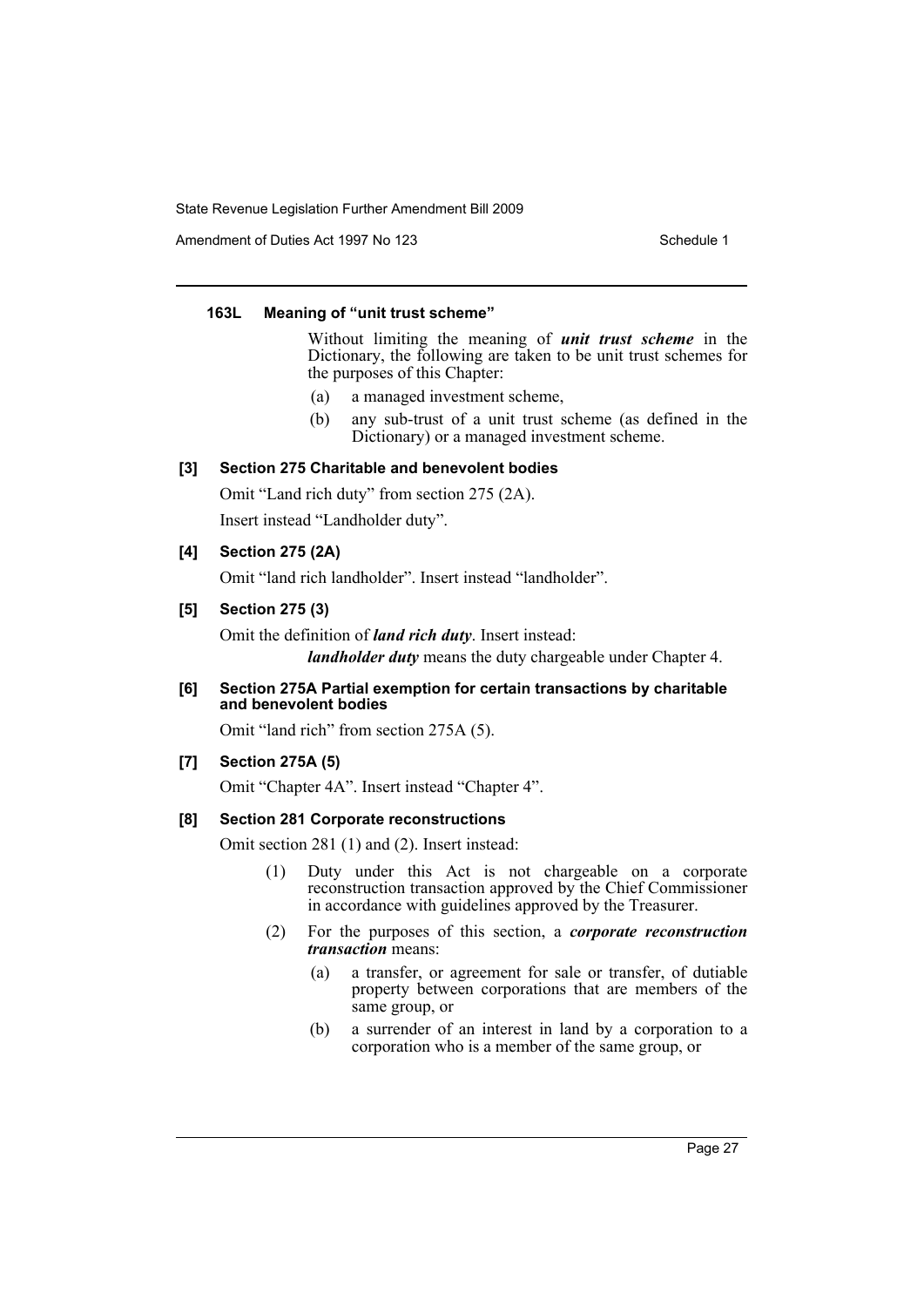#### 163L Meaning of "unit trust scheme"

Without limiting the meaning of ***unit trust scheme*** in the Dictionary, the following are taken to be unit trust schemes for the purposes of this Chapter:

(a) a managed investment scheme,

(b) any sub-trust of a unit trust scheme (as defined in the Dictionary) or a managed investment scheme.

### [3] Section 275 Charitable and benevolent bodies

Omit "Land rich duty" from section 275 (2A).

Insert instead "Landholder duty".

### [4] Section 275 (2A)

Omit "land rich landholder". Insert instead "landholder".

### [5] Section 275 (3)

Omit the definition of ***land rich duty***. Insert instead:

***landholder duty*** means the duty chargeable under Chapter 4.

### [6] Section 275A Partial exemption for certain transactions by charitable and benevolent bodies

Omit "land rich" from section 275A (5).

### [7] Section 275A (5)

Omit "Chapter 4A". Insert instead "Chapter 4".

### [8] Section 281 Corporate reconstructions

Omit section 281 (1) and (2). Insert instead:

(1) Duty under this Act is not chargeable on a corporate reconstruction transaction approved by the Chief Commissioner in accordance with guidelines approved by the Treasurer.

(2) For the purposes of this section, a ***corporate reconstruction transaction*** means:

(a) a transfer, or agreement for sale or transfer, of dutiable property between corporations that are members of the same group, or

(b) a surrender of an interest in land by a corporation to a corporation who is a member of the same group, or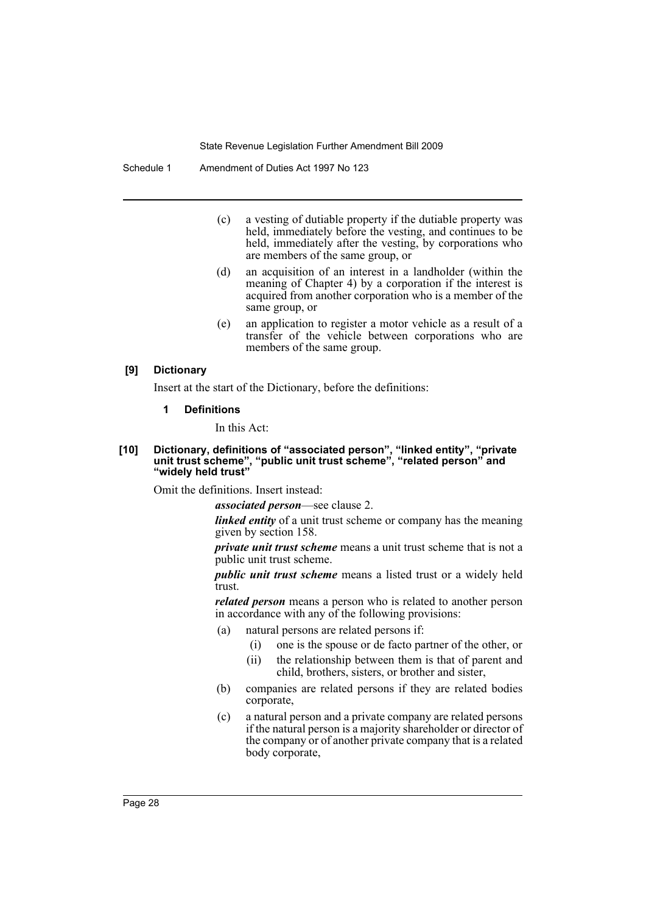(c) a vesting of dutiable property if the dutiable property was held, immediately before the vesting, and continues to be held, immediately after the vesting, by corporations who are members of the same group, or

(d) an acquisition of an interest in a landholder (within the meaning of Chapter 4) by a corporation if the interest is acquired from another corporation who is a member of the same group, or

(e) an application to register a motor vehicle as a result of a transfer of the vehicle between corporations who are members of the same group.

#### [9] Dictionary

Insert at the start of the Dictionary, before the definitions:

**1 Definitions**

In this Act:

#### [10] Dictionary, definitions of "associated person", "linked entity", "private unit trust scheme", "public unit trust scheme", "related person" and "widely held trust"

Omit the definitions. Insert instead:

***associated person***—see clause 2.

***linked entity*** of a unit trust scheme or company has the meaning given by section 158.

***private unit trust scheme*** means a unit trust scheme that is not a public unit trust scheme.

***public unit trust scheme*** means a listed trust or a widely held trust.

***related person*** means a person who is related to another person in accordance with any of the following provisions:

(a) natural persons are related persons if:

  (i) one is the spouse or de facto partner of the other, or

  (ii) the relationship between them is that of parent and child, brothers, sisters, or brother and sister,

(b) companies are related persons if they are related bodies corporate,

(c) a natural person and a private company are related persons if the natural person is a majority shareholder or director of the company or of another private company that is a related body corporate,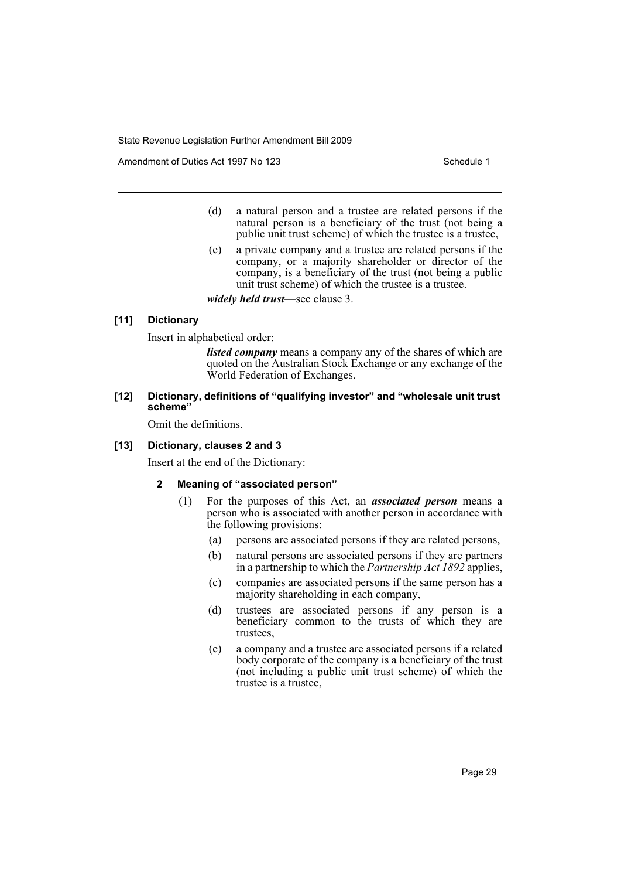(d) a natural person and a trustee are related persons if the natural person is a beneficiary of the trust (not being a public unit trust scheme) of which the trustee is a trustee,

(e) a private company and a trustee are related persons if the company, or a majority shareholder or director of the company, is a beneficiary of the trust (not being a public unit trust scheme) of which the trustee is a trustee.

***widely held trust***—see clause 3.

#### [11] Dictionary

Insert in alphabetical order:

> ***listed company*** means a company any of the shares of which are quoted on the Australian Stock Exchange or any exchange of the World Federation of Exchanges.

#### [12] Dictionary, definitions of "qualifying investor" and "wholesale unit trust scheme"

Omit the definitions.

#### [13] Dictionary, clauses 2 and 3

Insert at the end of the Dictionary:

##### 2 Meaning of "associated person"

(1) For the purposes of this Act, an ***associated person*** means a person who is associated with another person in accordance with the following provisions:

(a) persons are associated persons if they are related persons,

(b) natural persons are associated persons if they are partners in a partnership to which the *Partnership Act 1892* applies,

(c) companies are associated persons if the same person has a majority shareholding in each company,

(d) trustees are associated persons if any person is a beneficiary common to the trusts of which they are trustees,

(e) a company and a trustee are associated persons if a related body corporate of the company is a beneficiary of the trust (not including a public unit trust scheme) of which the trustee is a trustee,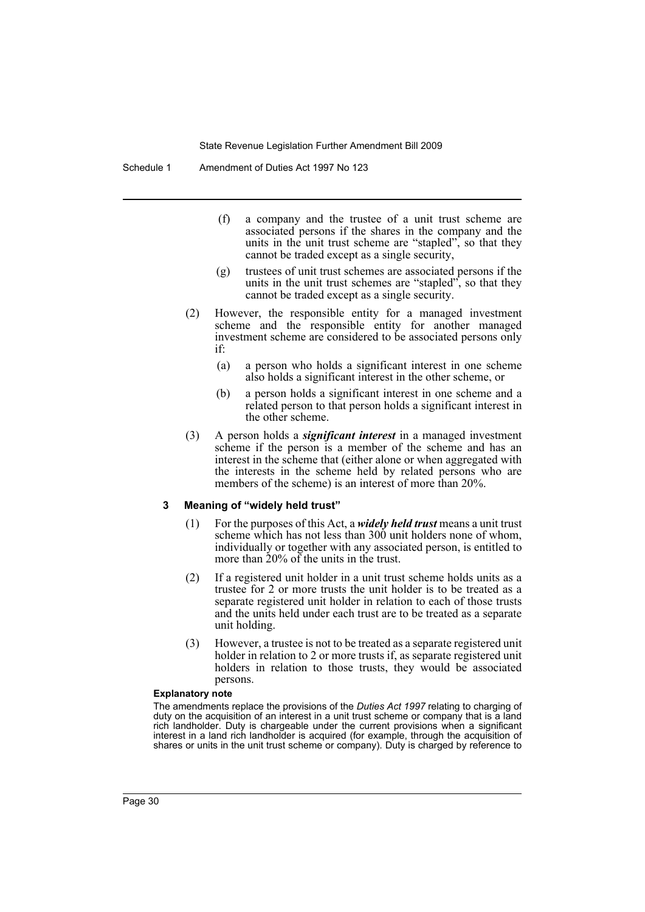(f) a company and the trustee of a unit trust scheme are associated persons if the shares in the company and the units in the unit trust scheme are "stapled", so that they cannot be traded except as a single security,

(g) trustees of unit trust schemes are associated persons if the units in the unit trust schemes are "stapled", so that they cannot be traded except as a single security.

(2) However, the responsible entity for a managed investment scheme and the responsible entity for another managed investment scheme are considered to be associated persons only if:

(a) a person who holds a significant interest in one scheme also holds a significant interest in the other scheme, or

(b) a person holds a significant interest in one scheme and a related person to that person holds a significant interest in the other scheme.

(3) A person holds a ***significant interest*** in a managed investment scheme if the person is a member of the scheme and has an interest in the scheme that (either alone or when aggregated with the interests in the scheme held by related persons who are members of the scheme) is an interest of more than 20%.

### 3 Meaning of "widely held trust"

(1) For the purposes of this Act, a ***widely held trust*** means a unit trust scheme which has not less than 300 unit holders none of whom, individually or together with any associated person, is entitled to more than 20% of the units in the trust.

(2) If a registered unit holder in a unit trust scheme holds units as a trustee for 2 or more trusts the unit holder is to be treated as a separate registered unit holder in relation to each of those trusts and the units held under each trust are to be treated as a separate unit holding.

(3) However, a trustee is not to be treated as a separate registered unit holder in relation to 2 or more trusts if, as separate registered unit holders in relation to those trusts, they would be associated persons.

**Explanatory note**

The amendments replace the provisions of the *Duties Act 1997* relating to charging of duty on the acquisition of an interest in a unit trust scheme or company that is a land rich landholder. Duty is chargeable under the current provisions when a significant interest in a land rich landholder is acquired (for example, through the acquisition of shares or units in the unit trust scheme or company). Duty is charged by reference to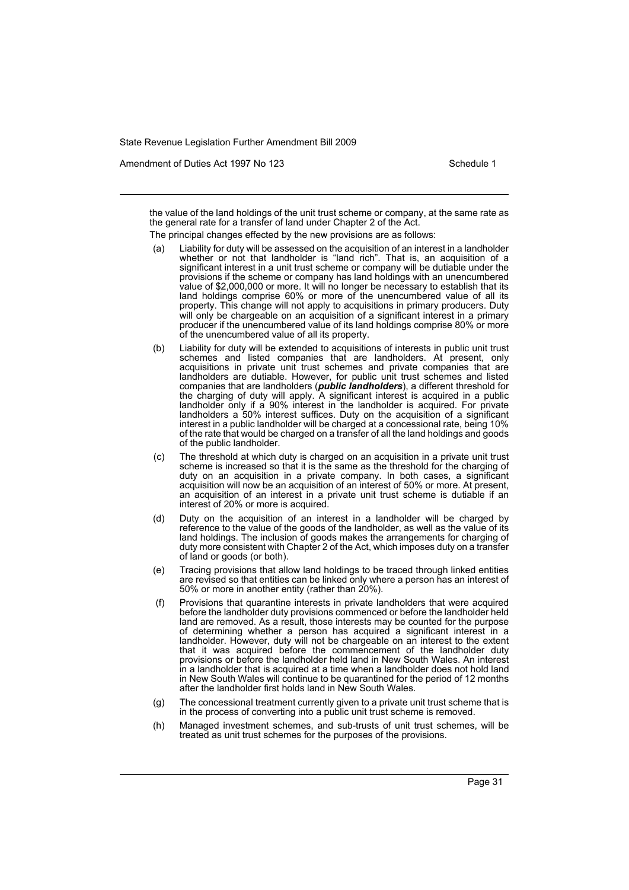the value of the land holdings of the unit trust scheme or company, at the same rate as the general rate for a transfer of land under Chapter 2 of the Act.

The principal changes effected by the new provisions are as follows:

(a) Liability for duty will be assessed on the acquisition of an interest in a landholder whether or not that landholder is "land rich". That is, an acquisition of a significant interest in a unit trust scheme or company will be dutiable under the provisions if the scheme or company has land holdings with an unencumbered value of $2,000,000 or more. It will no longer be necessary to establish that its land holdings comprise 60% or more of the unencumbered value of all its property. This change will not apply to acquisitions in primary producers. Duty will only be chargeable on an acquisition of a significant interest in a primary producer if the unencumbered value of its land holdings comprise 80% or more of the unencumbered value of all its property.

(b) Liability for duty will be extended to acquisitions of interests in public unit trust schemes and listed companies that are landholders. At present, only acquisitions in private unit trust schemes and private companies that are landholders are dutiable. However, for public unit trust schemes and listed companies that are landholders (***public landholders***), a different threshold for the charging of duty will apply. A significant interest is acquired in a public landholder only if a 90% interest in the landholder is acquired. For private landholders a 50% interest suffices. Duty on the acquisition of a significant interest in a public landholder will be charged at a concessional rate, being 10% of the rate that would be charged on a transfer of all the land holdings and goods of the public landholder.

(c) The threshold at which duty is charged on an acquisition in a private unit trust scheme is increased so that it is the same as the threshold for the charging of duty on an acquisition in a private company. In both cases, a significant acquisition will now be an acquisition of an interest of 50% or more. At present, an acquisition of an interest in a private unit trust scheme is dutiable if an interest of 20% or more is acquired.

(d) Duty on the acquisition of an interest in a landholder will be charged by reference to the value of the goods of the landholder, as well as the value of its land holdings. The inclusion of goods makes the arrangements for charging of duty more consistent with Chapter 2 of the Act, which imposes duty on a transfer of land or goods (or both).

(e) Tracing provisions that allow land holdings to be traced through linked entities are revised so that entities can be linked only where a person has an interest of 50% or more in another entity (rather than 20%).

(f) Provisions that quarantine interests in private landholders that were acquired before the landholder duty provisions commenced or before the landholder held land are removed. As a result, those interests may be counted for the purpose of determining whether a person has acquired a significant interest in a landholder. However, duty will not be chargeable on an interest to the extent that it was acquired before the commencement of the landholder duty provisions or before the landholder held land in New South Wales. An interest in a landholder that is acquired at a time when a landholder does not hold land in New South Wales will continue to be quarantined for the period of 12 months after the landholder first holds land in New South Wales.

(g) The concessional treatment currently given to a private unit trust scheme that is in the process of converting into a public unit trust scheme is removed.

(h) Managed investment schemes, and sub-trusts of unit trust schemes, will be treated as unit trust schemes for the purposes of the provisions.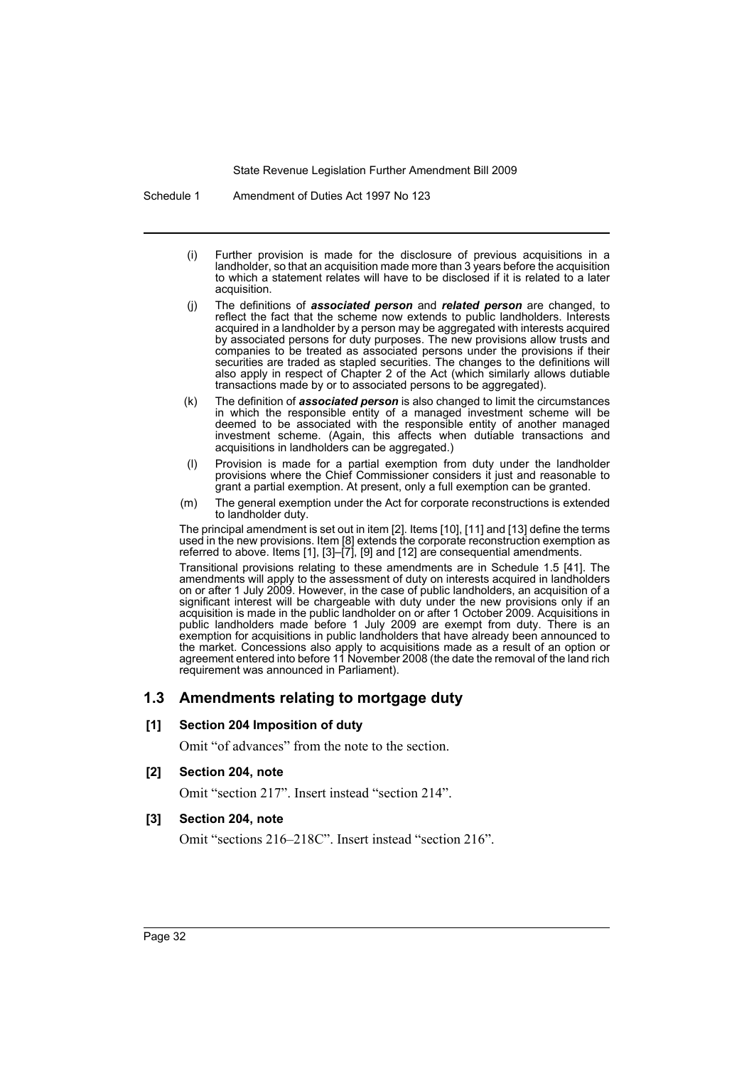(i) Further provision is made for the disclosure of previous acquisitions in a landholder, so that an acquisition made more than 3 years before the acquisition to which a statement relates will have to be disclosed if it is related to a later acquisition.

(j) The definitions of ***associated person*** and ***related person*** are changed, to reflect the fact that the scheme now extends to public landholders. Interests acquired in a landholder by a person may be aggregated with interests acquired by associated persons for duty purposes. The new provisions allow trusts and companies to be treated as associated persons under the provisions if their securities are traded as stapled securities. The changes to the definitions will also apply in respect of Chapter 2 of the Act (which similarly allows dutiable transactions made by or to associated persons to be aggregated).

(k) The definition of ***associated person*** is also changed to limit the circumstances in which the responsible entity of a managed investment scheme will be deemed to be associated with the responsible entity of another managed investment scheme. (Again, this affects when dutiable transactions and acquisitions in landholders can be aggregated.)

(l) Provision is made for a partial exemption from duty under the landholder provisions where the Chief Commissioner considers it just and reasonable to grant a partial exemption. At present, only a full exemption can be granted.

(m) The general exemption under the Act for corporate reconstructions is extended to landholder duty.

The principal amendment is set out in item [2]. Items [10], [11] and [13] define the terms used in the new provisions. Item [8] extends the corporate reconstruction exemption as referred to above. Items [1], [3]–[7], [9] and [12] are consequential amendments.

Transitional provisions relating to these amendments are in Schedule 1.5 [41]. The amendments will apply to the assessment of duty on interests acquired in landholders on or after 1 July 2009. However, in the case of public landholders, an acquisition of a significant interest will be chargeable with duty under the new provisions only if an acquisition is made in the public landholder on or after 1 October 2009. Acquisitions in public landholders made before 1 July 2009 are exempt from duty. There is an exemption for acquisitions in public landholders that have already been announced to the market. Concessions also apply to acquisitions made as a result of an option or agreement entered into before 11 November 2008 (the date the removal of the land rich requirement was announced in Parliament).

## 1.3 Amendments relating to mortgage duty

### [1] Section 204 Imposition of duty

Omit "of advances" from the note to the section.

### [2] Section 204, note

Omit "section 217". Insert instead "section 214".

### [3] Section 204, note

Omit "sections 216–218C". Insert instead "section 216".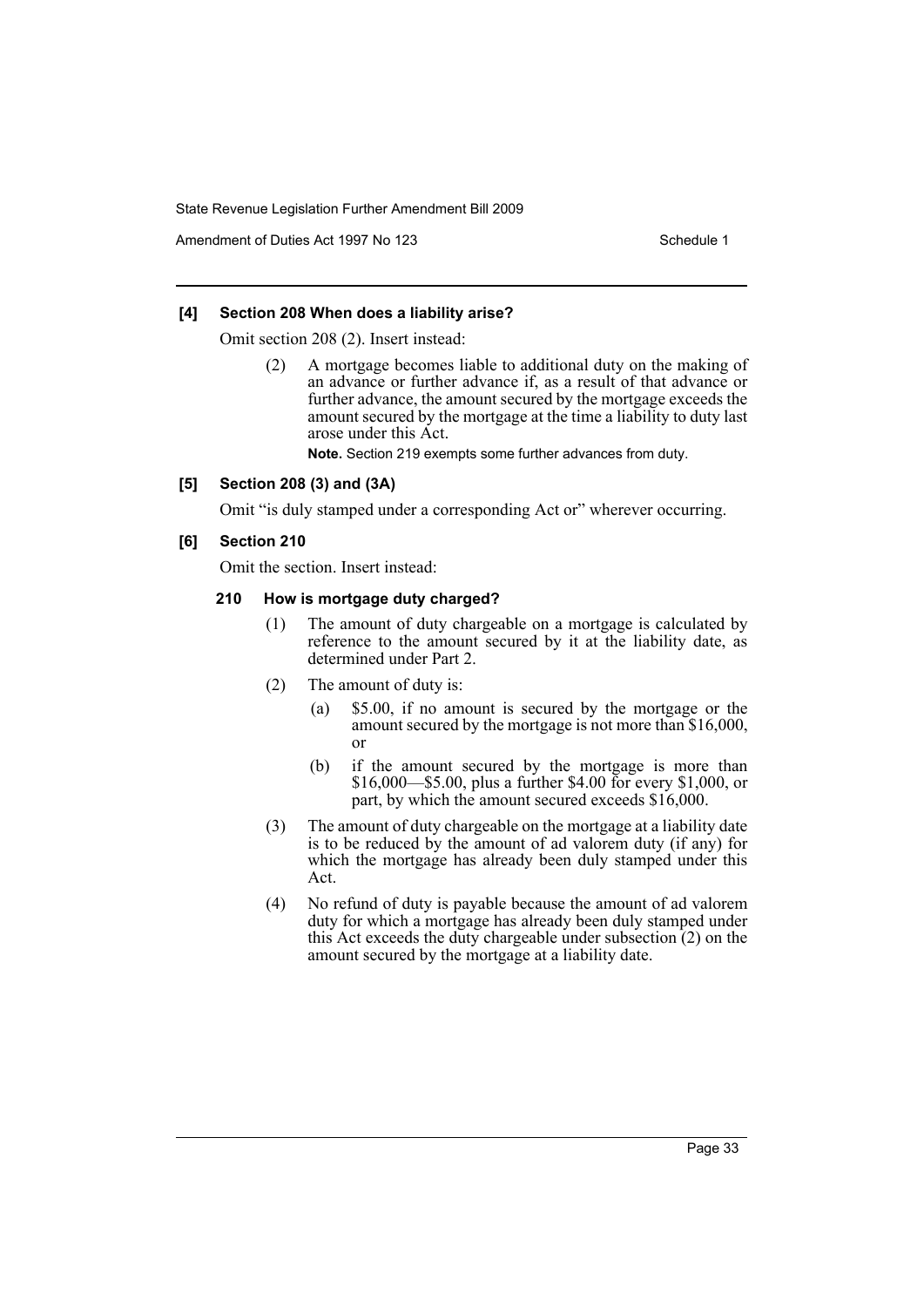### [4] Section 208 When does a liability arise?

Omit section 208 (2). Insert instead:

> (2) A mortgage becomes liable to additional duty on the making of an advance or further advance if, as a result of that advance or further advance, the amount secured by the mortgage exceeds the amount secured by the mortgage at the time a liability to duty last arose under this Act.
>
> **Note.** Section 219 exempts some further advances from duty.

### [5] Section 208 (3) and (3A)

Omit "is duly stamped under a corresponding Act or" wherever occurring.

### [6] Section 210

Omit the section. Insert instead:

#### 210 How is mortgage duty charged?

(1) The amount of duty chargeable on a mortgage is calculated by reference to the amount secured by it at the liability date, as determined under Part 2.

(2) The amount of duty is:

- (a) $5.00, if no amount is secured by the mortgage or the amount secured by the mortgage is not more than $16,000, or
- (b) if the amount secured by the mortgage is more than $16,000—$5.00, plus a further $4.00 for every $1,000, or part, by which the amount secured exceeds $16,000.

(3) The amount of duty chargeable on the mortgage at a liability date is to be reduced by the amount of ad valorem duty (if any) for which the mortgage has already been duly stamped under this Act.

(4) No refund of duty is payable because the amount of ad valorem duty for which a mortgage has already been duly stamped under this Act exceeds the duty chargeable under subsection (2) on the amount secured by the mortgage at a liability date.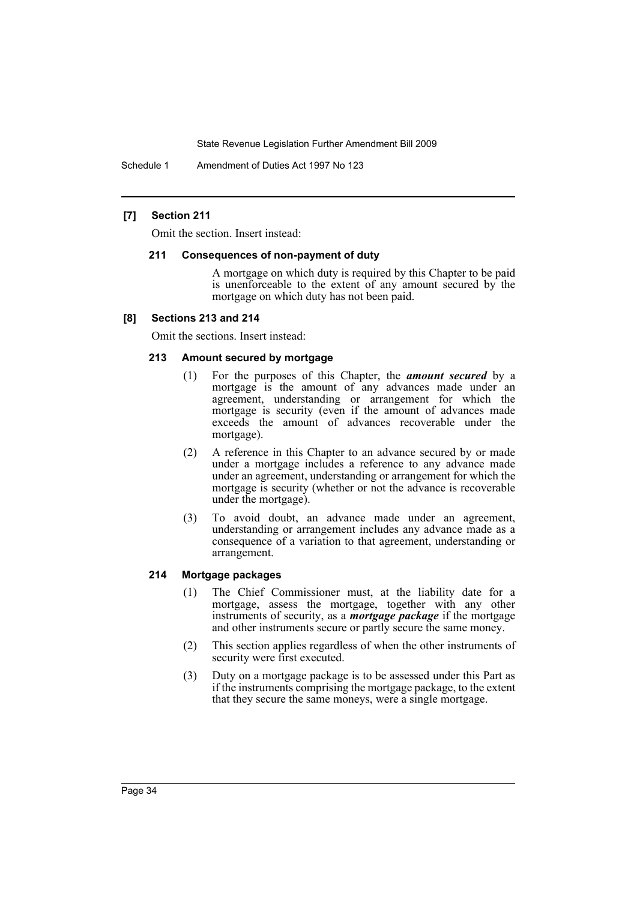### [7] Section 211

Omit the section. Insert instead:

#### 211 Consequences of non-payment of duty

A mortgage on which duty is required by this Chapter to be paid is unenforceable to the extent of any amount secured by the mortgage on which duty has not been paid.

### [8] Sections 213 and 214

Omit the sections. Insert instead:

#### 213 Amount secured by mortgage

(1) For the purposes of this Chapter, the ***amount secured*** by a mortgage is the amount of any advances made under an agreement, understanding or arrangement for which the mortgage is security (even if the amount of advances made exceeds the amount of advances recoverable under the mortgage).

(2) A reference in this Chapter to an advance secured by or made under a mortgage includes a reference to any advance made under an agreement, understanding or arrangement for which the mortgage is security (whether or not the advance is recoverable under the mortgage).

(3) To avoid doubt, an advance made under an agreement, understanding or arrangement includes any advance made as a consequence of a variation to that agreement, understanding or arrangement.

#### 214 Mortgage packages

(1) The Chief Commissioner must, at the liability date for a mortgage, assess the mortgage, together with any other instruments of security, as a ***mortgage package*** if the mortgage and other instruments secure or partly secure the same money.

(2) This section applies regardless of when the other instruments of security were first executed.

(3) Duty on a mortgage package is to be assessed under this Part as if the instruments comprising the mortgage package, to the extent that they secure the same moneys, were a single mortgage.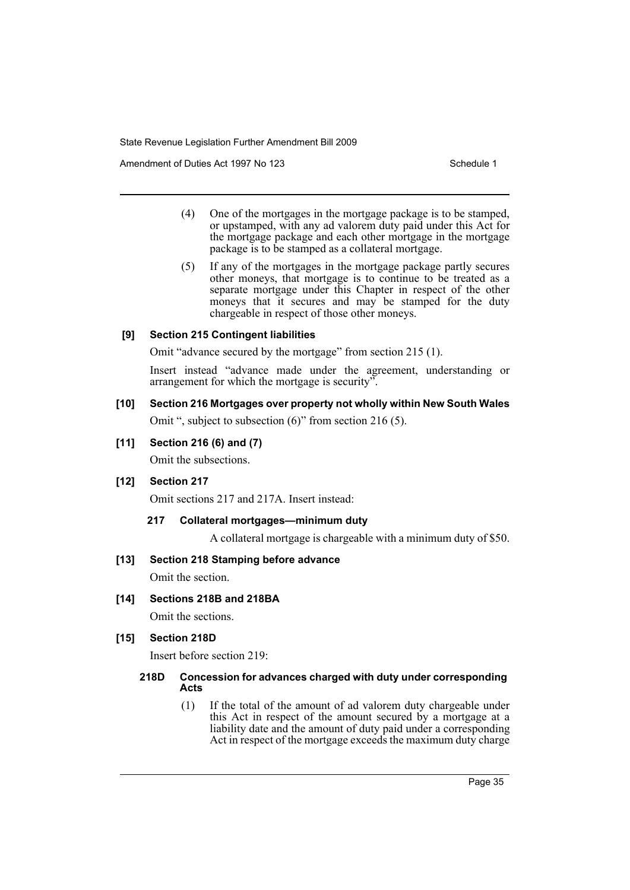(4) One of the mortgages in the mortgage package is to be stamped, or upstamped, with any ad valorem duty paid under this Act for the mortgage package and each other mortgage in the mortgage package is to be stamped as a collateral mortgage.

(5) If any of the mortgages in the mortgage package partly secures other moneys, that mortgage is to continue to be treated as a separate mortgage under this Chapter in respect of the other moneys that it secures and may be stamped for the duty chargeable in respect of those other moneys.

**[9] Section 215 Contingent liabilities**

Omit "advance secured by the mortgage" from section 215 (1).

Insert instead "advance made under the agreement, understanding or arrangement for which the mortgage is security".

**[10] Section 216 Mortgages over property not wholly within New South Wales**

Omit ", subject to subsection (6)" from section 216 (5).

**[11] Section 216 (6) and (7)**

Omit the subsections.

**[12] Section 217**

Omit sections 217 and 217A. Insert instead:

**217 Collateral mortgages—minimum duty**

A collateral mortgage is chargeable with a minimum duty of $50.

**[13] Section 218 Stamping before advance**

Omit the section.

**[14] Sections 218B and 218BA**

Omit the sections.

**[15] Section 218D**

Insert before section 219:

**218D Concession for advances charged with duty under corresponding Acts**

(1) If the total of the amount of ad valorem duty chargeable under this Act in respect of the amount secured by a mortgage at a liability date and the amount of duty paid under a corresponding Act in respect of the mortgage exceeds the maximum duty charge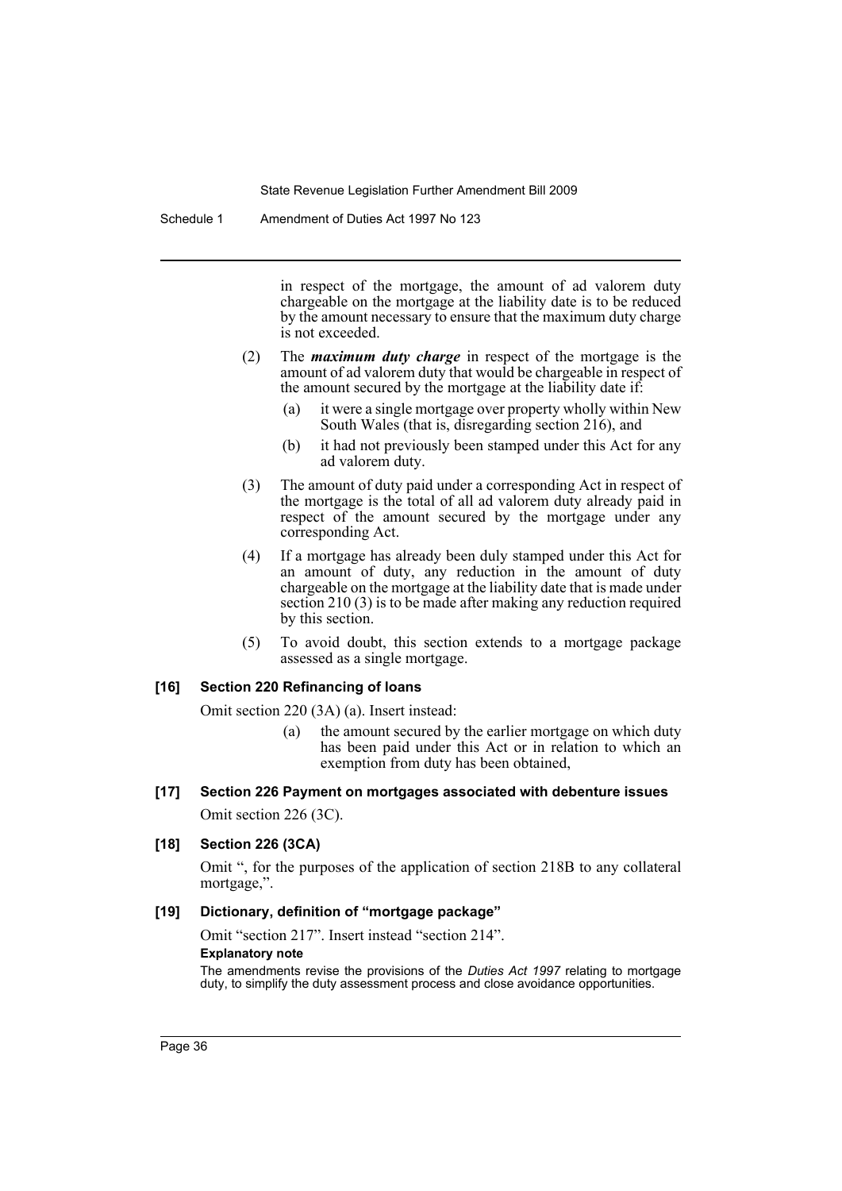in respect of the mortgage, the amount of ad valorem duty chargeable on the mortgage at the liability date is to be reduced by the amount necessary to ensure that the maximum duty charge is not exceeded.

(2) The ***maximum duty charge*** in respect of the mortgage is the amount of ad valorem duty that would be chargeable in respect of the amount secured by the mortgage at the liability date if:

(a) it were a single mortgage over property wholly within New South Wales (that is, disregarding section 216), and

(b) it had not previously been stamped under this Act for any ad valorem duty.

(3) The amount of duty paid under a corresponding Act in respect of the mortgage is the total of all ad valorem duty already paid in respect of the amount secured by the mortgage under any corresponding Act.

(4) If a mortgage has already been duly stamped under this Act for an amount of duty, any reduction in the amount of duty chargeable on the mortgage at the liability date that is made under section 210 (3) is to be made after making any reduction required by this section.

(5) To avoid doubt, this section extends to a mortgage package assessed as a single mortgage.

### [16] Section 220 Refinancing of loans

Omit section 220 (3A) (a). Insert instead:

(a) the amount secured by the earlier mortgage on which duty has been paid under this Act or in relation to which an exemption from duty has been obtained,

### [17] Section 226 Payment on mortgages associated with debenture issues

Omit section 226 (3C).

### [18] Section 226 (3CA)

Omit ", for the purposes of the application of section 218B to any collateral mortgage,".

### [19] Dictionary, definition of "mortgage package"

Omit "section 217". Insert instead "section 214".

**Explanatory note**

The amendments revise the provisions of the *Duties Act 1997* relating to mortgage duty, to simplify the duty assessment process and close avoidance opportunities.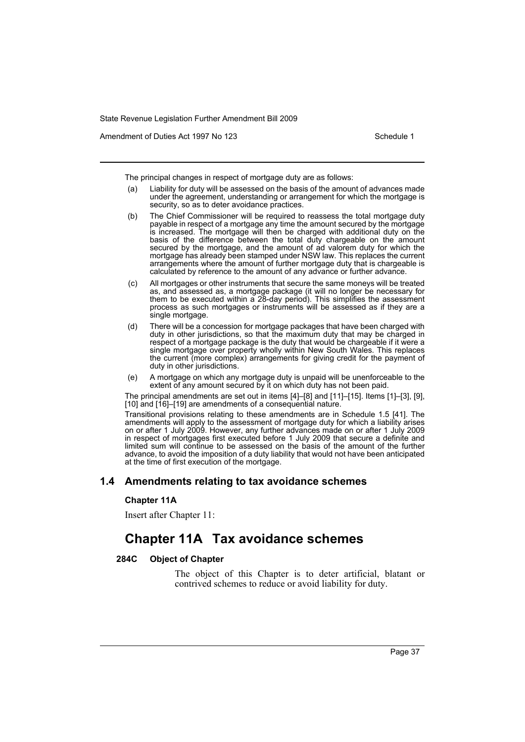The principal changes in respect of mortgage duty are as follows:

(a) Liability for duty will be assessed on the basis of the amount of advances made under the agreement, understanding or arrangement for which the mortgage is security, so as to deter avoidance practices.

(b) The Chief Commissioner will be required to reassess the total mortgage duty payable in respect of a mortgage any time the amount secured by the mortgage is increased. The mortgage will then be charged with additional duty on the basis of the difference between the total duty chargeable on the amount secured by the mortgage, and the amount of ad valorem duty for which the mortgage has already been stamped under NSW law. This replaces the current arrangements where the amount of further mortgage duty that is chargeable is calculated by reference to the amount of any advance or further advance.

(c) All mortgages or other instruments that secure the same moneys will be treated as, and assessed as, a mortgage package (it will no longer be necessary for them to be executed within a 28-day period). This simplifies the assessment process as such mortgages or instruments will be assessed as if they are a single mortgage.

(d) There will be a concession for mortgage packages that have been charged with duty in other jurisdictions, so that the maximum duty that may be charged in respect of a mortgage package is the duty that would be chargeable if it were a single mortgage over property wholly within New South Wales. This replaces the current (more complex) arrangements for giving credit for the payment of duty in other jurisdictions.

(e) A mortgage on which any mortgage duty is unpaid will be unenforceable to the extent of any amount secured by it on which duty has not been paid.

The principal amendments are set out in items [4]–[8] and [11]–[15]. Items [1]–[3], [9], [10] and [16]–[19] are amendments of a consequential nature.

Transitional provisions relating to these amendments are in Schedule 1.5 [41]. The amendments will apply to the assessment of mortgage duty for which a liability arises on or after 1 July 2009. However, any further advances made on or after 1 July 2009 in respect of mortgages first executed before 1 July 2009 that secure a definite and limited sum will continue to be assessed on the basis of the amount of the further advance, to avoid the imposition of a duty liability that would not have been anticipated at the time of first execution of the mortgage.

## 1.4 Amendments relating to tax avoidance schemes

**Chapter 11A**

Insert after Chapter 11:

# Chapter 11A Tax avoidance schemes

### 284C Object of Chapter

The object of this Chapter is to deter artificial, blatant or contrived schemes to reduce or avoid liability for duty.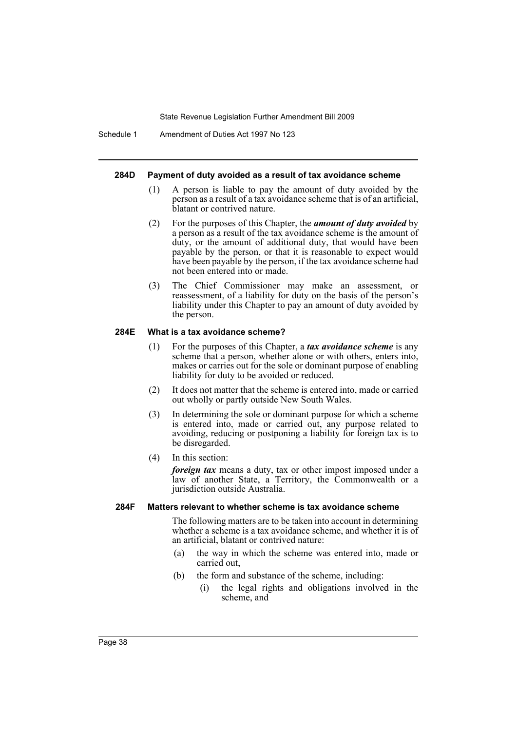#### 284D Payment of duty avoided as a result of tax avoidance scheme

(1) A person is liable to pay the amount of duty avoided by the person as a result of a tax avoidance scheme that is of an artificial, blatant or contrived nature.

(2) For the purposes of this Chapter, the ***amount of duty avoided*** by a person as a result of the tax avoidance scheme is the amount of duty, or the amount of additional duty, that would have been payable by the person, or that it is reasonable to expect would have been payable by the person, if the tax avoidance scheme had not been entered into or made.

(3) The Chief Commissioner may make an assessment, or reassessment, of a liability for duty on the basis of the person's liability under this Chapter to pay an amount of duty avoided by the person.

#### 284E What is a tax avoidance scheme?

(1) For the purposes of this Chapter, a ***tax avoidance scheme*** is any scheme that a person, whether alone or with others, enters into, makes or carries out for the sole or dominant purpose of enabling liability for duty to be avoided or reduced.

(2) It does not matter that the scheme is entered into, made or carried out wholly or partly outside New South Wales.

(3) In determining the sole or dominant purpose for which a scheme is entered into, made or carried out, any purpose related to avoiding, reducing or postponing a liability for foreign tax is to be disregarded.

(4) In this section:

***foreign tax*** means a duty, tax or other impost imposed under a law of another State, a Territory, the Commonwealth or a jurisdiction outside Australia.

#### 284F Matters relevant to whether scheme is tax avoidance scheme

The following matters are to be taken into account in determining whether a scheme is a tax avoidance scheme, and whether it is of an artificial, blatant or contrived nature:

(a) the way in which the scheme was entered into, made or carried out,

(b) the form and substance of the scheme, including:

(i) the legal rights and obligations involved in the scheme, and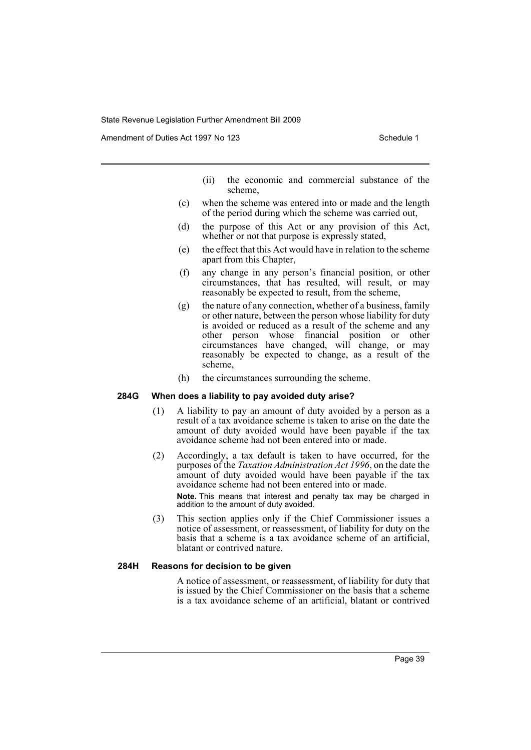(ii) the economic and commercial substance of the scheme,

(c) when the scheme was entered into or made and the length of the period during which the scheme was carried out,

(d) the purpose of this Act or any provision of this Act, whether or not that purpose is expressly stated,

(e) the effect that this Act would have in relation to the scheme apart from this Chapter,

(f) any change in any person's financial position, or other circumstances, that has resulted, will result, or may reasonably be expected to result, from the scheme,

(g) the nature of any connection, whether of a business, family or other nature, between the person whose liability for duty is avoided or reduced as a result of the scheme and any other person whose financial position or other circumstances have changed, will change, or may reasonably be expected to change, as a result of the scheme,

(h) the circumstances surrounding the scheme.

#### 284G When does a liability to pay avoided duty arise?

(1) A liability to pay an amount of duty avoided by a person as a result of a tax avoidance scheme is taken to arise on the date the amount of duty avoided would have been payable if the tax avoidance scheme had not been entered into or made.

(2) Accordingly, a tax default is taken to have occurred, for the purposes of the *Taxation Administration Act 1996*, on the date the amount of duty avoided would have been payable if the tax avoidance scheme had not been entered into or made.

**Note.** This means that interest and penalty tax may be charged in addition to the amount of duty avoided.

(3) This section applies only if the Chief Commissioner issues a notice of assessment, or reassessment, of liability for duty on the basis that a scheme is a tax avoidance scheme of an artificial, blatant or contrived nature.

#### 284H Reasons for decision to be given

A notice of assessment, or reassessment, of liability for duty that is issued by the Chief Commissioner on the basis that a scheme is a tax avoidance scheme of an artificial, blatant or contrived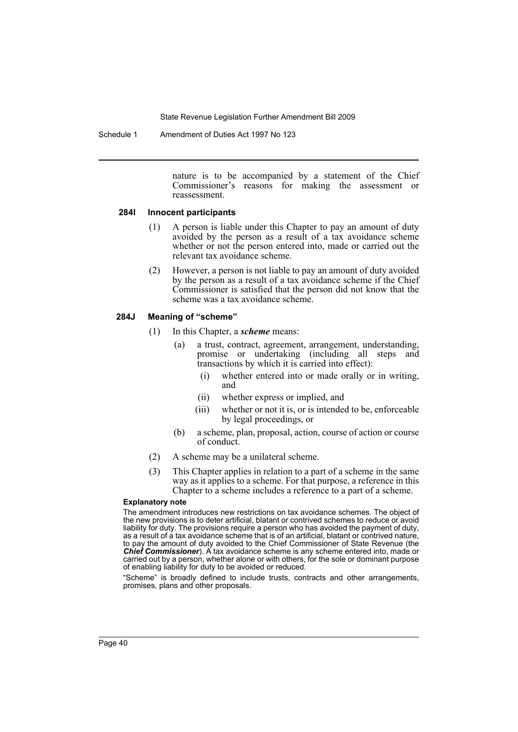nature is to be accompanied by a statement of the Chief Commissioner's reasons for making the assessment or reassessment.

#### 284I Innocent participants

(1) A person is liable under this Chapter to pay an amount of duty avoided by the person as a result of a tax avoidance scheme whether or not the person entered into, made or carried out the relevant tax avoidance scheme.

(2) However, a person is not liable to pay an amount of duty avoided by the person as a result of a tax avoidance scheme if the Chief Commissioner is satisfied that the person did not know that the scheme was a tax avoidance scheme.

#### 284J Meaning of "scheme"

(1) In this Chapter, a ***scheme*** means:

(a) a trust, contract, agreement, arrangement, understanding, promise or undertaking (including all steps and transactions by which it is carried into effect):

(i) whether entered into or made orally or in writing, and

(ii) whether express or implied, and

(iii) whether or not it is, or is intended to be, enforceable by legal proceedings, or

(b) a scheme, plan, proposal, action, course of action or course of conduct.

(2) A scheme may be a unilateral scheme.

(3) This Chapter applies in relation to a part of a scheme in the same way as it applies to a scheme. For that purpose, a reference in this Chapter to a scheme includes a reference to a part of a scheme.

**Explanatory note**

The amendment introduces new restrictions on tax avoidance schemes. The object of the new provisions is to deter artificial, blatant or contrived schemes to reduce or avoid liability for duty. The provisions require a person who has avoided the payment of duty, as a result of a tax avoidance scheme that is of an artificial, blatant or contrived nature, to pay the amount of duty avoided to the Chief Commissioner of State Revenue (the ***Chief Commissioner***). A tax avoidance scheme is any scheme entered into, made or carried out by a person, whether alone or with others, for the sole or dominant purpose of enabling liability for duty to be avoided or reduced.

"Scheme" is broadly defined to include trusts, contracts and other arrangements, promises, plans and other proposals.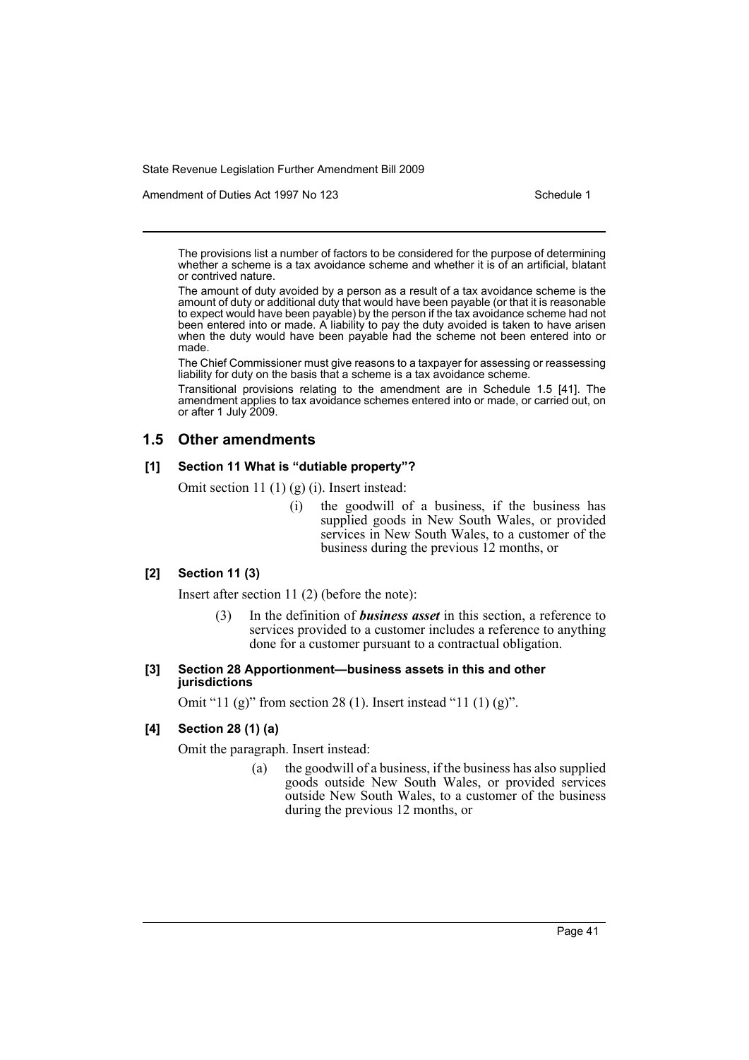The provisions list a number of factors to be considered for the purpose of determining whether a scheme is a tax avoidance scheme and whether it is of an artificial, blatant or contrived nature.

The amount of duty avoided by a person as a result of a tax avoidance scheme is the amount of duty or additional duty that would have been payable (or that it is reasonable to expect would have been payable) by the person if the tax avoidance scheme had not been entered into or made. A liability to pay the duty avoided is taken to have arisen when the duty would have been payable had the scheme not been entered into or made.

The Chief Commissioner must give reasons to a taxpayer for assessing or reassessing liability for duty on the basis that a scheme is a tax avoidance scheme.

Transitional provisions relating to the amendment are in Schedule 1.5 [41]. The amendment applies to tax avoidance schemes entered into or made, or carried out, on or after 1 July 2009.

## 1.5 Other amendments

### [1] Section 11 What is "dutiable property"?

Omit section 11 (1) (g) (i). Insert instead:

> (i) the goodwill of a business, if the business has supplied goods in New South Wales, or provided services in New South Wales, to a customer of the business during the previous 12 months, or

### [2] Section 11 (3)

Insert after section 11 (2) (before the note):

> (3) In the definition of ***business asset*** in this section, a reference to services provided to a customer includes a reference to anything done for a customer pursuant to a contractual obligation.

### [3] Section 28 Apportionment—business assets in this and other jurisdictions

Omit "11 (g)" from section 28 (1). Insert instead "11 (1) (g)".

### [4] Section 28 (1) (a)

Omit the paragraph. Insert instead:

> (a) the goodwill of a business, if the business has also supplied goods outside New South Wales, or provided services outside New South Wales, to a customer of the business during the previous 12 months, or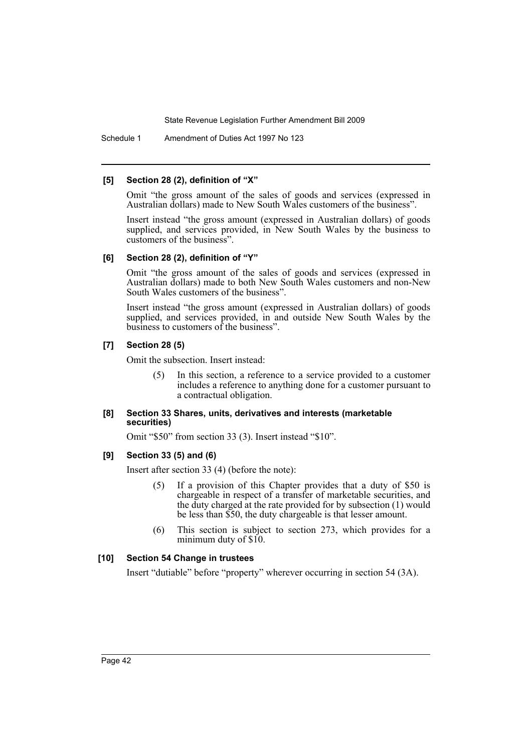### [5] Section 28 (2), definition of "X"

Omit "the gross amount of the sales of goods and services (expressed in Australian dollars) made to New South Wales customers of the business".

Insert instead "the gross amount (expressed in Australian dollars) of goods supplied, and services provided, in New South Wales by the business to customers of the business".

### [6] Section 28 (2), definition of "Y"

Omit "the gross amount of the sales of goods and services (expressed in Australian dollars) made to both New South Wales customers and non-New South Wales customers of the business".

Insert instead "the gross amount (expressed in Australian dollars) of goods supplied, and services provided, in and outside New South Wales by the business to customers of the business".

### [7] Section 28 (5)

Omit the subsection. Insert instead:

> (5) In this section, a reference to a service provided to a customer includes a reference to anything done for a customer pursuant to a contractual obligation.

### [8] Section 33 Shares, units, derivatives and interests (marketable securities)

Omit "$50" from section 33 (3). Insert instead "$10".

### [9] Section 33 (5) and (6)

Insert after section 33 (4) (before the note):

> (5) If a provision of this Chapter provides that a duty of $50 is chargeable in respect of a transfer of marketable securities, and the duty charged at the rate provided for by subsection (1) would be less than $50, the duty chargeable is that lesser amount.
>
> (6) This section is subject to section 273, which provides for a minimum duty of $10.

### [10] Section 54 Change in trustees

Insert "dutiable" before "property" wherever occurring in section 54 (3A).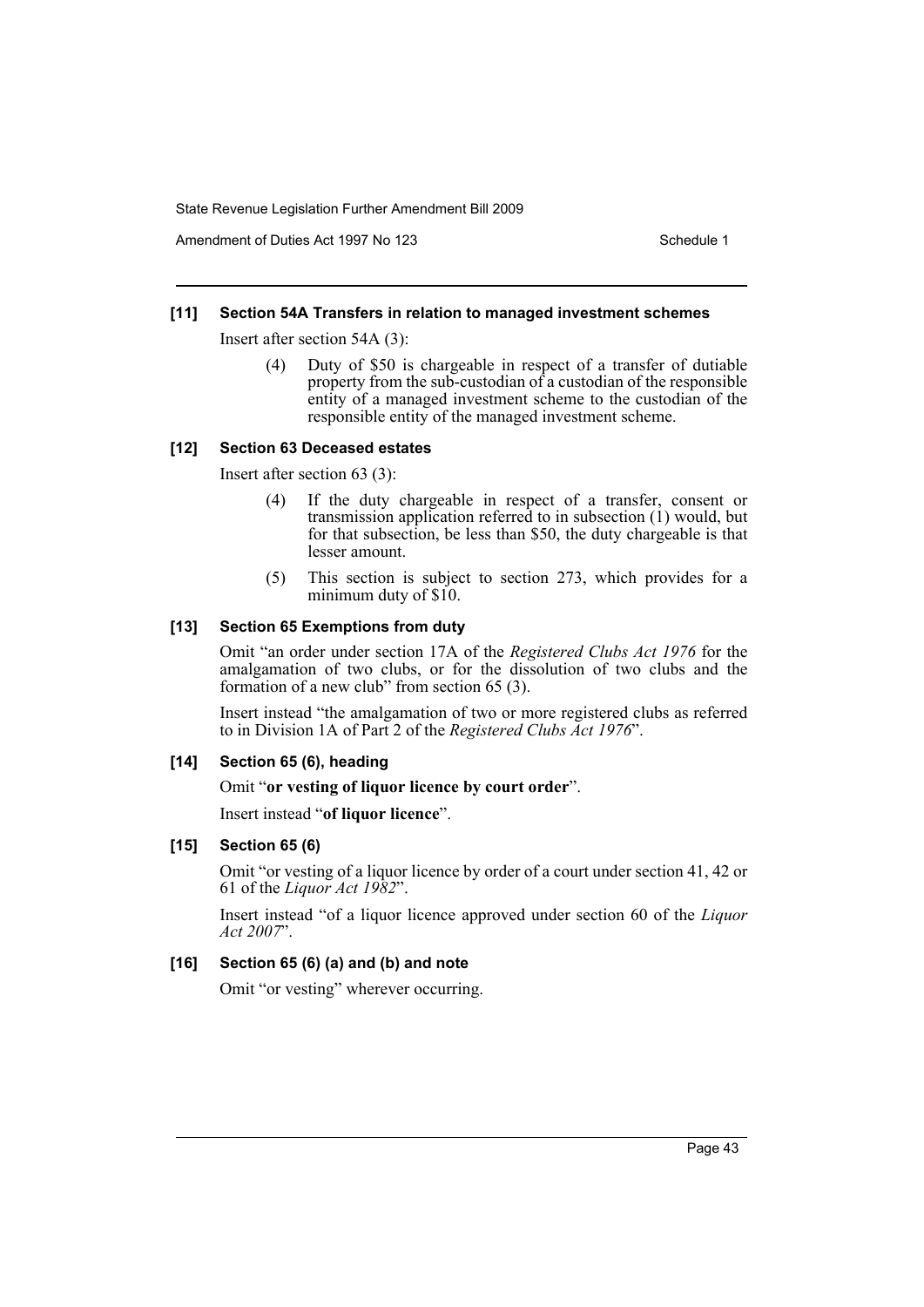#### [11] Section 54A Transfers in relation to managed investment schemes

Insert after section 54A (3):

> (4) Duty of $50 is chargeable in respect of a transfer of dutiable property from the sub-custodian of a custodian of the responsible entity of a managed investment scheme to the custodian of the responsible entity of the managed investment scheme.

#### [12] Section 63 Deceased estates

Insert after section 63 (3):

> (4) If the duty chargeable in respect of a transfer, consent or transmission application referred to in subsection (1) would, but for that subsection, be less than $50, the duty chargeable is that lesser amount.
>
> (5) This section is subject to section 273, which provides for a minimum duty of $10.

#### [13] Section 65 Exemptions from duty

Omit "an order under section 17A of the *Registered Clubs Act 1976* for the amalgamation of two clubs, or for the dissolution of two clubs and the formation of a new club" from section 65 (3).

Insert instead "the amalgamation of two or more registered clubs as referred to in Division 1A of Part 2 of the *Registered Clubs Act 1976*".

#### [14] Section 65 (6), heading

Omit "**or vesting of liquor licence by court order**".

Insert instead "**of liquor licence**".

#### [15] Section 65 (6)

Omit "or vesting of a liquor licence by order of a court under section 41, 42 or 61 of the *Liquor Act 1982*".

Insert instead "of a liquor licence approved under section 60 of the *Liquor Act 2007*".

#### [16] Section 65 (6) (a) and (b) and note

Omit "or vesting" wherever occurring.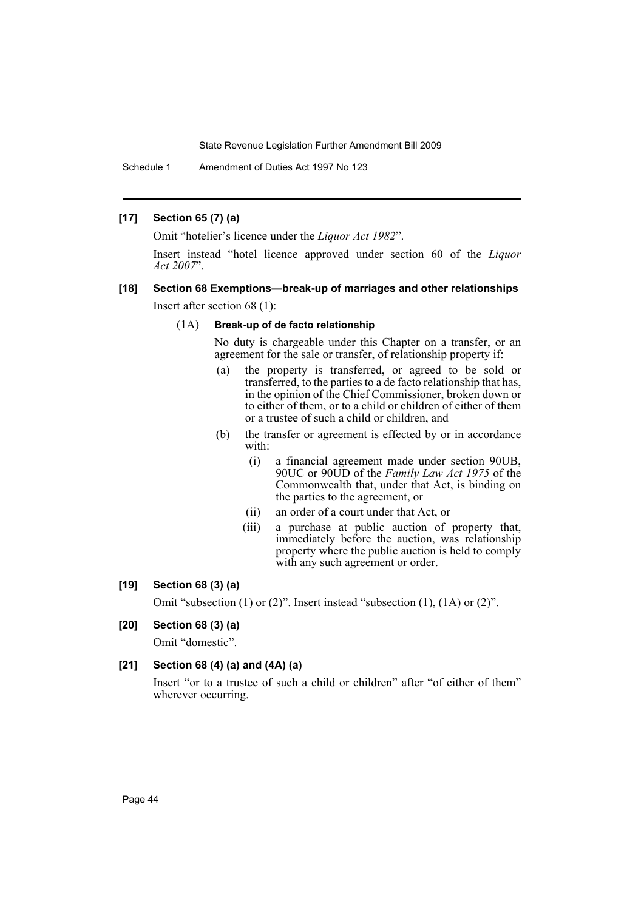### [17] Section 65 (7) (a)

Omit "hotelier's licence under the *Liquor Act 1982*".

Insert instead "hotel licence approved under section 60 of the *Liquor Act 2007*".

### [18] Section 68 Exemptions—break-up of marriages and other relationships

Insert after section 68 (1):

(1A) **Break-up of de facto relationship**

No duty is chargeable under this Chapter on a transfer, or an agreement for the sale or transfer, of relationship property if:

- (a) the property is transferred, or agreed to be sold or transferred, to the parties to a de facto relationship that has, in the opinion of the Chief Commissioner, broken down or to either of them, or to a child or children of either of them or a trustee of such a child or children, and
- (b) the transfer or agreement is effected by or in accordance with:
  - (i) a financial agreement made under section 90UB, 90UC or 90UD of the *Family Law Act 1975* of the Commonwealth that, under that Act, is binding on the parties to the agreement, or
  - (ii) an order of a court under that Act, or
  - (iii) a purchase at public auction of property that, immediately before the auction, was relationship property where the public auction is held to comply with any such agreement or order.

### [19] Section 68 (3) (a)

Omit "subsection (1) or (2)". Insert instead "subsection (1), (1A) or (2)".

### [20] Section 68 (3) (a)

Omit "domestic".

### [21] Section 68 (4) (a) and (4A) (a)

Insert "or to a trustee of such a child or children" after "of either of them" wherever occurring.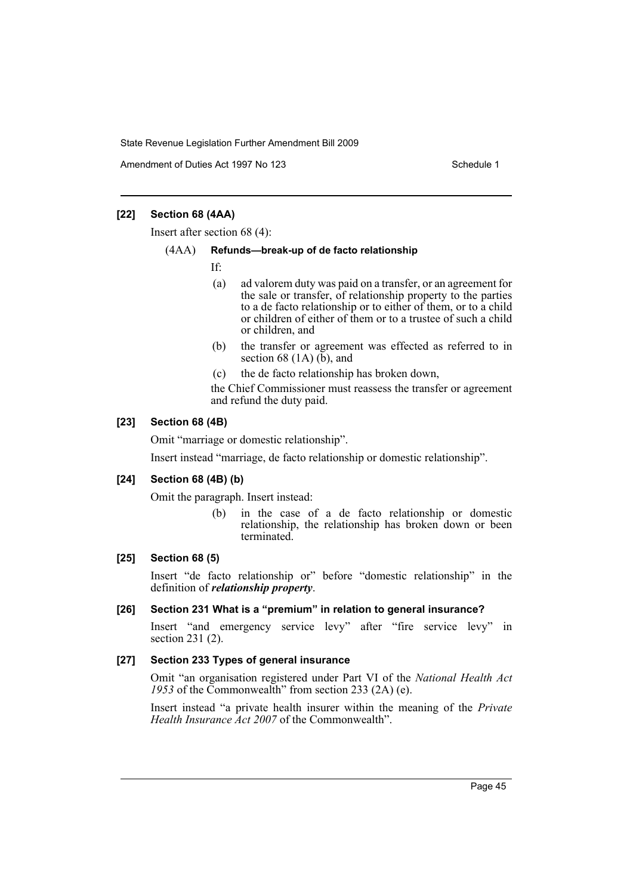**[22] Section 68 (4AA)**

Insert after section 68 (4):

(4AA) **Refunds—break-up of de facto relationship**

If:

(a) ad valorem duty was paid on a transfer, or an agreement for the sale or transfer, of relationship property to the parties to a de facto relationship or to either of them, or to a child or children of either of them or to a trustee of such a child or children, and

(b) the transfer or agreement was effected as referred to in section 68 (1A) (b), and

(c) the de facto relationship has broken down,

the Chief Commissioner must reassess the transfer or agreement and refund the duty paid.

**[23] Section 68 (4B)**

Omit "marriage or domestic relationship".

Insert instead "marriage, de facto relationship or domestic relationship".

**[24] Section 68 (4B) (b)**

Omit the paragraph. Insert instead:

(b) in the case of a de facto relationship or domestic relationship, the relationship has broken down or been terminated.

**[25] Section 68 (5)**

Insert "de facto relationship or" before "domestic relationship" in the definition of ***relationship property***.

**[26] Section 231 What is a "premium" in relation to general insurance?**

Insert "and emergency service levy" after "fire service levy" in section 231 (2).

**[27] Section 233 Types of general insurance**

Omit "an organisation registered under Part VI of the *National Health Act 1953* of the Commonwealth" from section 233 (2A) (e).

Insert instead "a private health insurer within the meaning of the *Private Health Insurance Act 2007* of the Commonwealth".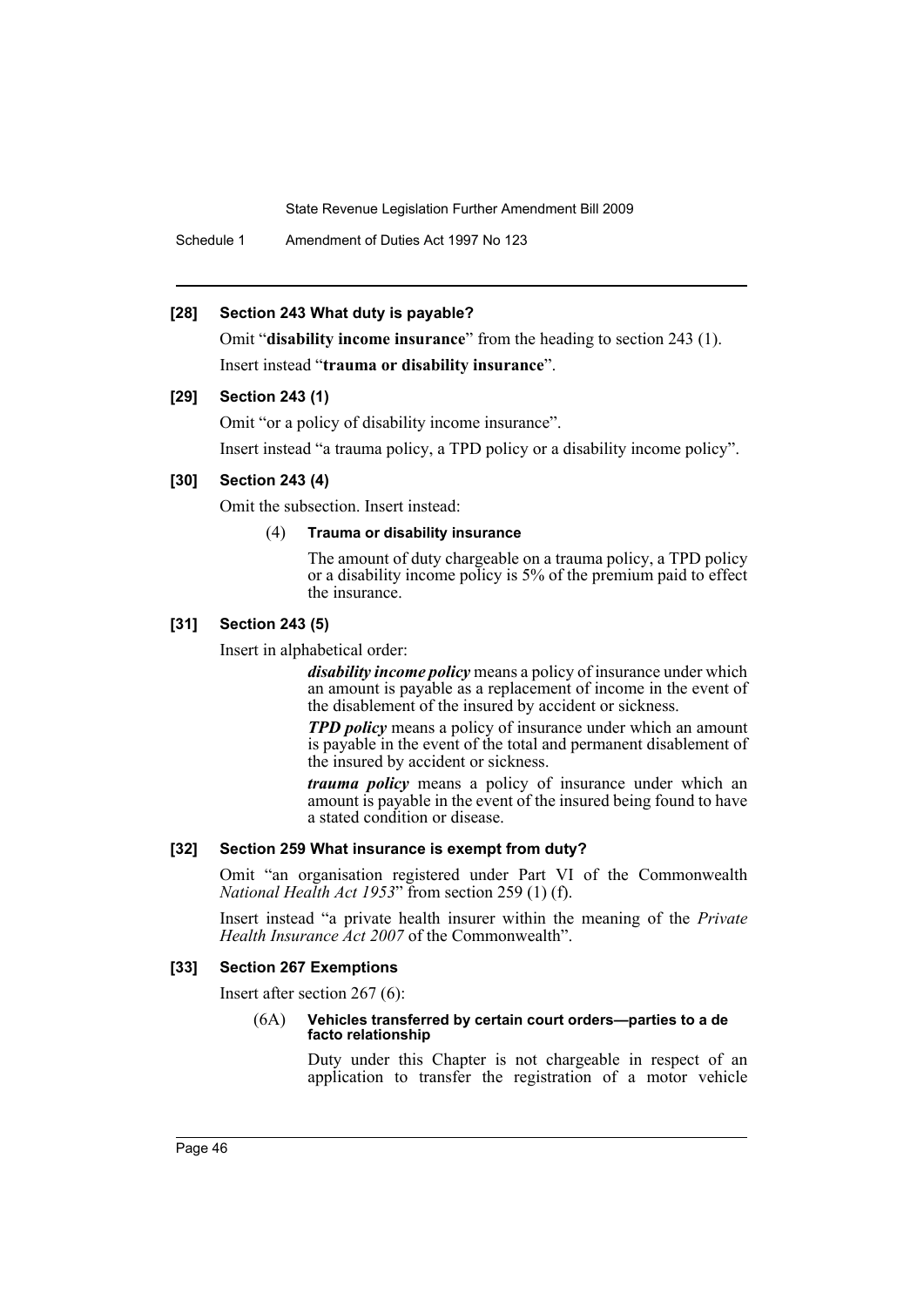#### [28] Section 243 What duty is payable?

Omit "**disability income insurance**" from the heading to section 243 (1).

Insert instead "**trauma or disability insurance**".

#### [29] Section 243 (1)

Omit "or a policy of disability income insurance".

Insert instead "a trauma policy, a TPD policy or a disability income policy".

#### [30] Section 243 (4)

Omit the subsection. Insert instead:

(4) **Trauma or disability insurance**

The amount of duty chargeable on a trauma policy, a TPD policy or a disability income policy is 5% of the premium paid to effect the insurance.

#### [31] Section 243 (5)

Insert in alphabetical order:

***disability income policy*** means a policy of insurance under which an amount is payable as a replacement of income in the event of the disablement of the insured by accident or sickness.

***TPD policy*** means a policy of insurance under which an amount is payable in the event of the total and permanent disablement of the insured by accident or sickness.

***trauma policy*** means a policy of insurance under which an amount is payable in the event of the insured being found to have a stated condition or disease.

#### [32] Section 259 What insurance is exempt from duty?

Omit "an organisation registered under Part VI of the Commonwealth *National Health Act 1953*" from section 259 (1) (f).

Insert instead "a private health insurer within the meaning of the *Private Health Insurance Act 2007* of the Commonwealth".

#### [33] Section 267 Exemptions

Insert after section 267 (6):

(6A) **Vehicles transferred by certain court orders—parties to a de facto relationship**

Duty under this Chapter is not chargeable in respect of an application to transfer the registration of a motor vehicle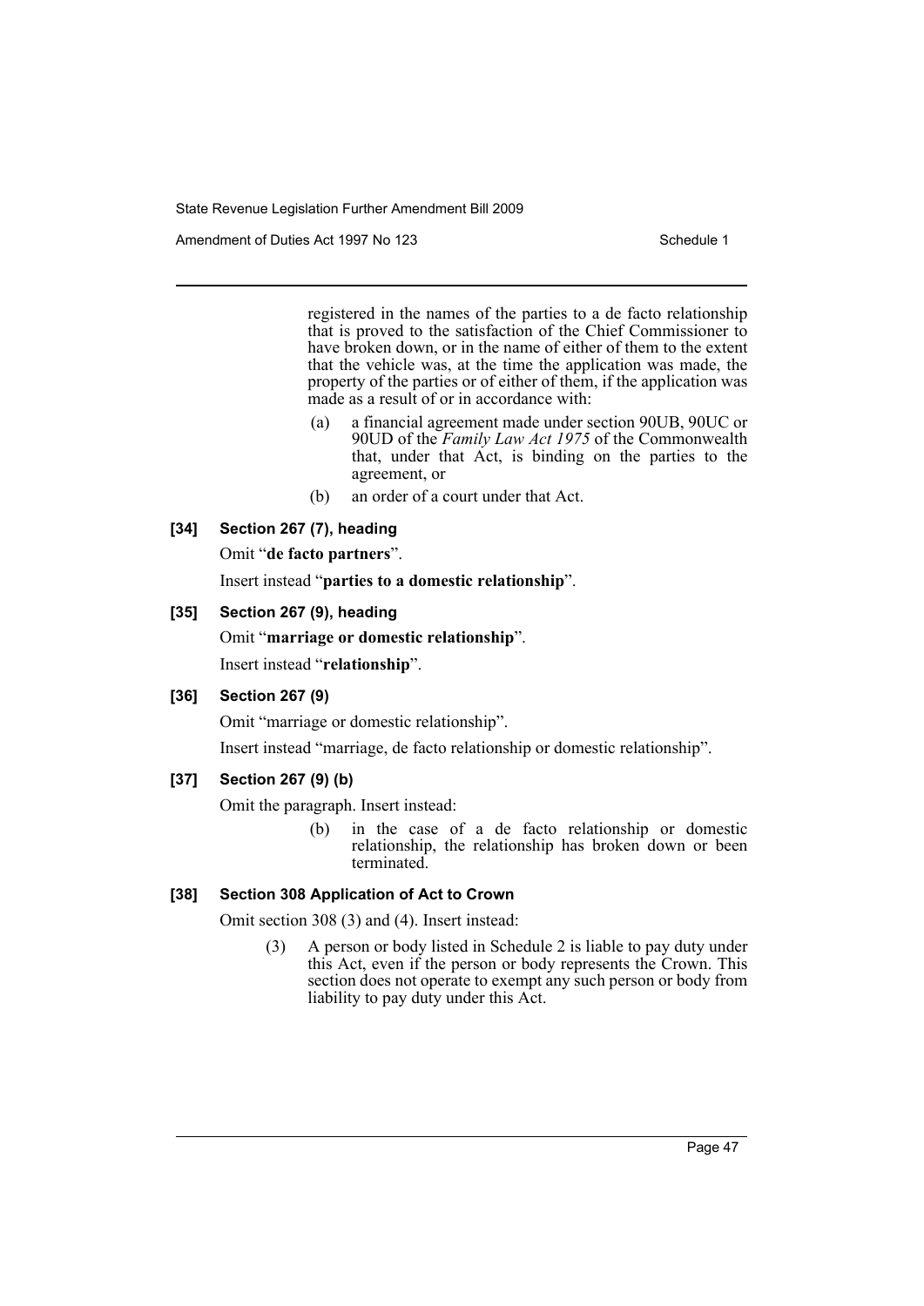registered in the names of the parties to a de facto relationship that is proved to the satisfaction of the Chief Commissioner to have broken down, or in the name of either of them to the extent that the vehicle was, at the time the application was made, the property of the parties or of either of them, if the application was made as a result of or in accordance with:

- (a) a financial agreement made under section 90UB, 90UC or 90UD of the *Family Law Act 1975* of the Commonwealth that, under that Act, is binding on the parties to the agreement, or
- (b) an order of a court under that Act.

### [34] Section 267 (7), heading

Omit "**de facto partners**".

Insert instead "**parties to a domestic relationship**".

### [35] Section 267 (9), heading

Omit "**marriage or domestic relationship**".

Insert instead "**relationship**".

### [36] Section 267 (9)

Omit "marriage or domestic relationship".

Insert instead "marriage, de facto relationship or domestic relationship".

### [37] Section 267 (9) (b)

Omit the paragraph. Insert instead:

- (b) in the case of a de facto relationship or domestic relationship, the relationship has broken down or been terminated.

### [38] Section 308 Application of Act to Crown

Omit section 308 (3) and (4). Insert instead:

(3) A person or body listed in Schedule 2 is liable to pay duty under this Act, even if the person or body represents the Crown. This section does not operate to exempt any such person or body from liability to pay duty under this Act.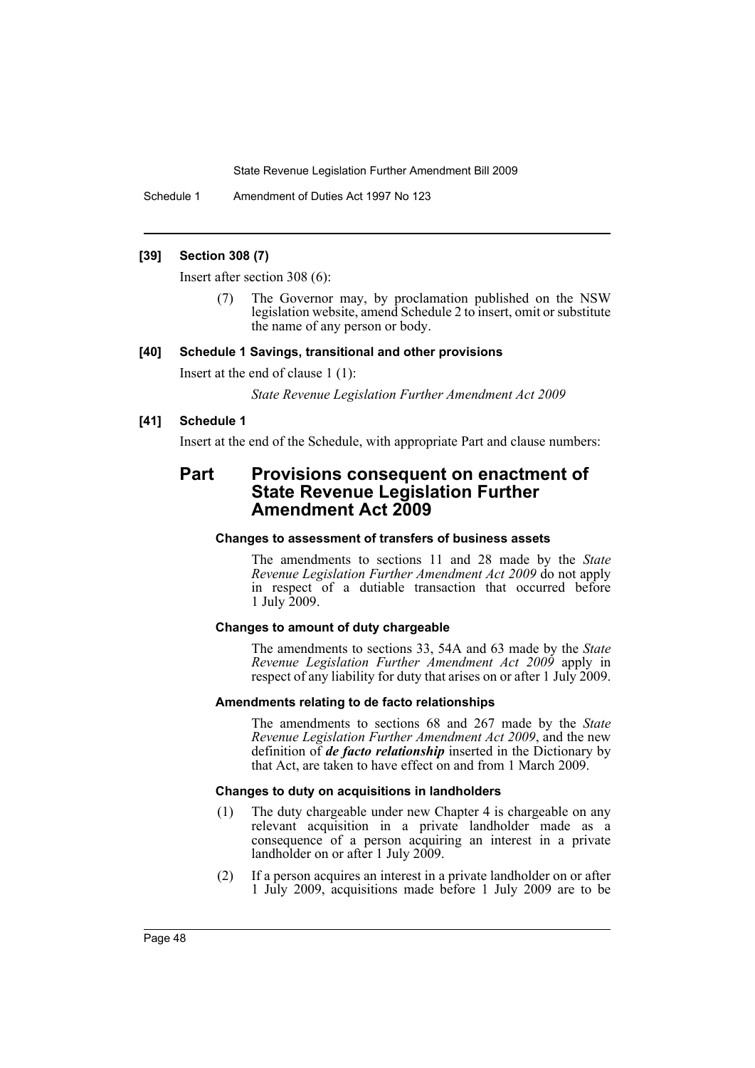### [39] Section 308 (7)

Insert after section 308 (6):

> (7) The Governor may, by proclamation published on the NSW legislation website, amend Schedule 2 to insert, omit or substitute the name of any person or body.

### [40] Schedule 1 Savings, transitional and other provisions

Insert at the end of clause 1 (1):

> *State Revenue Legislation Further Amendment Act 2009*

### [41] Schedule 1

Insert at the end of the Schedule, with appropriate Part and clause numbers:

## Part Provisions consequent on enactment of State Revenue Legislation Further Amendment Act 2009

#### Changes to assessment of transfers of business assets

The amendments to sections 11 and 28 made by the *State Revenue Legislation Further Amendment Act 2009* do not apply in respect of a dutiable transaction that occurred before 1 July 2009.

#### Changes to amount of duty chargeable

The amendments to sections 33, 54A and 63 made by the *State Revenue Legislation Further Amendment Act 2009* apply in respect of any liability for duty that arises on or after 1 July 2009.

#### Amendments relating to de facto relationships

The amendments to sections 68 and 267 made by the *State Revenue Legislation Further Amendment Act 2009*, and the new definition of ***de facto relationship*** inserted in the Dictionary by that Act, are taken to have effect on and from 1 March 2009.

#### Changes to duty on acquisitions in landholders

(1) The duty chargeable under new Chapter 4 is chargeable on any relevant acquisition in a private landholder made as a consequence of a person acquiring an interest in a private landholder on or after 1 July 2009.

(2) If a person acquires an interest in a private landholder on or after 1 July 2009, acquisitions made before 1 July 2009 are to be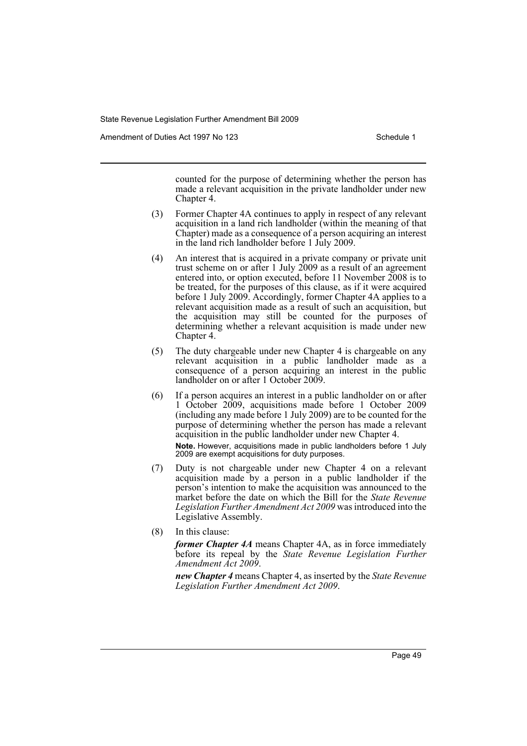counted for the purpose of determining whether the person has made a relevant acquisition in the private landholder under new Chapter 4.

(3) Former Chapter 4A continues to apply in respect of any relevant acquisition in a land rich landholder (within the meaning of that Chapter) made as a consequence of a person acquiring an interest in the land rich landholder before 1 July 2009.

(4) An interest that is acquired in a private company or private unit trust scheme on or after 1 July 2009 as a result of an agreement entered into, or option executed, before 11 November 2008 is to be treated, for the purposes of this clause, as if it were acquired before 1 July 2009. Accordingly, former Chapter 4A applies to a relevant acquisition made as a result of such an acquisition, but the acquisition may still be counted for the purposes of determining whether a relevant acquisition is made under new Chapter 4.

(5) The duty chargeable under new Chapter 4 is chargeable on any relevant acquisition in a public landholder made as a consequence of a person acquiring an interest in the public landholder on or after 1 October 2009.

(6) If a person acquires an interest in a public landholder on or after 1 October 2009, acquisitions made before 1 October 2009 (including any made before 1 July 2009) are to be counted for the purpose of determining whether the person has made a relevant acquisition in the public landholder under new Chapter 4.

**Note.** However, acquisitions made in public landholders before 1 July 2009 are exempt acquisitions for duty purposes.

(7) Duty is not chargeable under new Chapter 4 on a relevant acquisition made by a person in a public landholder if the person's intention to make the acquisition was announced to the market before the date on which the Bill for the *State Revenue Legislation Further Amendment Act 2009* was introduced into the Legislative Assembly.

(8) In this clause:

***former Chapter 4A*** means Chapter 4A, as in force immediately before its repeal by the *State Revenue Legislation Further Amendment Act 2009*.

***new Chapter 4*** means Chapter 4, as inserted by the *State Revenue Legislation Further Amendment Act 2009*.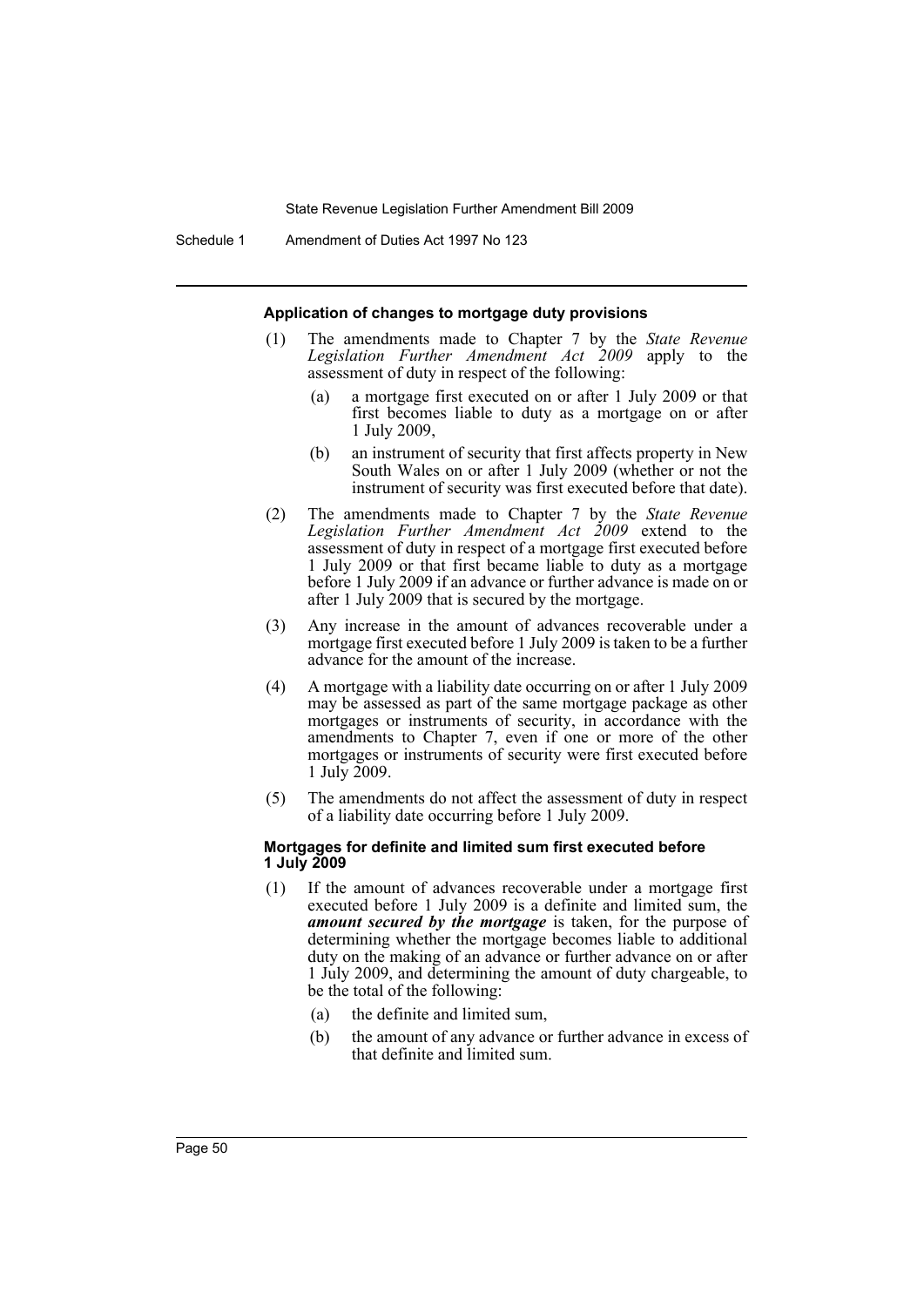#### Application of changes to mortgage duty provisions

(1) The amendments made to Chapter 7 by the *State Revenue Legislation Further Amendment Act 2009* apply to the assessment of duty in respect of the following:

  (a) a mortgage first executed on or after 1 July 2009 or that first becomes liable to duty as a mortgage on or after 1 July 2009,

  (b) an instrument of security that first affects property in New South Wales on or after 1 July 2009 (whether or not the instrument of security was first executed before that date).

(2) The amendments made to Chapter 7 by the *State Revenue Legislation Further Amendment Act 2009* extend to the assessment of duty in respect of a mortgage first executed before 1 July 2009 or that first became liable to duty as a mortgage before 1 July 2009 if an advance or further advance is made on or after 1 July 2009 that is secured by the mortgage.

(3) Any increase in the amount of advances recoverable under a mortgage first executed before 1 July 2009 is taken to be a further advance for the amount of the increase.

(4) A mortgage with a liability date occurring on or after 1 July 2009 may be assessed as part of the same mortgage package as other mortgages or instruments of security, in accordance with the amendments to Chapter 7, even if one or more of the other mortgages or instruments of security were first executed before 1 July 2009.

(5) The amendments do not affect the assessment of duty in respect of a liability date occurring before 1 July 2009.

#### Mortgages for definite and limited sum first executed before 1 July 2009

(1) If the amount of advances recoverable under a mortgage first executed before 1 July 2009 is a definite and limited sum, the ***amount secured by the mortgage*** is taken, for the purpose of determining whether the mortgage becomes liable to additional duty on the making of an advance or further advance on or after 1 July 2009, and determining the amount of duty chargeable, to be the total of the following:

  (a) the definite and limited sum,

  (b) the amount of any advance or further advance in excess of that definite and limited sum.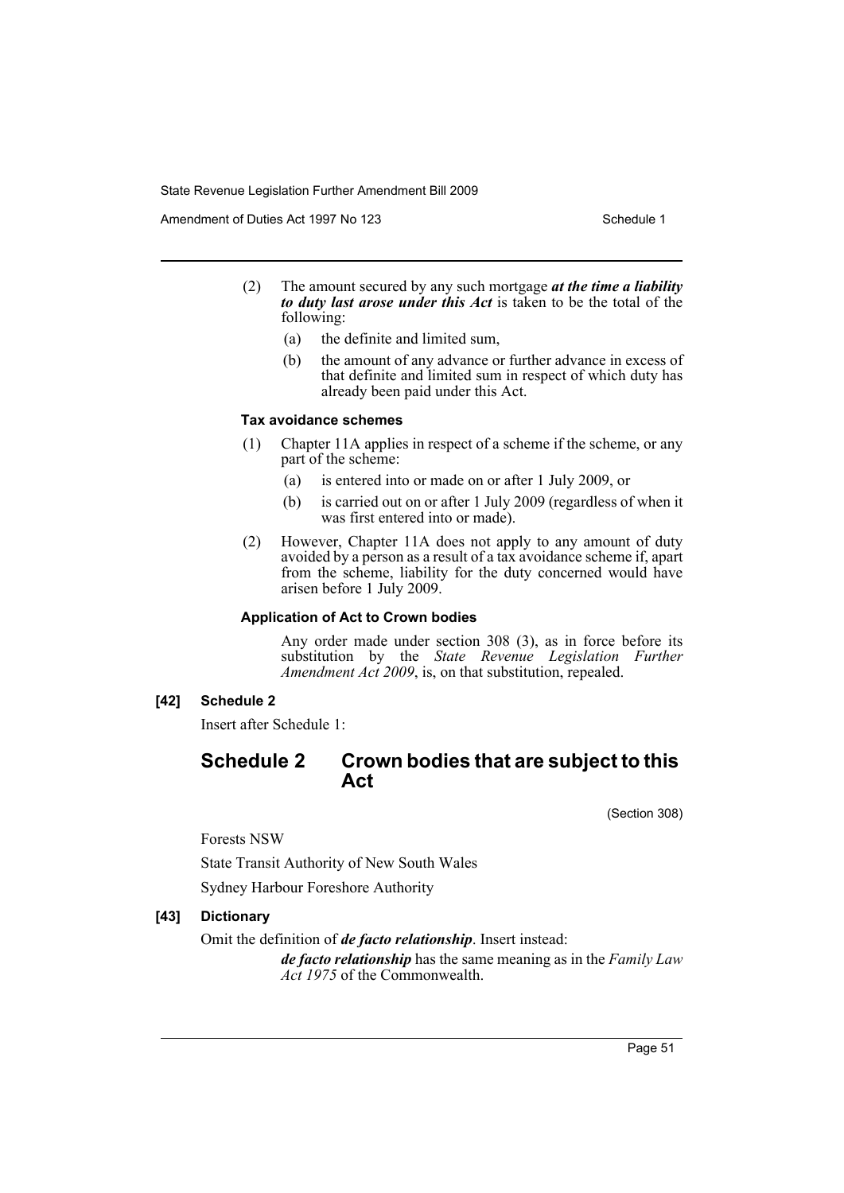(2) The amount secured by any such mortgage ***at the time a liability to duty last arose under this Act*** is taken to be the total of the following:

(a) the definite and limited sum,

(b) the amount of any advance or further advance in excess of that definite and limited sum in respect of which duty has already been paid under this Act.

#### Tax avoidance schemes

(1) Chapter 11A applies in respect of a scheme if the scheme, or any part of the scheme:

(a) is entered into or made on or after 1 July 2009, or

(b) is carried out on or after 1 July 2009 (regardless of when it was first entered into or made).

(2) However, Chapter 11A does not apply to any amount of duty avoided by a person as a result of a tax avoidance scheme if, apart from the scheme, liability for the duty concerned would have arisen before 1 July 2009.

#### Application of Act to Crown bodies

Any order made under section 308 (3), as in force before its substitution by the *State Revenue Legislation Further Amendment Act 2009*, is, on that substitution, repealed.

### [42] Schedule 2

Insert after Schedule 1:

## Schedule 2 Crown bodies that are subject to this Act

(Section 308)

Forests NSW

State Transit Authority of New South Wales

Sydney Harbour Foreshore Authority

### [43] Dictionary

Omit the definition of ***de facto relationship***. Insert instead:

***de facto relationship*** has the same meaning as in the *Family Law Act 1975* of the Commonwealth.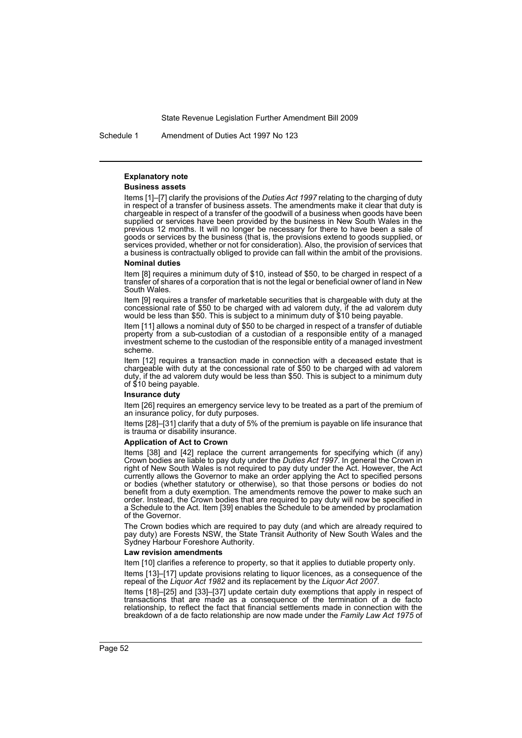**Explanatory note**

**Business assets**

Items [1]–[7] clarify the provisions of the *Duties Act 1997* relating to the charging of duty in respect of a transfer of business assets. The amendments make it clear that duty is chargeable in respect of a transfer of the goodwill of a business when goods have been supplied or services have been provided by the business in New South Wales in the previous 12 months. It will no longer be necessary for there to have been a sale of goods or services by the business (that is, the provisions extend to goods supplied, or services provided, whether or not for consideration). Also, the provision of services that a business is contractually obliged to provide can fall within the ambit of the provisions.

**Nominal duties**

Item [8] requires a minimum duty of $10, instead of $50, to be charged in respect of a transfer of shares of a corporation that is not the legal or beneficial owner of land in New South Wales.

Item [9] requires a transfer of marketable securities that is chargeable with duty at the concessional rate of $50 to be charged with ad valorem duty, if the ad valorem duty would be less than $50. This is subject to a minimum duty of $10 being payable.

Item [11] allows a nominal duty of $50 to be charged in respect of a transfer of dutiable property from a sub-custodian of a custodian of a responsible entity of a managed investment scheme to the custodian of the responsible entity of a managed investment scheme.

Item [12] requires a transaction made in connection with a deceased estate that is chargeable with duty at the concessional rate of $50 to be charged with ad valorem duty, if the ad valorem duty would be less than $50. This is subject to a minimum duty of $10 being payable.

**Insurance duty**

Item [26] requires an emergency service levy to be treated as a part of the premium of an insurance policy, for duty purposes.

Items [28]–[31] clarify that a duty of 5% of the premium is payable on life insurance that is trauma or disability insurance.

**Application of Act to Crown**

Items [38] and [42] replace the current arrangements for specifying which (if any) Crown bodies are liable to pay duty under the *Duties Act 1997*. In general the Crown in right of New South Wales is not required to pay duty under the Act. However, the Act currently allows the Governor to make an order applying the Act to specified persons or bodies (whether statutory or otherwise), so that those persons or bodies do not benefit from a duty exemption. The amendments remove the power to make such an order. Instead, the Crown bodies that are required to pay duty will now be specified in a Schedule to the Act. Item [39] enables the Schedule to be amended by proclamation of the Governor.

The Crown bodies which are required to pay duty (and which are already required to pay duty) are Forests NSW, the State Transit Authority of New South Wales and the Sydney Harbour Foreshore Authority.

**Law revision amendments**

Item [10] clarifies a reference to property, so that it applies to dutiable property only.

Items [13]–[17] update provisions relating to liquor licences, as a consequence of the repeal of the *Liquor Act 1982* and its replacement by the *Liquor Act 2007*.

Items [18]–[25] and [33]–[37] update certain duty exemptions that apply in respect of transactions that are made as a consequence of the termination of a de facto relationship, to reflect the fact that financial settlements made in connection with the breakdown of a de facto relationship are now made under the *Family Law Act 1975* of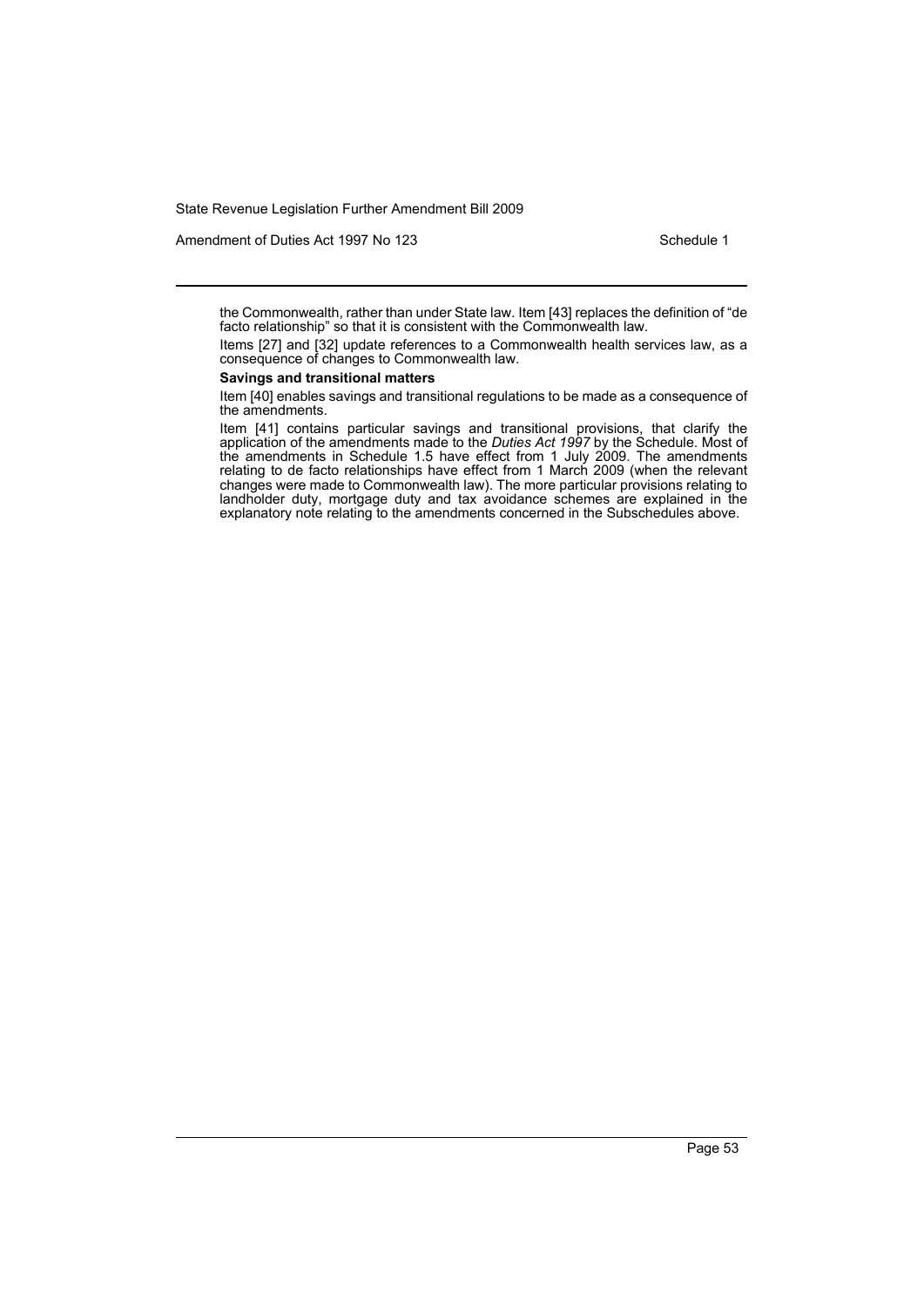the Commonwealth, rather than under State law. Item [43] replaces the definition of "de facto relationship" so that it is consistent with the Commonwealth law.

Items [27] and [32] update references to a Commonwealth health services law, as a consequence of changes to Commonwealth law.

**Savings and transitional matters**

Item [40] enables savings and transitional regulations to be made as a consequence of the amendments.

Item [41] contains particular savings and transitional provisions, that clarify the application of the amendments made to the *Duties Act 1997* by the Schedule. Most of the amendments in Schedule 1.5 have effect from 1 July 2009. The amendments relating to de facto relationships have effect from 1 March 2009 (when the relevant changes were made to Commonwealth law). The more particular provisions relating to landholder duty, mortgage duty and tax avoidance schemes are explained in the explanatory note relating to the amendments concerned in the Subschedules above.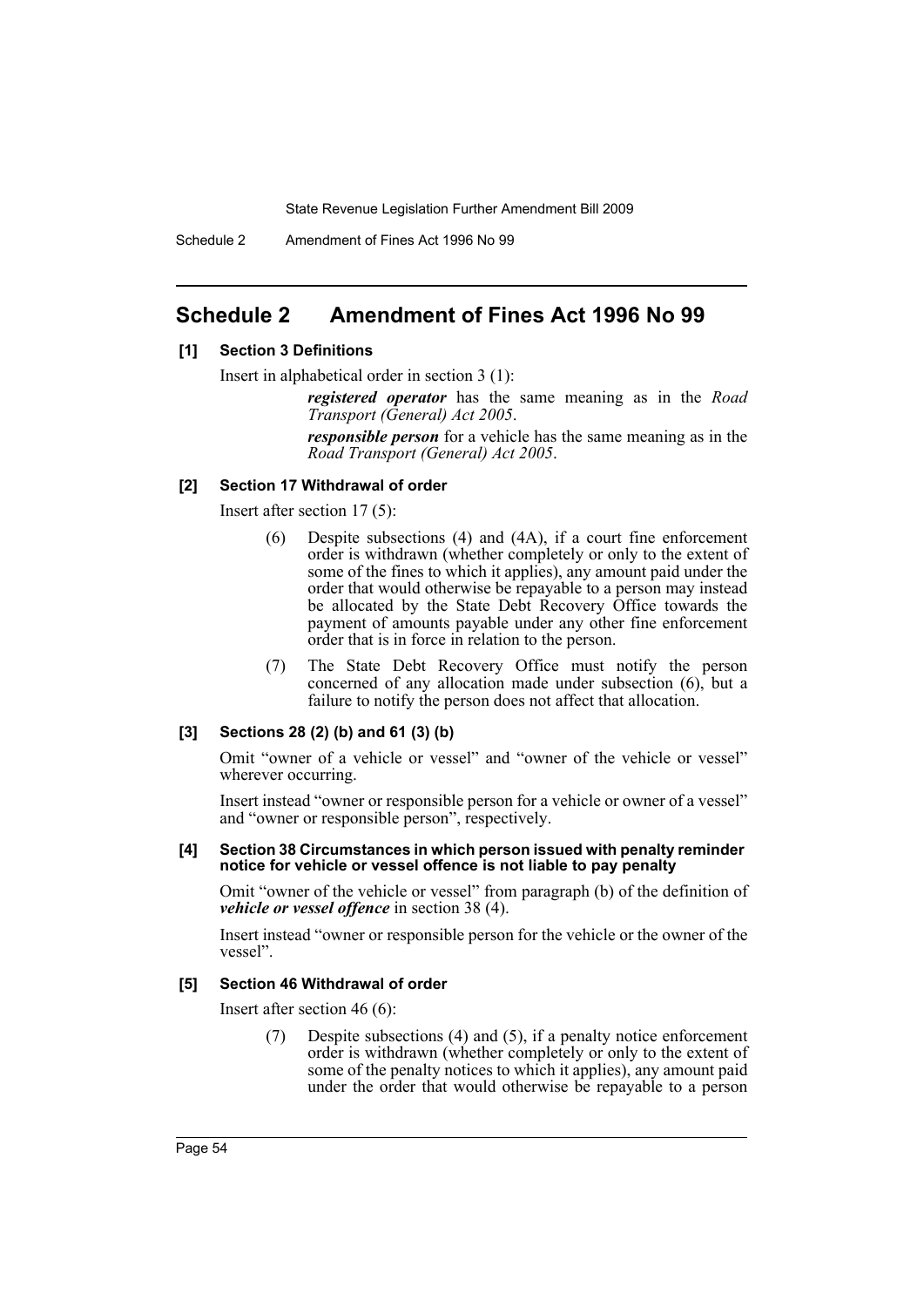## Schedule 2 Amendment of Fines Act 1996 No 99

**[1] Section 3 Definitions**

Insert in alphabetical order in section 3 (1):

> ***registered operator*** has the same meaning as in the *Road Transport (General) Act 2005*.
>
> ***responsible person*** for a vehicle has the same meaning as in the *Road Transport (General) Act 2005*.

**[2] Section 17 Withdrawal of order**

Insert after section 17 (5):

> (6) Despite subsections (4) and (4A), if a court fine enforcement order is withdrawn (whether completely or only to the extent of some of the fines to which it applies), any amount paid under the order that would otherwise be repayable to a person may instead be allocated by the State Debt Recovery Office towards the payment of amounts payable under any other fine enforcement order that is in force in relation to the person.
>
> (7) The State Debt Recovery Office must notify the person concerned of any allocation made under subsection (6), but a failure to notify the person does not affect that allocation.

**[3] Sections 28 (2) (b) and 61 (3) (b)**

Omit "owner of a vehicle or vessel" and "owner of the vehicle or vessel" wherever occurring.

Insert instead "owner or responsible person for a vehicle or owner of a vessel" and "owner or responsible person", respectively.

**[4] Section 38 Circumstances in which person issued with penalty reminder notice for vehicle or vessel offence is not liable to pay penalty**

Omit "owner of the vehicle or vessel" from paragraph (b) of the definition of ***vehicle or vessel offence*** in section 38 (4).

Insert instead "owner or responsible person for the vehicle or the owner of the vessel".

**[5] Section 46 Withdrawal of order**

Insert after section 46 (6):

> (7) Despite subsections (4) and (5), if a penalty notice enforcement order is withdrawn (whether completely or only to the extent of some of the penalty notices to which it applies), any amount paid under the order that would otherwise be repayable to a person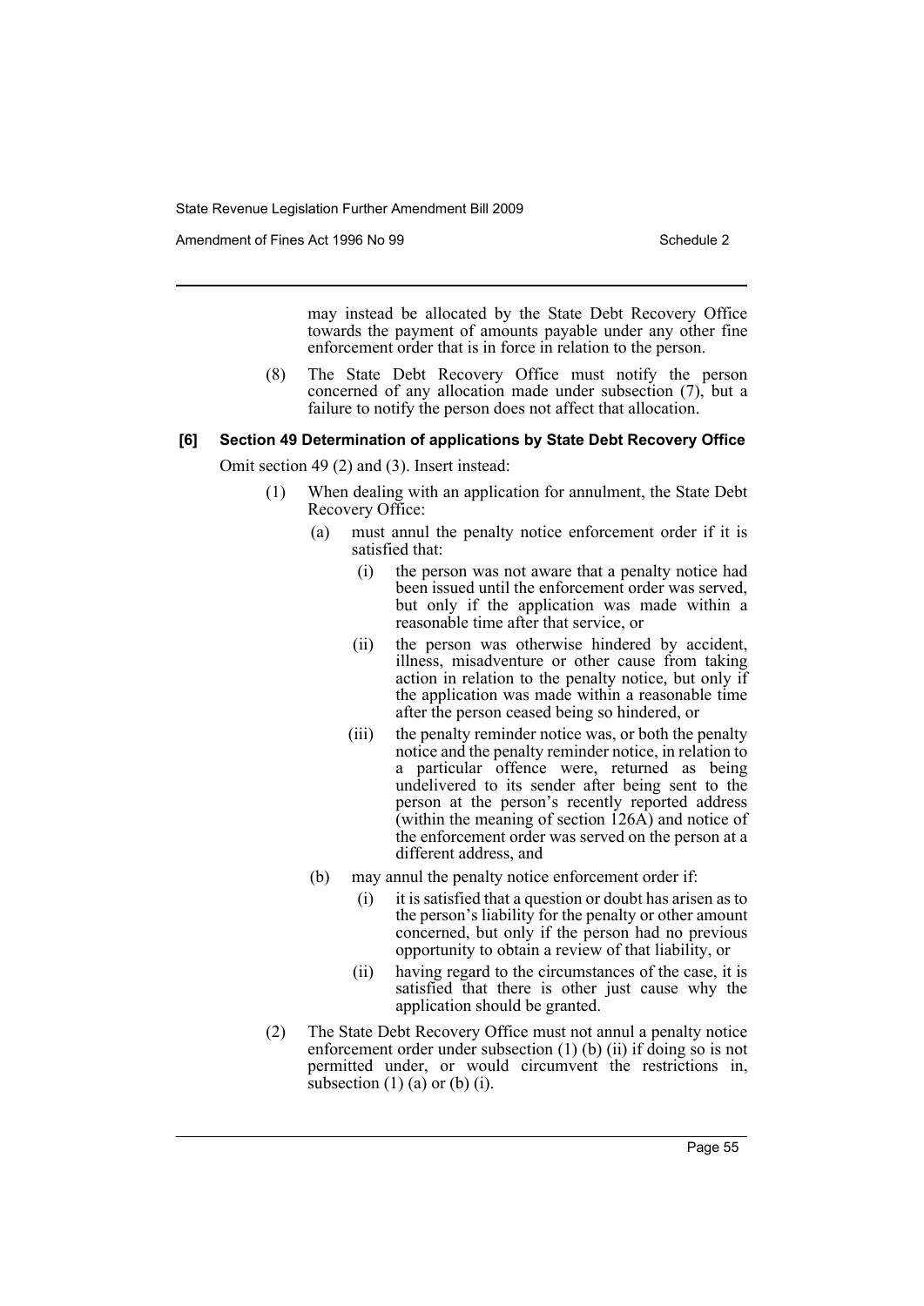may instead be allocated by the State Debt Recovery Office towards the payment of amounts payable under any other fine enforcement order that is in force in relation to the person.

(8) The State Debt Recovery Office must notify the person concerned of any allocation made under subsection (7), but a failure to notify the person does not affect that allocation.

**[6] Section 49 Determination of applications by State Debt Recovery Office**

Omit section 49 (2) and (3). Insert instead:

(1) When dealing with an application for annulment, the State Debt Recovery Office:

(a) must annul the penalty notice enforcement order if it is satisfied that:

(i) the person was not aware that a penalty notice had been issued until the enforcement order was served, but only if the application was made within a reasonable time after that service, or

(ii) the person was otherwise hindered by accident, illness, misadventure or other cause from taking action in relation to the penalty notice, but only if the application was made within a reasonable time after the person ceased being so hindered, or

(iii) the penalty reminder notice was, or both the penalty notice and the penalty reminder notice, in relation to a particular offence were, returned as being undelivered to its sender after being sent to the person at the person's recently reported address (within the meaning of section 126A) and notice of the enforcement order was served on the person at a different address, and

(b) may annul the penalty notice enforcement order if:

(i) it is satisfied that a question or doubt has arisen as to the person's liability for the penalty or other amount concerned, but only if the person had no previous opportunity to obtain a review of that liability, or

(ii) having regard to the circumstances of the case, it is satisfied that there is other just cause why the application should be granted.

(2) The State Debt Recovery Office must not annul a penalty notice enforcement order under subsection (1) (b) (ii) if doing so is not permitted under, or would circumvent the restrictions in, subsection (1) (a) or (b) (i).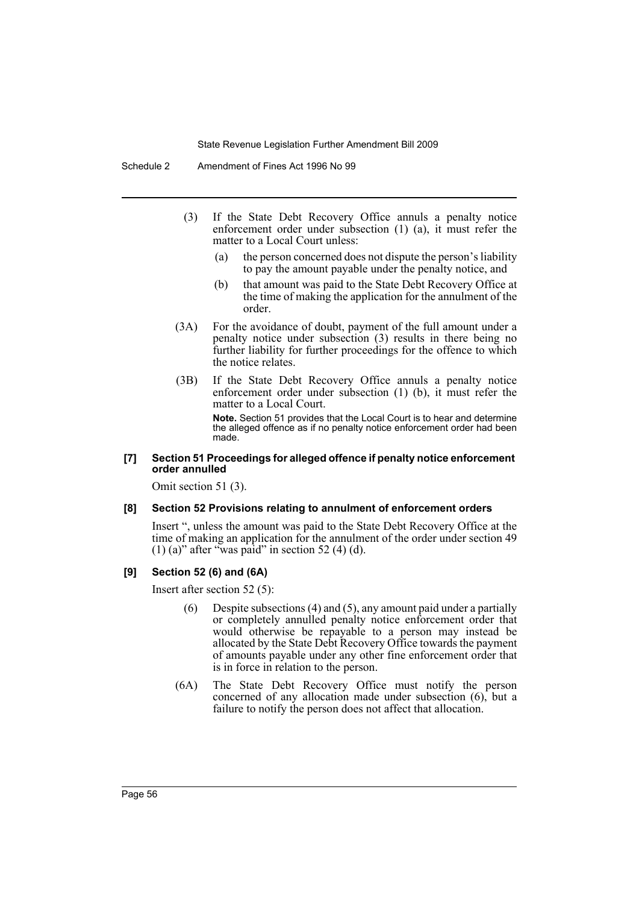(3) If the State Debt Recovery Office annuls a penalty notice enforcement order under subsection (1) (a), it must refer the matter to a Local Court unless:

  (a) the person concerned does not dispute the person's liability to pay the amount payable under the penalty notice, and

  (b) that amount was paid to the State Debt Recovery Office at the time of making the application for the annulment of the order.

(3A) For the avoidance of doubt, payment of the full amount under a penalty notice under subsection (3) results in there being no further liability for further proceedings for the offence to which the notice relates.

(3B) If the State Debt Recovery Office annuls a penalty notice enforcement order under subsection (1) (b), it must refer the matter to a Local Court.

**Note.** Section 51 provides that the Local Court is to hear and determine the alleged offence as if no penalty notice enforcement order had been made.

#### [7] Section 51 Proceedings for alleged offence if penalty notice enforcement order annulled

Omit section 51 (3).

#### [8] Section 52 Provisions relating to annulment of enforcement orders

Insert ", unless the amount was paid to the State Debt Recovery Office at the time of making an application for the annulment of the order under section 49 (1) (a)" after "was paid" in section 52 (4) (d).

#### [9] Section 52 (6) and (6A)

Insert after section 52 (5):

(6) Despite subsections (4) and (5), any amount paid under a partially or completely annulled penalty notice enforcement order that would otherwise be repayable to a person may instead be allocated by the State Debt Recovery Office towards the payment of amounts payable under any other fine enforcement order that is in force in relation to the person.

(6A) The State Debt Recovery Office must notify the person concerned of any allocation made under subsection (6), but a failure to notify the person does not affect that allocation.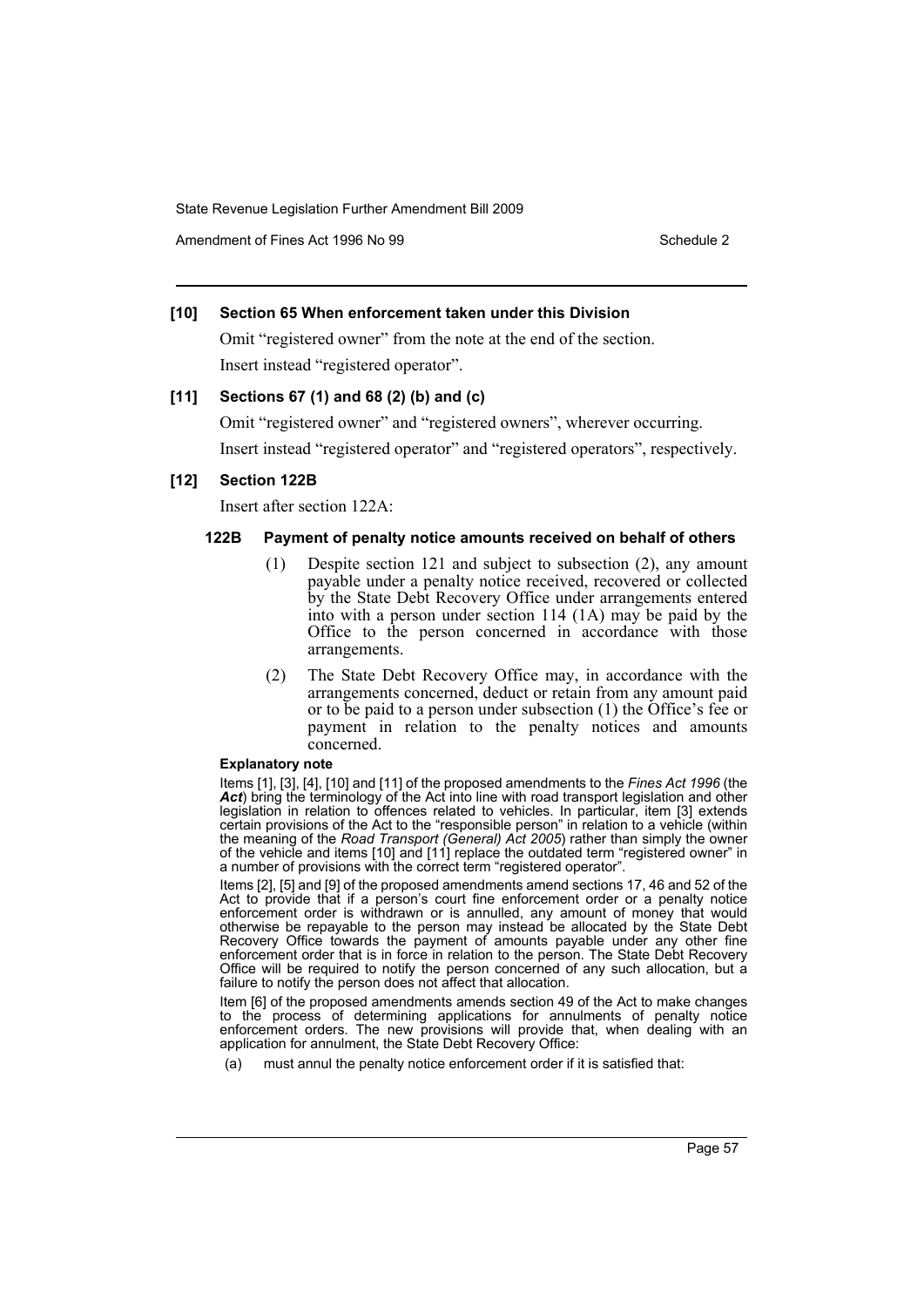### [10] Section 65 When enforcement taken under this Division

Omit "registered owner" from the note at the end of the section.

Insert instead "registered operator".

### [11] Sections 67 (1) and 68 (2) (b) and (c)

Omit "registered owner" and "registered owners", wherever occurring.

Insert instead "registered operator" and "registered operators", respectively.

### [12] Section 122B

Insert after section 122A:

#### 122B Payment of penalty notice amounts received on behalf of others

(1) Despite section 121 and subject to subsection (2), any amount payable under a penalty notice received, recovered or collected by the State Debt Recovery Office under arrangements entered into with a person under section 114 (1A) may be paid by the Office to the person concerned in accordance with those arrangements.

(2) The State Debt Recovery Office may, in accordance with the arrangements concerned, deduct or retain from any amount paid or to be paid to a person under subsection (1) the Office's fee or payment in relation to the penalty notices and amounts concerned.

**Explanatory note**

Items [1], [3], [4], [10] and [11] of the proposed amendments to the *Fines Act 1996* (the ***Act***) bring the terminology of the Act into line with road transport legislation and other legislation in relation to offences related to vehicles. In particular, item [3] extends certain provisions of the Act to the "responsible person" in relation to a vehicle (within the meaning of the *Road Transport (General) Act 2005*) rather than simply the owner of the vehicle and items [10] and [11] replace the outdated term "registered owner" in a number of provisions with the correct term "registered operator".

Items [2], [5] and [9] of the proposed amendments amend sections 17, 46 and 52 of the Act to provide that if a person's court fine enforcement order or a penalty notice enforcement order is withdrawn or is annulled, any amount of money that would otherwise be repayable to the person may instead be allocated by the State Debt Recovery Office towards the payment of amounts payable under any other fine enforcement order that is in force in relation to the person. The State Debt Recovery Office will be required to notify the person concerned of any such allocation, but a failure to notify the person does not affect that allocation.

Item [6] of the proposed amendments amends section 49 of the Act to make changes to the process of determining applications for annulments of penalty notice enforcement orders. The new provisions will provide that, when dealing with an application for annulment, the State Debt Recovery Office:

(a) must annul the penalty notice enforcement order if it is satisfied that: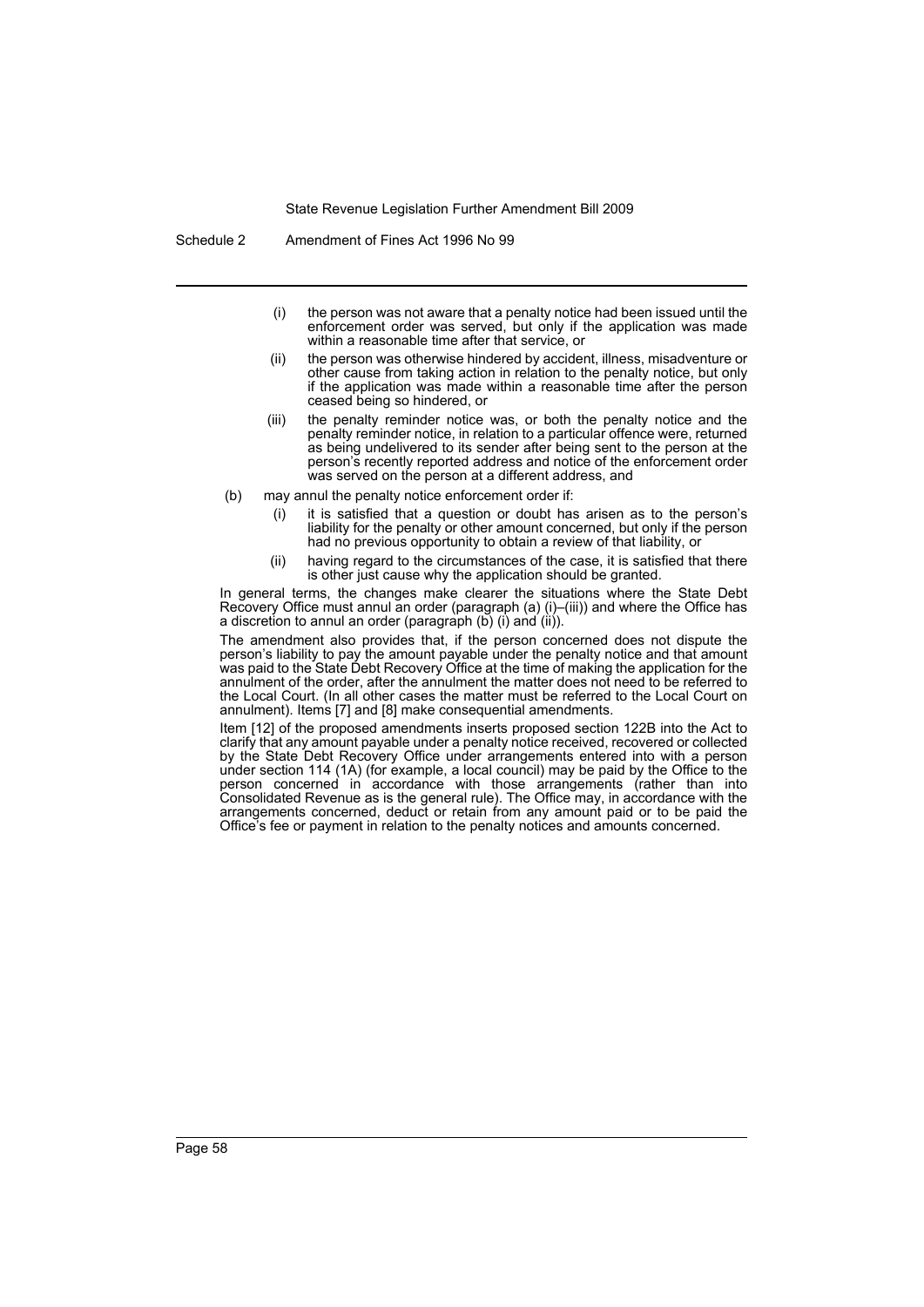- (i) the person was not aware that a penalty notice had been issued until the enforcement order was served, but only if the application was made within a reasonable time after that service, or
- (ii) the person was otherwise hindered by accident, illness, misadventure or other cause from taking action in relation to the penalty notice, but only if the application was made within a reasonable time after the person ceased being so hindered, or
- (iii) the penalty reminder notice was, or both the penalty notice and the penalty reminder notice, in relation to a particular offence were, returned as being undelivered to its sender after being sent to the person at the person's recently reported address and notice of the enforcement order was served on the person at a different address, and

(b) may annul the penalty notice enforcement order if:

- (i) it is satisfied that a question or doubt has arisen as to the person's liability for the penalty or other amount concerned, but only if the person had no previous opportunity to obtain a review of that liability, or
- (ii) having regard to the circumstances of the case, it is satisfied that there is other just cause why the application should be granted.

In general terms, the changes make clearer the situations where the State Debt Recovery Office must annul an order (paragraph (a) (i)–(iii)) and where the Office has a discretion to annul an order (paragraph (b) (i) and (ii)).

The amendment also provides that, if the person concerned does not dispute the person's liability to pay the amount payable under the penalty notice and that amount was paid to the State Debt Recovery Office at the time of making the application for the annulment of the order, after the annulment the matter does not need to be referred to the Local Court. (In all other cases the matter must be referred to the Local Court on annulment). Items [7] and [8] make consequential amendments.

Item [12] of the proposed amendments inserts proposed section 122B into the Act to clarify that any amount payable under a penalty notice received, recovered or collected by the State Debt Recovery Office under arrangements entered into with a person under section 114 (1A) (for example, a local council) may be paid by the Office to the person concerned in accordance with those arrangements (rather than into Consolidated Revenue as is the general rule). The Office may, in accordance with the arrangements concerned, deduct or retain from any amount paid or to be paid the Office's fee or payment in relation to the penalty notices and amounts concerned.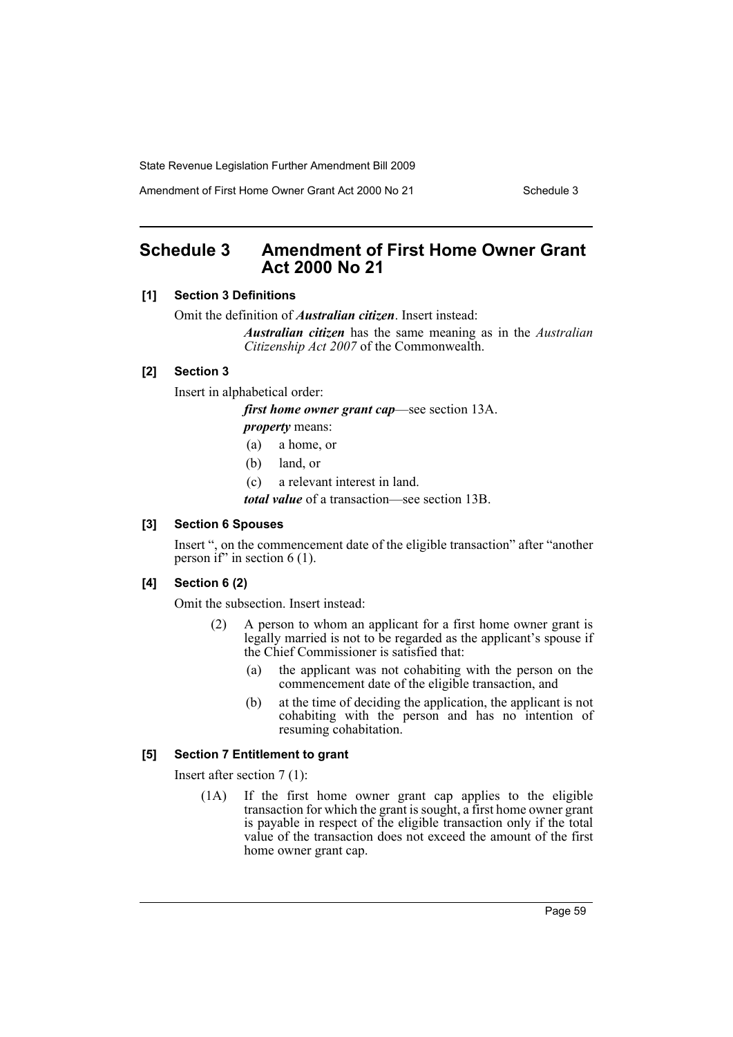## Schedule 3 Amendment of First Home Owner Grant Act 2000 No 21

**[1] Section 3 Definitions**

Omit the definition of ***Australian citizen***. Insert instead:

> ***Australian citizen*** has the same meaning as in the *Australian Citizenship Act 2007* of the Commonwealth.

**[2] Section 3**

Insert in alphabetical order:

> ***first home owner grant cap***—see section 13A.
>
> ***property*** means:
>
> (a) a home, or
>
> (b) land, or
>
> (c) a relevant interest in land.
>
> ***total value*** of a transaction—see section 13B.

**[3] Section 6 Spouses**

Insert ", on the commencement date of the eligible transaction" after "another person if" in section 6 (1).

**[4] Section 6 (2)**

Omit the subsection. Insert instead:

> (2) A person to whom an applicant for a first home owner grant is legally married is not to be regarded as the applicant's spouse if the Chief Commissioner is satisfied that:
>
> (a) the applicant was not cohabiting with the person on the commencement date of the eligible transaction, and
>
> (b) at the time of deciding the application, the applicant is not cohabiting with the person and has no intention of resuming cohabitation.

**[5] Section 7 Entitlement to grant**

Insert after section 7 (1):

> (1A) If the first home owner grant cap applies to the eligible transaction for which the grant is sought, a first home owner grant is payable in respect of the eligible transaction only if the total value of the transaction does not exceed the amount of the first home owner grant cap.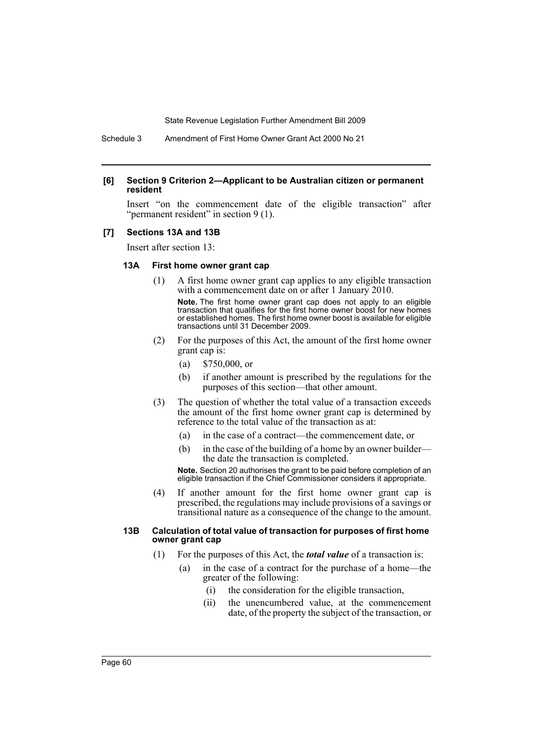**[6] Section 9 Criterion 2—Applicant to be Australian citizen or permanent resident**

Insert "on the commencement date of the eligible transaction" after "permanent resident" in section 9 (1).

**[7] Sections 13A and 13B**

Insert after section 13:

**13A First home owner grant cap**

(1) A first home owner grant cap applies to any eligible transaction with a commencement date on or after 1 January 2010.

**Note.** The first home owner grant cap does not apply to an eligible transaction that qualifies for the first home owner boost for new homes or established homes. The first home owner boost is available for eligible transactions until 31 December 2009.

(2) For the purposes of this Act, the amount of the first home owner grant cap is:

(a) \$750,000, or

(b) if another amount is prescribed by the regulations for the purposes of this section—that other amount.

(3) The question of whether the total value of a transaction exceeds the amount of the first home owner grant cap is determined by reference to the total value of the transaction as at:

(a) in the case of a contract—the commencement date, or

(b) in the case of the building of a home by an owner builder—the date the transaction is completed.

**Note.** Section 20 authorises the grant to be paid before completion of an eligible transaction if the Chief Commissioner considers it appropriate.

(4) If another amount for the first home owner grant cap is prescribed, the regulations may include provisions of a savings or transitional nature as a consequence of the change to the amount.

**13B Calculation of total value of transaction for purposes of first home owner grant cap**

(1) For the purposes of this Act, the ***total value*** of a transaction is:

(a) in the case of a contract for the purchase of a home—the greater of the following:

(i) the consideration for the eligible transaction,

(ii) the unencumbered value, at the commencement date, of the property the subject of the transaction, or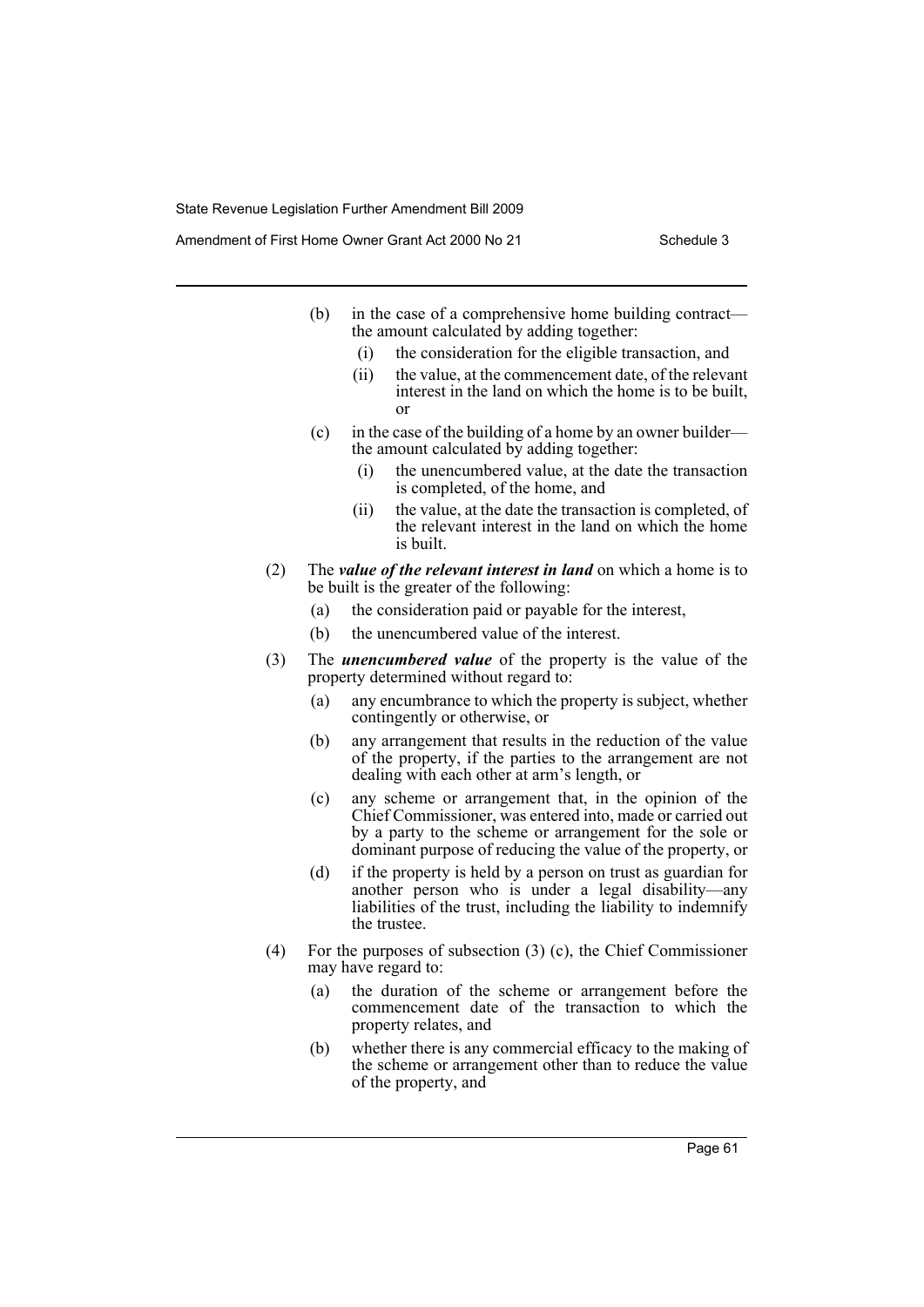(b) in the case of a comprehensive home building contract—the amount calculated by adding together:

  (i) the consideration for the eligible transaction, and

  (ii) the value, at the commencement date, of the relevant interest in the land on which the home is to be built, or

(c) in the case of the building of a home by an owner builder—the amount calculated by adding together:

  (i) the unencumbered value, at the date the transaction is completed, of the home, and

  (ii) the value, at the date the transaction is completed, of the relevant interest in the land on which the home is built.

(2) The ***value of the relevant interest in land*** on which a home is to be built is the greater of the following:

  (a) the consideration paid or payable for the interest,

  (b) the unencumbered value of the interest.

(3) The ***unencumbered value*** of the property is the value of the property determined without regard to:

  (a) any encumbrance to which the property is subject, whether contingently or otherwise, or

  (b) any arrangement that results in the reduction of the value of the property, if the parties to the arrangement are not dealing with each other at arm's length, or

  (c) any scheme or arrangement that, in the opinion of the Chief Commissioner, was entered into, made or carried out by a party to the scheme or arrangement for the sole or dominant purpose of reducing the value of the property, or

  (d) if the property is held by a person on trust as guardian for another person who is under a legal disability—any liabilities of the trust, including the liability to indemnify the trustee.

(4) For the purposes of subsection (3) (c), the Chief Commissioner may have regard to:

  (a) the duration of the scheme or arrangement before the commencement date of the transaction to which the property relates, and

  (b) whether there is any commercial efficacy to the making of the scheme or arrangement other than to reduce the value of the property, and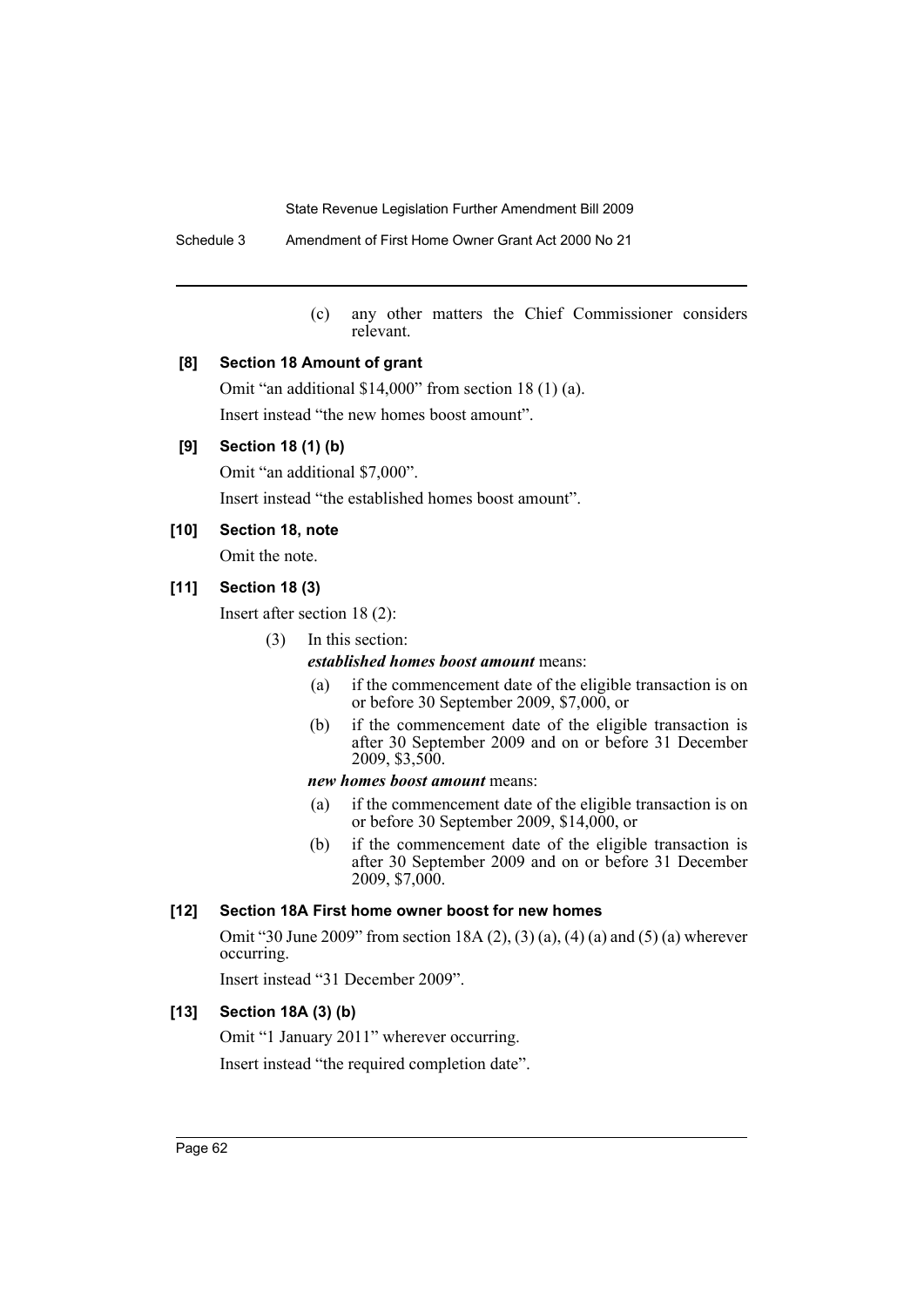(c) any other matters the Chief Commissioner considers relevant.

**[8] Section 18 Amount of grant**

Omit "an additional $14,000" from section 18 (1) (a).

Insert instead "the new homes boost amount".

**[9] Section 18 (1) (b)**

Omit "an additional $7,000".

Insert instead "the established homes boost amount".

**[10] Section 18, note**

Omit the note.

**[11] Section 18 (3)**

Insert after section 18 (2):

(3) In this section:

***established homes boost amount*** means:

(a) if the commencement date of the eligible transaction is on or before 30 September 2009, $7,000, or

(b) if the commencement date of the eligible transaction is after 30 September 2009 and on or before 31 December 2009, $3,500.

***new homes boost amount*** means:

(a) if the commencement date of the eligible transaction is on or before 30 September 2009, $14,000, or

(b) if the commencement date of the eligible transaction is after 30 September 2009 and on or before 31 December 2009, $7,000.

**[12] Section 18A First home owner boost for new homes**

Omit "30 June 2009" from section 18A (2), (3) (a), (4) (a) and (5) (a) wherever occurring.

Insert instead "31 December 2009".

**[13] Section 18A (3) (b)**

Omit "1 January 2011" wherever occurring.

Insert instead "the required completion date".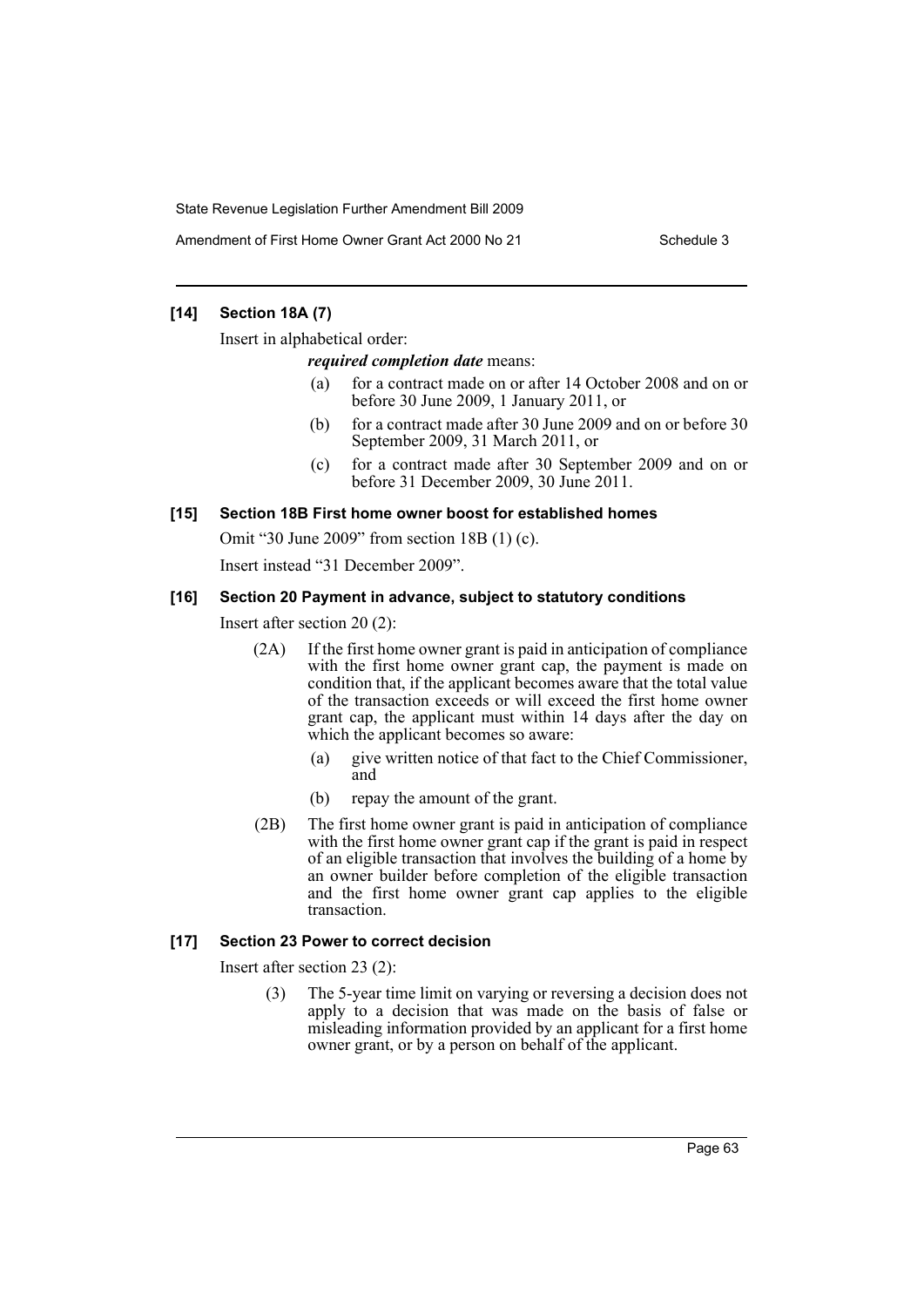#### [14] Section 18A (7)

Insert in alphabetical order:

***required completion date*** means:

(a) for a contract made on or after 14 October 2008 and on or before 30 June 2009, 1 January 2011, or

(b) for a contract made after 30 June 2009 and on or before 30 September 2009, 31 March 2011, or

(c) for a contract made after 30 September 2009 and on or before 31 December 2009, 30 June 2011.

#### [15] Section 18B First home owner boost for established homes

Omit "30 June 2009" from section 18B (1) (c).

Insert instead "31 December 2009".

#### [16] Section 20 Payment in advance, subject to statutory conditions

Insert after section 20 (2):

(2A) If the first home owner grant is paid in anticipation of compliance with the first home owner grant cap, the payment is made on condition that, if the applicant becomes aware that the total value of the transaction exceeds or will exceed the first home owner grant cap, the applicant must within 14 days after the day on which the applicant becomes so aware:

(a) give written notice of that fact to the Chief Commissioner, and

(b) repay the amount of the grant.

(2B) The first home owner grant is paid in anticipation of compliance with the first home owner grant cap if the grant is paid in respect of an eligible transaction that involves the building of a home by an owner builder before completion of the eligible transaction and the first home owner grant cap applies to the eligible transaction.

#### [17] Section 23 Power to correct decision

Insert after section 23 (2):

(3) The 5-year time limit on varying or reversing a decision does not apply to a decision that was made on the basis of false or misleading information provided by an applicant for a first home owner grant, or by a person on behalf of the applicant.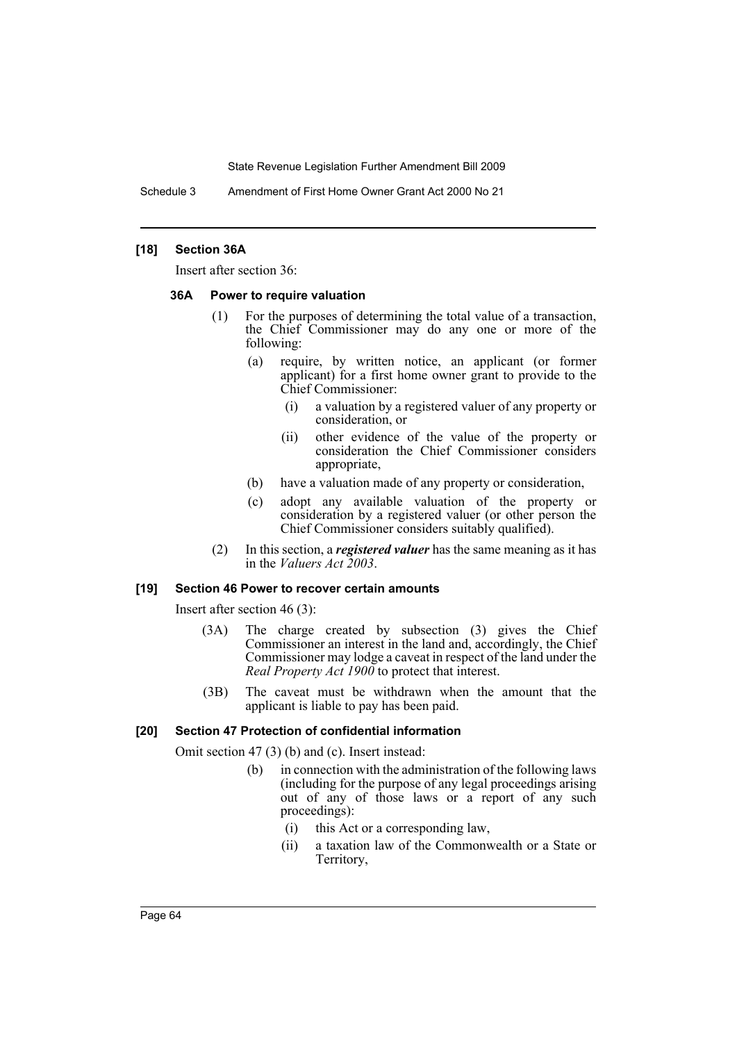### [18] Section 36A

Insert after section 36:

#### 36A Power to require valuation

(1) For the purposes of determining the total value of a transaction, the Chief Commissioner may do any one or more of the following:

(a) require, by written notice, an applicant (or former applicant) for a first home owner grant to provide to the Chief Commissioner:

(i) a valuation by a registered valuer of any property or consideration, or

(ii) other evidence of the value of the property or consideration the Chief Commissioner considers appropriate,

(b) have a valuation made of any property or consideration,

(c) adopt any available valuation of the property or consideration by a registered valuer (or other person the Chief Commissioner considers suitably qualified).

(2) In this section, a ***registered valuer*** has the same meaning as it has in the *Valuers Act 2003*.

### [19] Section 46 Power to recover certain amounts

Insert after section 46 (3):

(3A) The charge created by subsection (3) gives the Chief Commissioner an interest in the land and, accordingly, the Chief Commissioner may lodge a caveat in respect of the land under the *Real Property Act 1900* to protect that interest.

(3B) The caveat must be withdrawn when the amount that the applicant is liable to pay has been paid.

### [20] Section 47 Protection of confidential information

Omit section 47 (3) (b) and (c). Insert instead:

(b) in connection with the administration of the following laws (including for the purpose of any legal proceedings arising out of any of those laws or a report of any such proceedings):

(i) this Act or a corresponding law,

(ii) a taxation law of the Commonwealth or a State or Territory,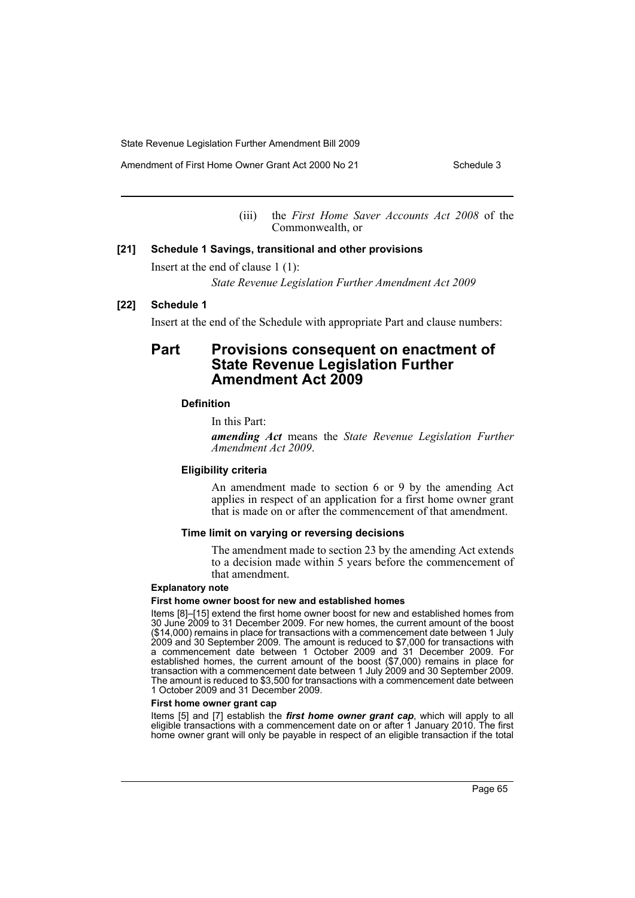(iii) the *First Home Saver Accounts Act 2008* of the Commonwealth, or

**[21] Schedule 1 Savings, transitional and other provisions**

Insert at the end of clause 1 (1):

*State Revenue Legislation Further Amendment Act 2009*

**[22] Schedule 1**

Insert at the end of the Schedule with appropriate Part and clause numbers:

## Part Provisions consequent on enactment of State Revenue Legislation Further Amendment Act 2009

#### Definition

In this Part:

***amending Act*** means the *State Revenue Legislation Further Amendment Act 2009*.

#### Eligibility criteria

An amendment made to section 6 or 9 by the amending Act applies in respect of an application for a first home owner grant that is made on or after the commencement of that amendment.

#### Time limit on varying or reversing decisions

The amendment made to section 23 by the amending Act extends to a decision made within 5 years before the commencement of that amendment.

**Explanatory note**

**First home owner boost for new and established homes**

Items [8]–[15] extend the first home owner boost for new and established homes from 30 June 2009 to 31 December 2009. For new homes, the current amount of the boost ($14,000) remains in place for transactions with a commencement date between 1 July 2009 and 30 September 2009. The amount is reduced to $7,000 for transactions with a commencement date between 1 October 2009 and 31 December 2009. For established homes, the current amount of the boost ($7,000) remains in place for transaction with a commencement date between 1 July 2009 and 30 September 2009. The amount is reduced to $3,500 for transactions with a commencement date between 1 October 2009 and 31 December 2009.

**First home owner grant cap**

Items [5] and [7] establish the ***first home owner grant cap***, which will apply to all eligible transactions with a commencement date on or after 1 January 2010. The first home owner grant will only be payable in respect of an eligible transaction if the total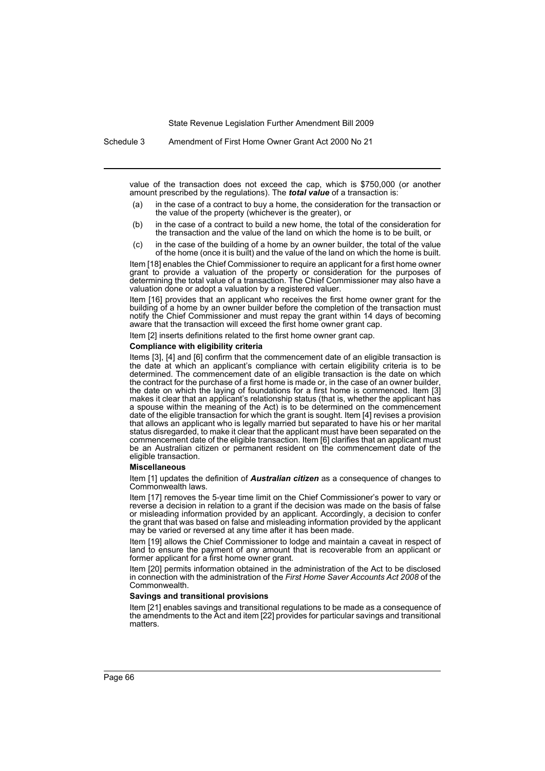value of the transaction does not exceed the cap, which is $750,000 (or another amount prescribed by the regulations). The ***total value*** of a transaction is:

(a) in the case of a contract to buy a home, the consideration for the transaction or the value of the property (whichever is the greater), or

(b) in the case of a contract to build a new home, the total of the consideration for the transaction and the value of the land on which the home is to be built, or

(c) in the case of the building of a home by an owner builder, the total of the value of the home (once it is built) and the value of the land on which the home is built.

Item [18] enables the Chief Commissioner to require an applicant for a first home owner grant to provide a valuation of the property or consideration for the purposes of determining the total value of a transaction. The Chief Commissioner may also have a valuation done or adopt a valuation by a registered valuer.

Item [16] provides that an applicant who receives the first home owner grant for the building of a home by an owner builder before the completion of the transaction must notify the Chief Commissioner and must repay the grant within 14 days of becoming aware that the transaction will exceed the first home owner grant cap.

Item [2] inserts definitions related to the first home owner grant cap.

**Compliance with eligibility criteria**

Items [3], [4] and [6] confirm that the commencement date of an eligible transaction is the date at which an applicant's compliance with certain eligibility criteria is to be determined. The commencement date of an eligible transaction is the date on which the contract for the purchase of a first home is made or, in the case of an owner builder, the date on which the laying of foundations for a first home is commenced. Item [3] makes it clear that an applicant's relationship status (that is, whether the applicant has a spouse within the meaning of the Act) is to be determined on the commencement date of the eligible transaction for which the grant is sought. Item [4] revises a provision that allows an applicant who is legally married but separated to have his or her marital status disregarded, to make it clear that the applicant must have been separated on the commencement date of the eligible transaction. Item [6] clarifies that an applicant must be an Australian citizen or permanent resident on the commencement date of the eligible transaction.

**Miscellaneous**

Item [1] updates the definition of ***Australian citizen*** as a consequence of changes to Commonwealth laws.

Item [17] removes the 5-year time limit on the Chief Commissioner's power to vary or reverse a decision in relation to a grant if the decision was made on the basis of false or misleading information provided by an applicant. Accordingly, a decision to confer the grant that was based on false and misleading information provided by the applicant may be varied or reversed at any time after it has been made.

Item [19] allows the Chief Commissioner to lodge and maintain a caveat in respect of land to ensure the payment of any amount that is recoverable from an applicant or former applicant for a first home owner grant.

Item [20] permits information obtained in the administration of the Act to be disclosed in connection with the administration of the *First Home Saver Accounts Act 2008* of the Commonwealth.

**Savings and transitional provisions**

Item [21] enables savings and transitional regulations to be made as a consequence of the amendments to the Act and item [22] provides for particular savings and transitional matters.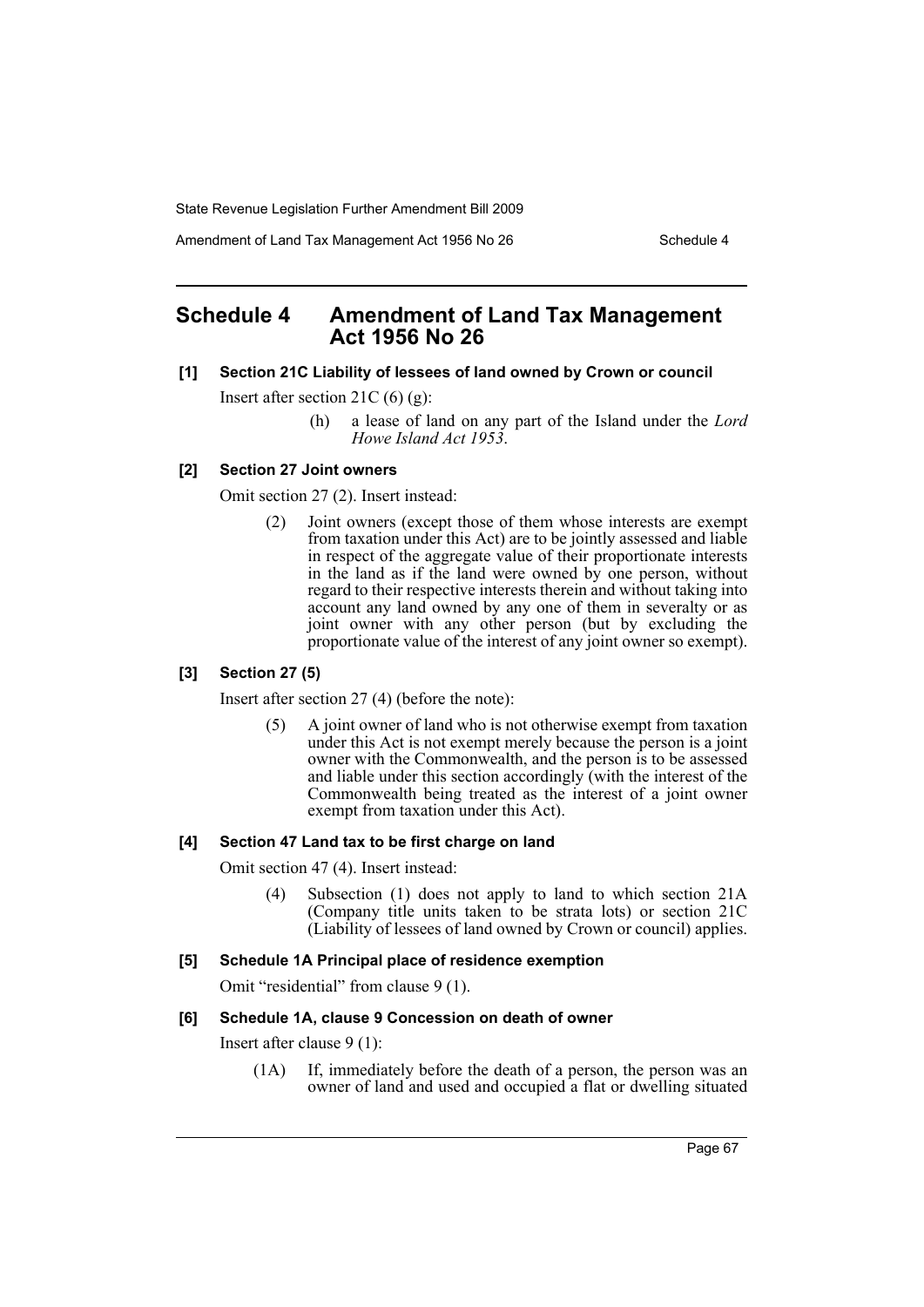# Schedule 4 Amendment of Land Tax Management Act 1956 No 26

**[1] Section 21C Liability of lessees of land owned by Crown or council**

Insert after section 21C (6) (g):

> (h) a lease of land on any part of the Island under the *Lord Howe Island Act 1953*.

**[2] Section 27 Joint owners**

Omit section 27 (2). Insert instead:

> (2) Joint owners (except those of them whose interests are exempt from taxation under this Act) are to be jointly assessed and liable in respect of the aggregate value of their proportionate interests in the land as if the land were owned by one person, without regard to their respective interests therein and without taking into account any land owned by any one of them in severalty or as joint owner with any other person (but by excluding the proportionate value of the interest of any joint owner so exempt).

**[3] Section 27 (5)**

Insert after section 27 (4) (before the note):

> (5) A joint owner of land who is not otherwise exempt from taxation under this Act is not exempt merely because the person is a joint owner with the Commonwealth, and the person is to be assessed and liable under this section accordingly (with the interest of the Commonwealth being treated as the interest of a joint owner exempt from taxation under this Act).

**[4] Section 47 Land tax to be first charge on land**

Omit section 47 (4). Insert instead:

> (4) Subsection (1) does not apply to land to which section 21A (Company title units taken to be strata lots) or section 21C (Liability of lessees of land owned by Crown or council) applies.

**[5] Schedule 1A Principal place of residence exemption**

Omit "residential" from clause 9 (1).

**[6] Schedule 1A, clause 9 Concession on death of owner**

Insert after clause 9 (1):

> (1A) If, immediately before the death of a person, the person was an owner of land and used and occupied a flat or dwelling situated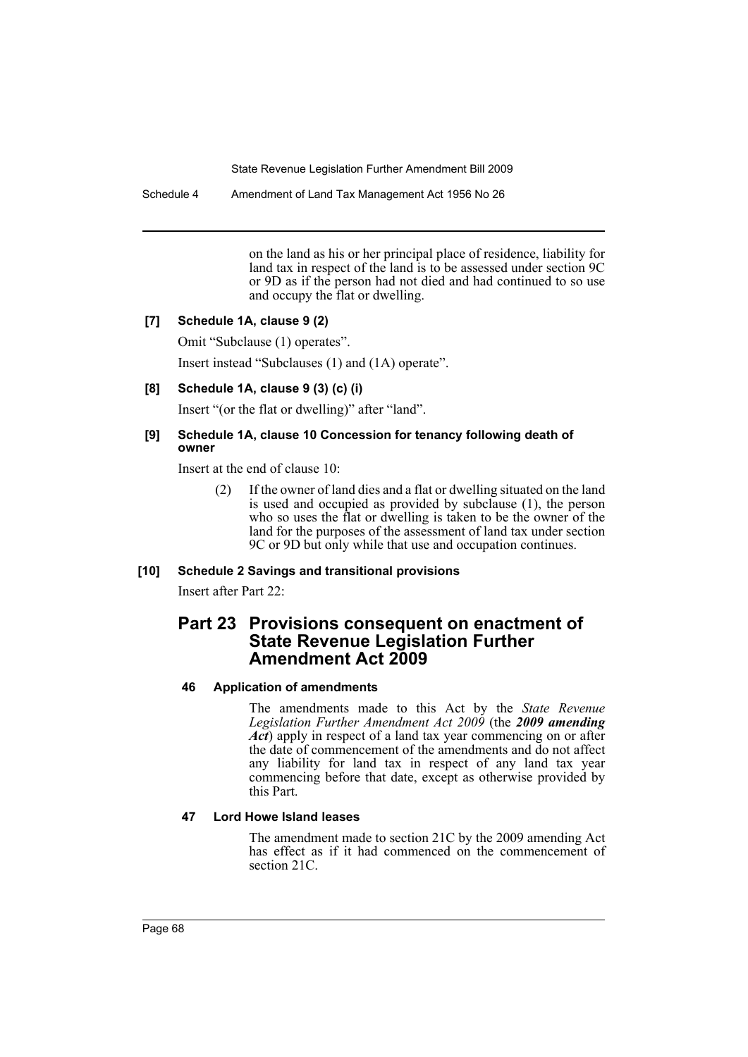on the land as his or her principal place of residence, liability for land tax in respect of the land is to be assessed under section 9C or 9D as if the person had not died and had continued to so use and occupy the flat or dwelling.

**[7] Schedule 1A, clause 9 (2)**

Omit "Subclause (1) operates".

Insert instead "Subclauses (1) and (1A) operate".

**[8] Schedule 1A, clause 9 (3) (c) (i)**

Insert "(or the flat or dwelling)" after "land".

**[9] Schedule 1A, clause 10 Concession for tenancy following death of owner**

Insert at the end of clause 10:

(2) If the owner of land dies and a flat or dwelling situated on the land is used and occupied as provided by subclause (1), the person who so uses the flat or dwelling is taken to be the owner of the land for the purposes of the assessment of land tax under section 9C or 9D but only while that use and occupation continues.

**[10] Schedule 2 Savings and transitional provisions**

Insert after Part 22:

## Part 23 Provisions consequent on enactment of State Revenue Legislation Further Amendment Act 2009

### 46 Application of amendments

The amendments made to this Act by the *State Revenue Legislation Further Amendment Act 2009* (the ***2009 amending Act***) apply in respect of a land tax year commencing on or after the date of commencement of the amendments and do not affect any liability for land tax in respect of any land tax year commencing before that date, except as otherwise provided by this Part.

### 47 Lord Howe Island leases

The amendment made to section 21C by the 2009 amending Act has effect as if it had commenced on the commencement of section 21C.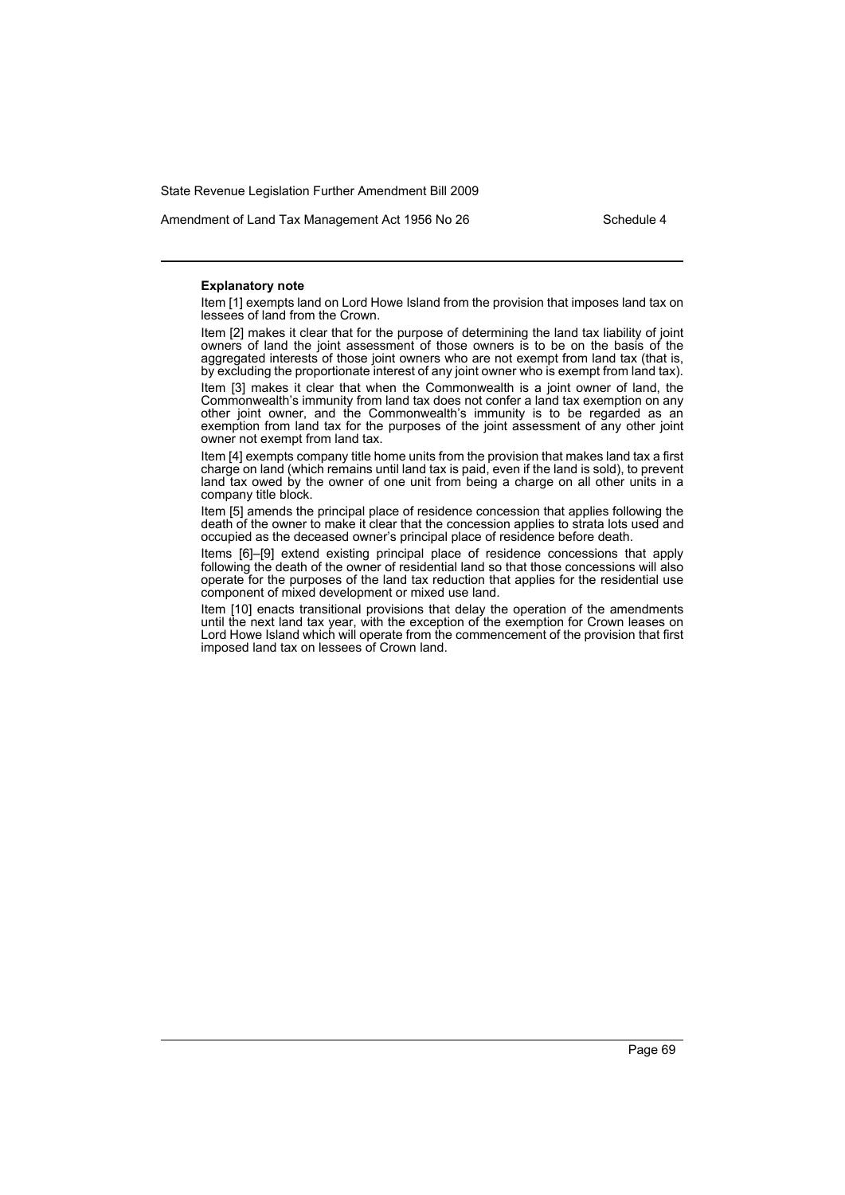**Explanatory note**

Item [1] exempts land on Lord Howe Island from the provision that imposes land tax on lessees of land from the Crown.

Item [2] makes it clear that for the purpose of determining the land tax liability of joint owners of land the joint assessment of those owners is to be on the basis of the aggregated interests of those joint owners who are not exempt from land tax (that is, by excluding the proportionate interest of any joint owner who is exempt from land tax).

Item [3] makes it clear that when the Commonwealth is a joint owner of land, the Commonwealth's immunity from land tax does not confer a land tax exemption on any other joint owner, and the Commonwealth's immunity is to be regarded as an exemption from land tax for the purposes of the joint assessment of any other joint owner not exempt from land tax.

Item [4] exempts company title home units from the provision that makes land tax a first charge on land (which remains until land tax is paid, even if the land is sold), to prevent land tax owed by the owner of one unit from being a charge on all other units in a company title block.

Item [5] amends the principal place of residence concession that applies following the death of the owner to make it clear that the concession applies to strata lots used and occupied as the deceased owner's principal place of residence before death.

Items [6]–[9] extend existing principal place of residence concessions that apply following the death of the owner of residential land so that those concessions will also operate for the purposes of the land tax reduction that applies for the residential use component of mixed development or mixed use land.

Item [10] enacts transitional provisions that delay the operation of the amendments until the next land tax year, with the exception of the exemption for Crown leases on Lord Howe Island which will operate from the commencement of the provision that first imposed land tax on lessees of Crown land.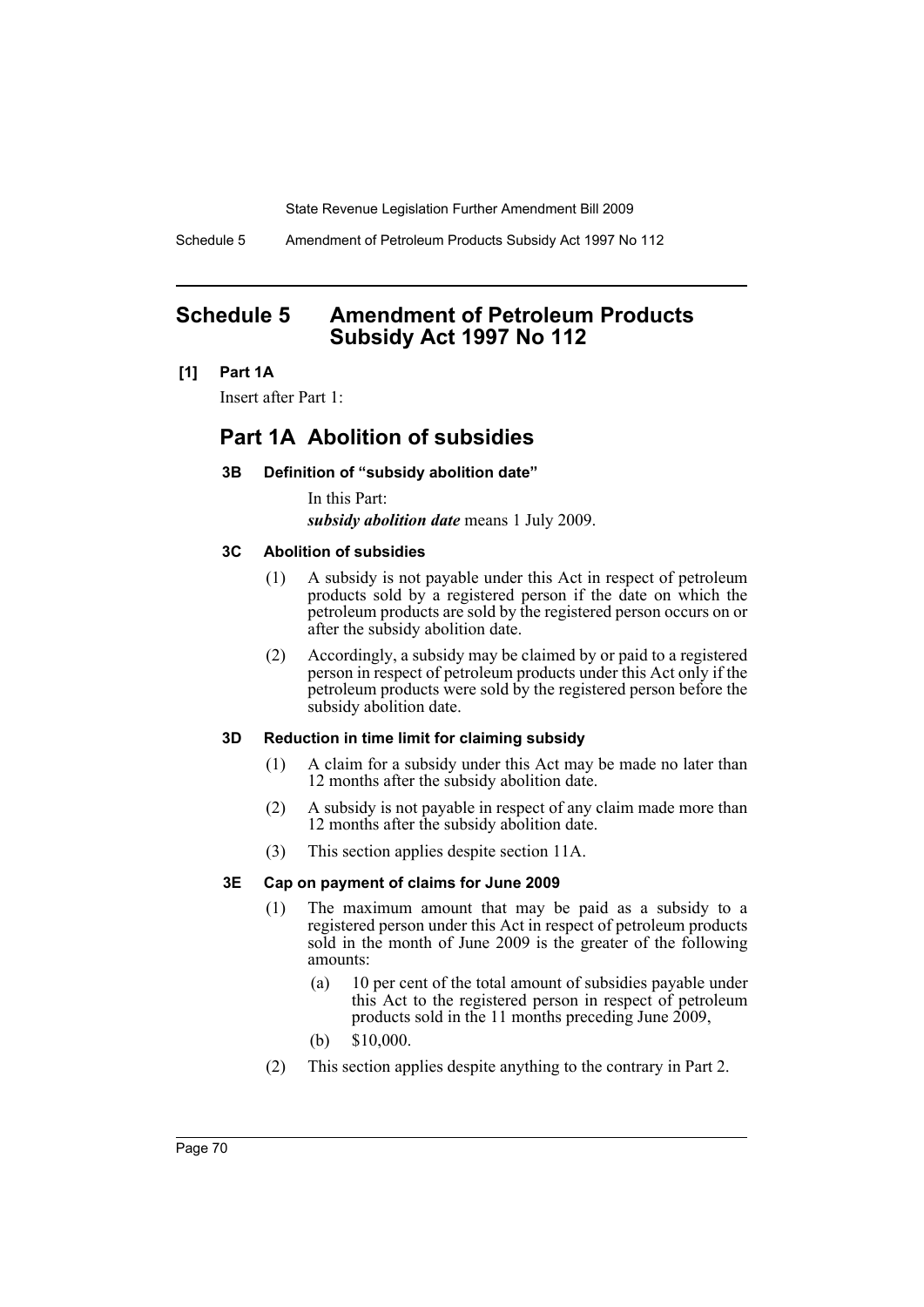# Schedule 5 Amendment of Petroleum Products Subsidy Act 1997 No 112

**[1] Part 1A**

Insert after Part 1:

## Part 1A Abolition of subsidies

### 3B Definition of "subsidy abolition date"

In this Part:

***subsidy abolition date*** means 1 July 2009.

### 3C Abolition of subsidies

(1) A subsidy is not payable under this Act in respect of petroleum products sold by a registered person if the date on which the petroleum products are sold by the registered person occurs on or after the subsidy abolition date.

(2) Accordingly, a subsidy may be claimed by or paid to a registered person in respect of petroleum products under this Act only if the petroleum products were sold by the registered person before the subsidy abolition date.

### 3D Reduction in time limit for claiming subsidy

(1) A claim for a subsidy under this Act may be made no later than 12 months after the subsidy abolition date.

(2) A subsidy is not payable in respect of any claim made more than 12 months after the subsidy abolition date.

(3) This section applies despite section 11A.

### 3E Cap on payment of claims for June 2009

(1) The maximum amount that may be paid as a subsidy to a registered person under this Act in respect of petroleum products sold in the month of June 2009 is the greater of the following amounts:

- (a) 10 per cent of the total amount of subsidies payable under this Act to the registered person in respect of petroleum products sold in the 11 months preceding June 2009,
- (b) $10,000.

(2) This section applies despite anything to the contrary in Part 2.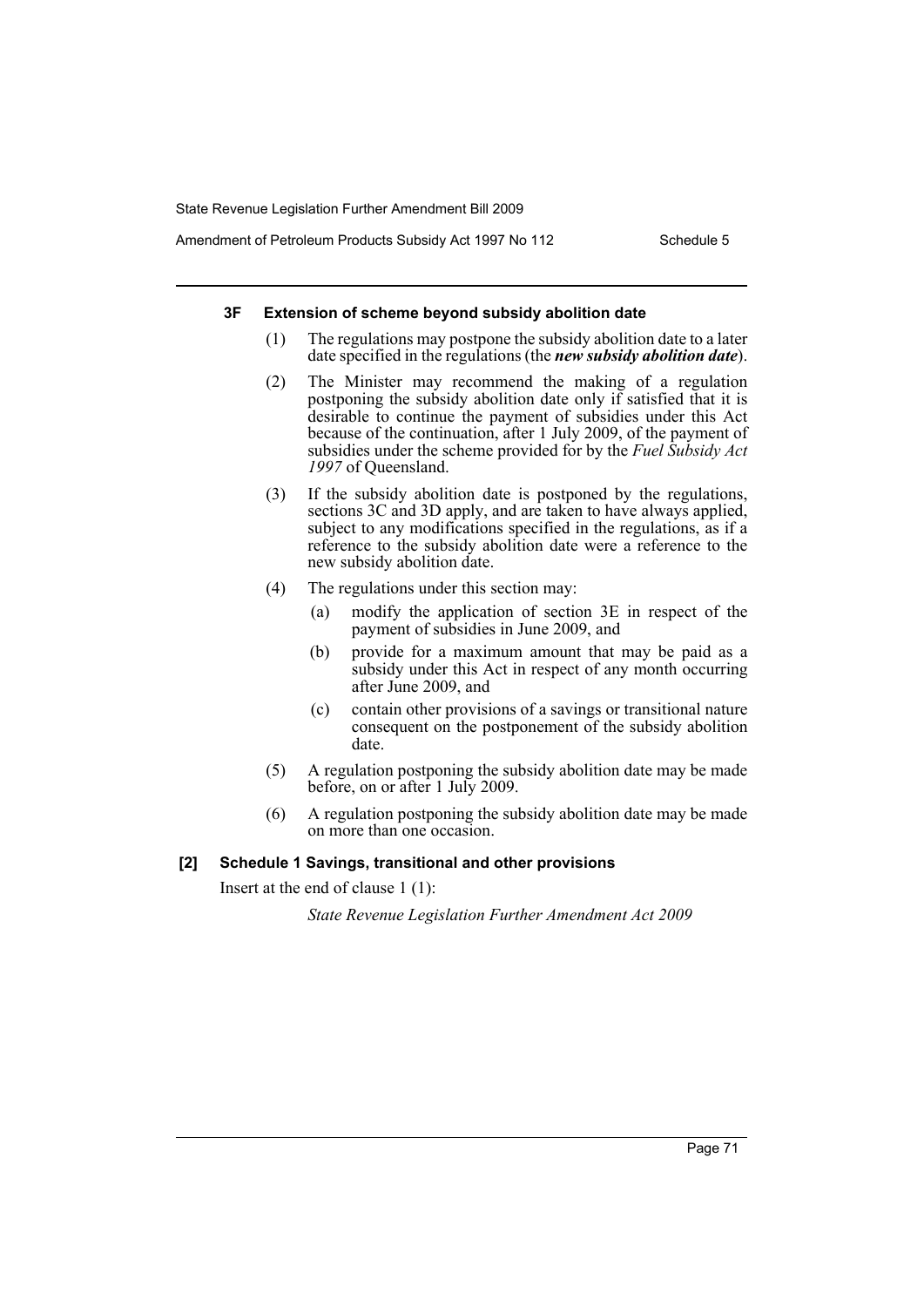### 3F Extension of scheme beyond subsidy abolition date

(1) The regulations may postpone the subsidy abolition date to a later date specified in the regulations (the ***new subsidy abolition date***).

(2) The Minister may recommend the making of a regulation postponing the subsidy abolition date only if satisfied that it is desirable to continue the payment of subsidies under this Act because of the continuation, after 1 July 2009, of the payment of subsidies under the scheme provided for by the *Fuel Subsidy Act 1997* of Queensland.

(3) If the subsidy abolition date is postponed by the regulations, sections 3C and 3D apply, and are taken to have always applied, subject to any modifications specified in the regulations, as if a reference to the subsidy abolition date were a reference to the new subsidy abolition date.

(4) The regulations under this section may:

(a) modify the application of section 3E in respect of the payment of subsidies in June 2009, and

(b) provide for a maximum amount that may be paid as a subsidy under this Act in respect of any month occurring after June 2009, and

(c) contain other provisions of a savings or transitional nature consequent on the postponement of the subsidy abolition date.

(5) A regulation postponing the subsidy abolition date may be made before, on or after 1 July 2009.

(6) A regulation postponing the subsidy abolition date may be made on more than one occasion.

### [2] Schedule 1 Savings, transitional and other provisions

Insert at the end of clause 1 (1):

*State Revenue Legislation Further Amendment Act 2009*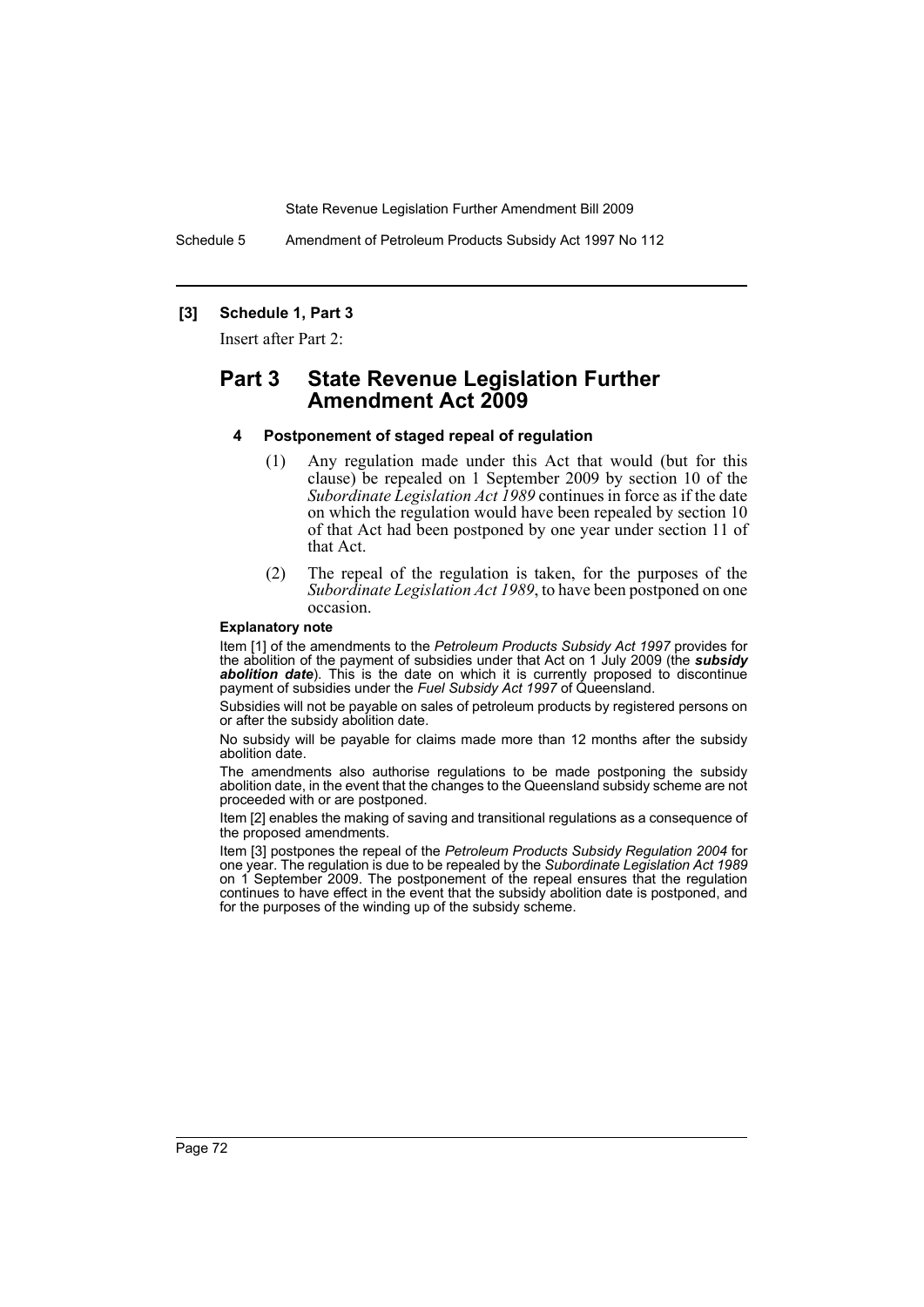**[3] Schedule 1, Part 3**

Insert after Part 2:

## Part 3 State Revenue Legislation Further Amendment Act 2009

### 4 Postponement of staged repeal of regulation

(1) Any regulation made under this Act that would (but for this clause) be repealed on 1 September 2009 by section 10 of the *Subordinate Legislation Act 1989* continues in force as if the date on which the regulation would have been repealed by section 10 of that Act had been postponed by one year under section 11 of that Act.

(2) The repeal of the regulation is taken, for the purposes of the *Subordinate Legislation Act 1989*, to have been postponed on one occasion.

**Explanatory note**

Item [1] of the amendments to the *Petroleum Products Subsidy Act 1997* provides for the abolition of the payment of subsidies under that Act on 1 July 2009 (the ***subsidy abolition date***). This is the date on which it is currently proposed to discontinue payment of subsidies under the *Fuel Subsidy Act 1997* of Queensland.

Subsidies will not be payable on sales of petroleum products by registered persons on or after the subsidy abolition date.

No subsidy will be payable for claims made more than 12 months after the subsidy abolition date.

The amendments also authorise regulations to be made postponing the subsidy abolition date, in the event that the changes to the Queensland subsidy scheme are not proceeded with or are postponed.

Item [2] enables the making of saving and transitional regulations as a consequence of the proposed amendments.

Item [3] postpones the repeal of the *Petroleum Products Subsidy Regulation 2004* for one year. The regulation is due to be repealed by the *Subordinate Legislation Act 1989* on 1 September 2009. The postponement of the repeal ensures that the regulation continues to have effect in the event that the subsidy abolition date is postponed, and for the purposes of the winding up of the subsidy scheme.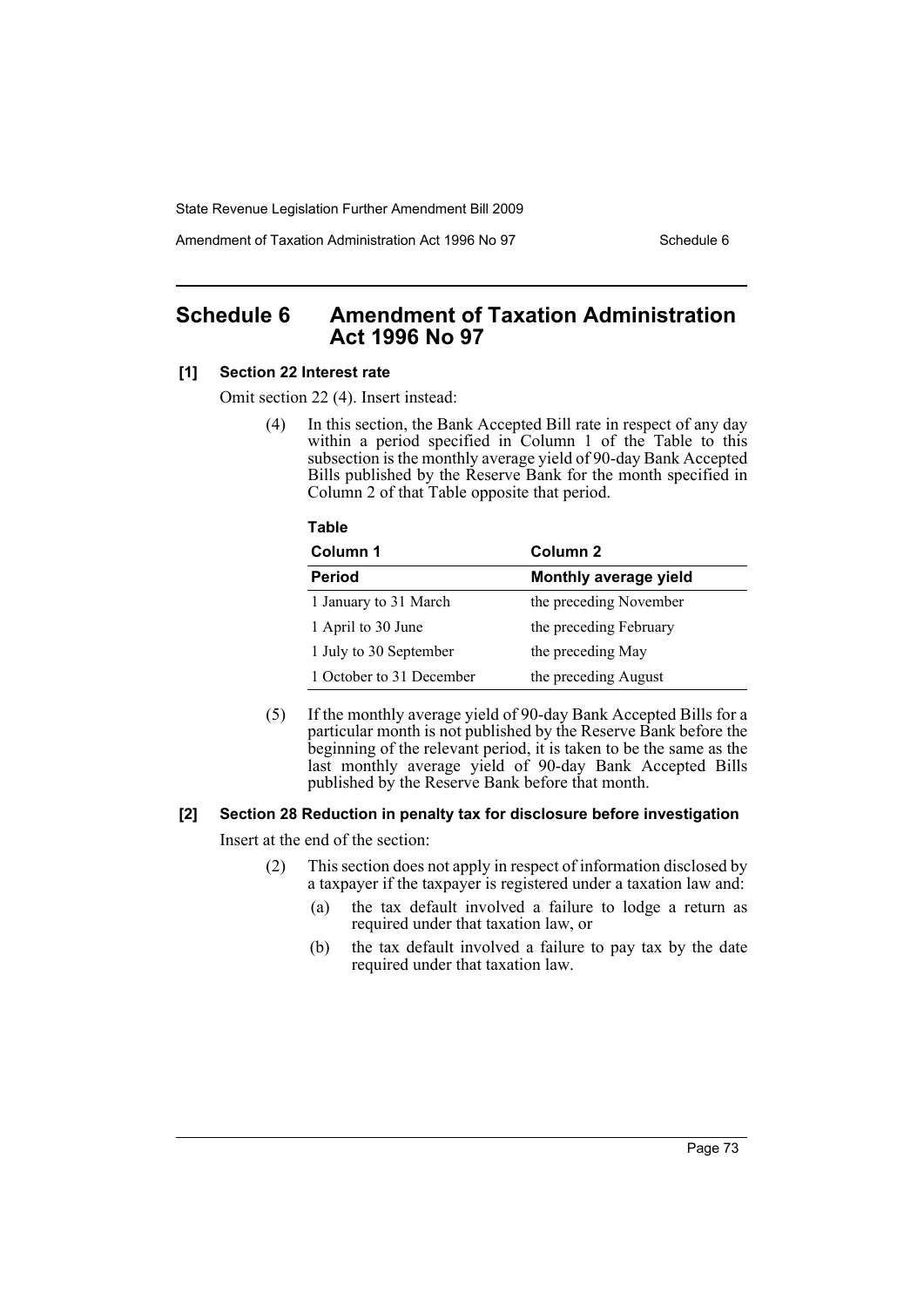## Schedule 6 Amendment of Taxation Administration Act 1996 No 97

### [1] Section 22 Interest rate

Omit section 22 (4). Insert instead:

(4) In this section, the Bank Accepted Bill rate in respect of any day within a period specified in Column 1 of the Table to this subsection is the monthly average yield of 90-day Bank Accepted Bills published by the Reserve Bank for the month specified in Column 2 of that Table opposite that period.

**Table**

| Column 1 | Column 2 |
|---|---|
| **Period** | **Monthly average yield** |
| 1 January to 31 March | the preceding November |
| 1 April to 30 June | the preceding February |
| 1 July to 30 September | the preceding May |
| 1 October to 31 December | the preceding August |

(5) If the monthly average yield of 90-day Bank Accepted Bills for a particular month is not published by the Reserve Bank before the beginning of the relevant period, it is taken to be the same as the last monthly average yield of 90-day Bank Accepted Bills published by the Reserve Bank before that month.

### [2] Section 28 Reduction in penalty tax for disclosure before investigation

Insert at the end of the section:

(2) This section does not apply in respect of information disclosed by a taxpayer if the taxpayer is registered under a taxation law and:

- (a) the tax default involved a failure to lodge a return as required under that taxation law, or
- (b) the tax default involved a failure to pay tax by the date required under that taxation law.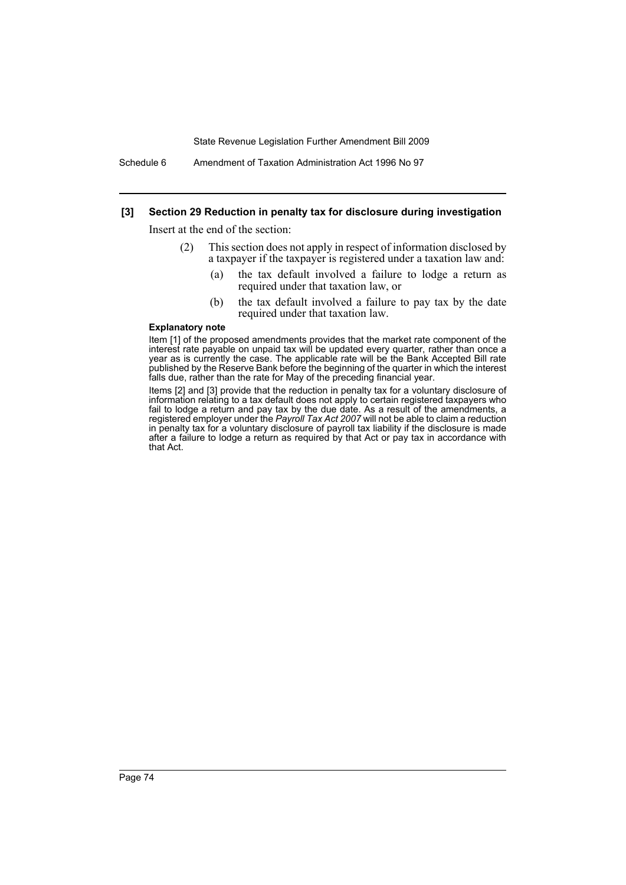### [3] Section 29 Reduction in penalty tax for disclosure during investigation

Insert at the end of the section:

(2) This section does not apply in respect of information disclosed by a taxpayer if the taxpayer is registered under a taxation law and:

(a) the tax default involved a failure to lodge a return as required under that taxation law, or

(b) the tax default involved a failure to pay tax by the date required under that taxation law.

**Explanatory note**

Item [1] of the proposed amendments provides that the market rate component of the interest rate payable on unpaid tax will be updated every quarter, rather than once a year as is currently the case. The applicable rate will be the Bank Accepted Bill rate published by the Reserve Bank before the beginning of the quarter in which the interest falls due, rather than the rate for May of the preceding financial year.

Items [2] and [3] provide that the reduction in penalty tax for a voluntary disclosure of information relating to a tax default does not apply to certain registered taxpayers who fail to lodge a return and pay tax by the due date. As a result of the amendments, a registered employer under the *Payroll Tax Act 2007* will not be able to claim a reduction in penalty tax for a voluntary disclosure of payroll tax liability if the disclosure is made after a failure to lodge a return as required by that Act or pay tax in accordance with that Act.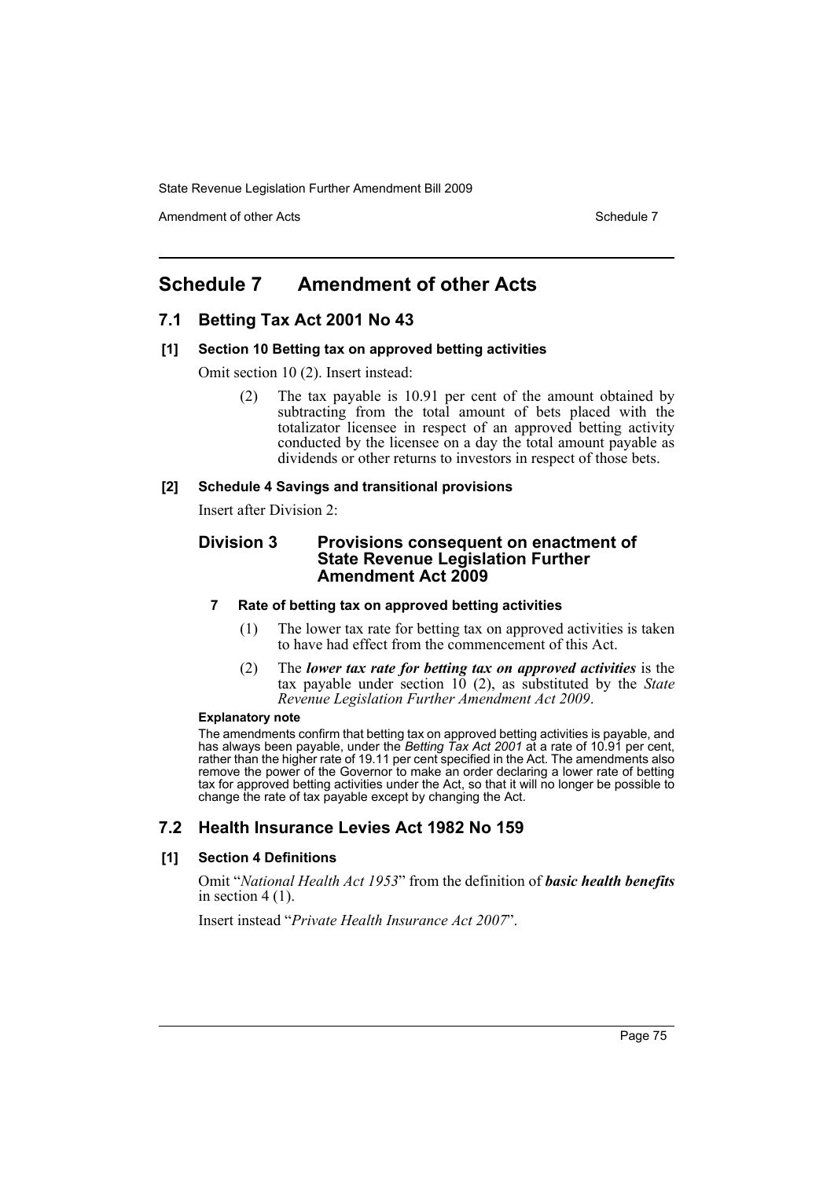# Schedule 7 Amendment of other Acts

## 7.1 Betting Tax Act 2001 No 43

### [1] Section 10 Betting tax on approved betting activities

Omit section 10 (2). Insert instead:

> (2) The tax payable is 10.91 per cent of the amount obtained by subtracting from the total amount of bets placed with the totalizator licensee in respect of an approved betting activity conducted by the licensee on a day the total amount payable as dividends or other returns to investors in respect of those bets.

### [2] Schedule 4 Savings and transitional provisions

Insert after Division 2:

### Division 3 Provisions consequent on enactment of State Revenue Legislation Further Amendment Act 2009

#### 7 Rate of betting tax on approved betting activities

(1) The lower tax rate for betting tax on approved activities is taken to have had effect from the commencement of this Act.

(2) The ***lower tax rate for betting tax on approved activities*** is the tax payable under section 10 (2), as substituted by the *State Revenue Legislation Further Amendment Act 2009*.

**Explanatory note**

The amendments confirm that betting tax on approved betting activities is payable, and has always been payable, under the *Betting Tax Act 2001* at a rate of 10.91 per cent, rather than the higher rate of 19.11 per cent specified in the Act. The amendments also remove the power of the Governor to make an order declaring a lower rate of betting tax for approved betting activities under the Act, so that it will no longer be possible to change the rate of tax payable except by changing the Act.

## 7.2 Health Insurance Levies Act 1982 No 159

### [1] Section 4 Definitions

Omit "*National Health Act 1953*" from the definition of ***basic health benefits*** in section 4 (1).

Insert instead "*Private Health Insurance Act 2007*".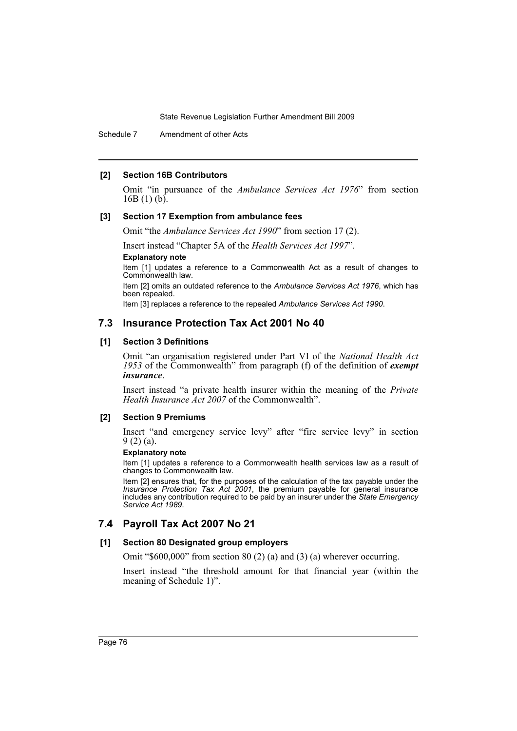### [2] Section 16B Contributors

Omit “in pursuance of the *Ambulance Services Act 1976*” from section 16B (1) (b).

### [3] Section 17 Exemption from ambulance fees

Omit “the *Ambulance Services Act 1990*” from section 17 (2).

Insert instead “Chapter 5A of the *Health Services Act 1997*”.

**Explanatory note**

Item [1] updates a reference to a Commonwealth Act as a result of changes to Commonwealth law.

Item [2] omits an outdated reference to the *Ambulance Services Act 1976*, which has been repealed.

Item [3] replaces a reference to the repealed *Ambulance Services Act 1990*.

## 7.3 Insurance Protection Tax Act 2001 No 40

### [1] Section 3 Definitions

Omit “an organisation registered under Part VI of the *National Health Act 1953* of the Commonwealth” from paragraph (f) of the definition of ***exempt insurance***.

Insert instead “a private health insurer within the meaning of the *Private Health Insurance Act 2007* of the Commonwealth”.

### [2] Section 9 Premiums

Insert “and emergency service levy” after “fire service levy” in section 9 (2) (a).

**Explanatory note**

Item [1] updates a reference to a Commonwealth health services law as a result of changes to Commonwealth law.

Item [2] ensures that, for the purposes of the calculation of the tax payable under the *Insurance Protection Tax Act 2001*, the premium payable for general insurance includes any contribution required to be paid by an insurer under the *State Emergency Service Act 1989*.

## 7.4 Payroll Tax Act 2007 No 21

### [1] Section 80 Designated group employers

Omit “$600,000” from section 80 (2) (a) and (3) (a) wherever occurring.

Insert instead “the threshold amount for that financial year (within the meaning of Schedule 1)”.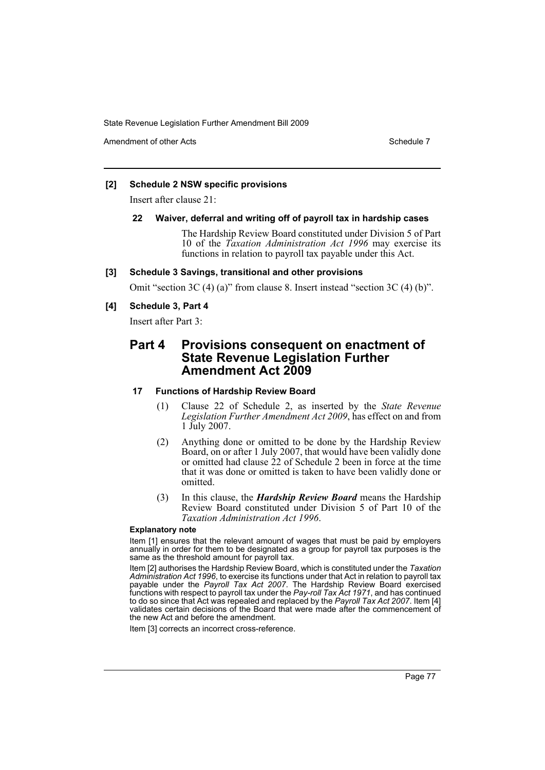**[2] Schedule 2 NSW specific provisions**

Insert after clause 21:

**22 Waiver, deferral and writing off of payroll tax in hardship cases**

The Hardship Review Board constituted under Division 5 of Part 10 of the *Taxation Administration Act 1996* may exercise its functions in relation to payroll tax payable under this Act.

**[3] Schedule 3 Savings, transitional and other provisions**

Omit "section 3C (4) (a)" from clause 8. Insert instead "section 3C (4) (b)".

**[4] Schedule 3, Part 4**

Insert after Part 3:

## Part 4 Provisions consequent on enactment of State Revenue Legislation Further Amendment Act 2009

**17 Functions of Hardship Review Board**

(1) Clause 22 of Schedule 2, as inserted by the *State Revenue Legislation Further Amendment Act 2009*, has effect on and from 1 July 2007.

(2) Anything done or omitted to be done by the Hardship Review Board, on or after 1 July 2007, that would have been validly done or omitted had clause 22 of Schedule 2 been in force at the time that it was done or omitted is taken to have been validly done or omitted.

(3) In this clause, the ***Hardship Review Board*** means the Hardship Review Board constituted under Division 5 of Part 10 of the *Taxation Administration Act 1996*.

**Explanatory note**

Item [1] ensures that the relevant amount of wages that must be paid by employers annually in order for them to be designated as a group for payroll tax purposes is the same as the threshold amount for payroll tax.

Item [2] authorises the Hardship Review Board, which is constituted under the *Taxation Administration Act 1996*, to exercise its functions under that Act in relation to payroll tax payable under the *Payroll Tax Act 2007*. The Hardship Review Board exercised functions with respect to payroll tax under the *Pay-roll Tax Act 1971*, and has continued to do so since that Act was repealed and replaced by the *Payroll Tax Act 2007*. Item [4] validates certain decisions of the Board that were made after the commencement of the new Act and before the amendment.

Item [3] corrects an incorrect cross-reference.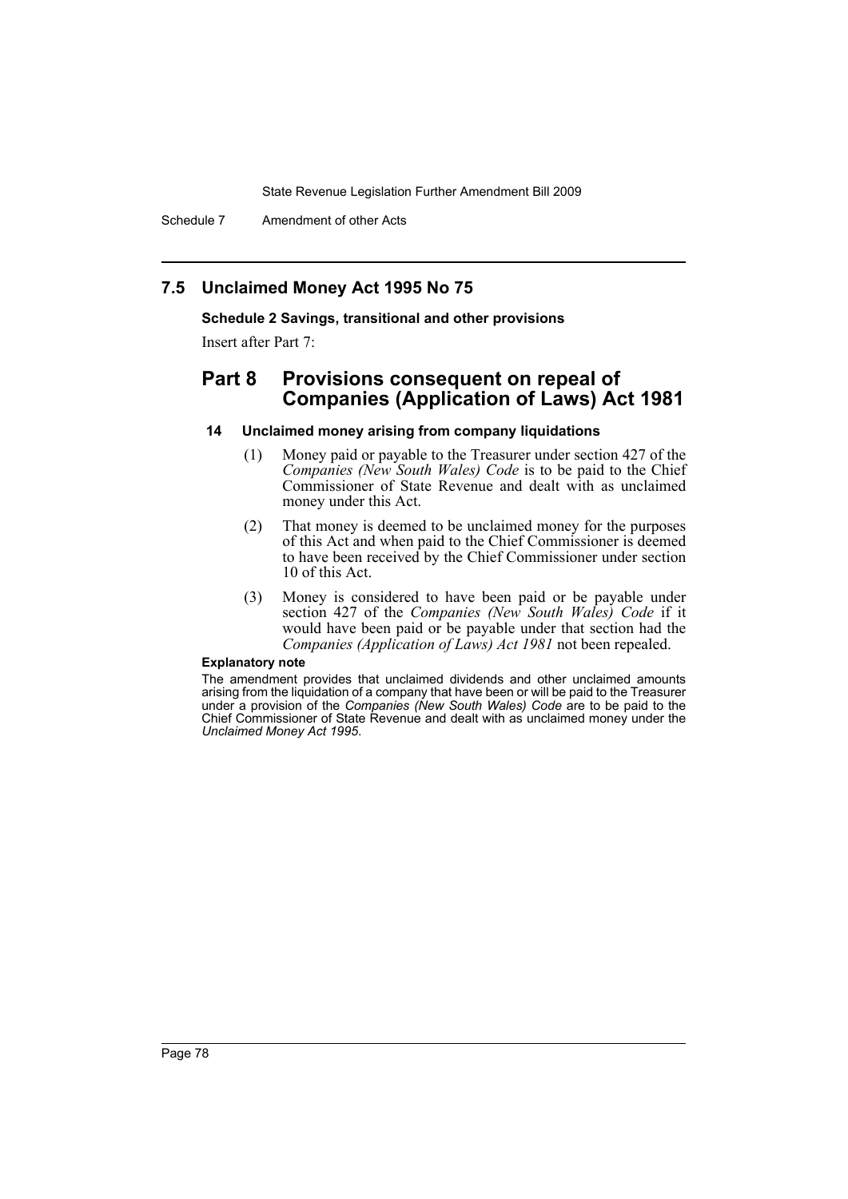## 7.5 Unclaimed Money Act 1995 No 75

**Schedule 2 Savings, transitional and other provisions**

Insert after Part 7:

# Part 8 Provisions consequent on repeal of Companies (Application of Laws) Act 1981

### 14 Unclaimed money arising from company liquidations

(1) Money paid or payable to the Treasurer under section 427 of the *Companies (New South Wales) Code* is to be paid to the Chief Commissioner of State Revenue and dealt with as unclaimed money under this Act.

(2) That money is deemed to be unclaimed money for the purposes of this Act and when paid to the Chief Commissioner is deemed to have been received by the Chief Commissioner under section 10 of this Act.

(3) Money is considered to have been paid or be payable under section 427 of the *Companies (New South Wales) Code* if it would have been paid or be payable under that section had the *Companies (Application of Laws) Act 1981* not been repealed.

**Explanatory note**

The amendment provides that unclaimed dividends and other unclaimed amounts arising from the liquidation of a company that have been or will be paid to the Treasurer under a provision of the *Companies (New South Wales) Code* are to be paid to the Chief Commissioner of State Revenue and dealt with as unclaimed money under the *Unclaimed Money Act 1995*.